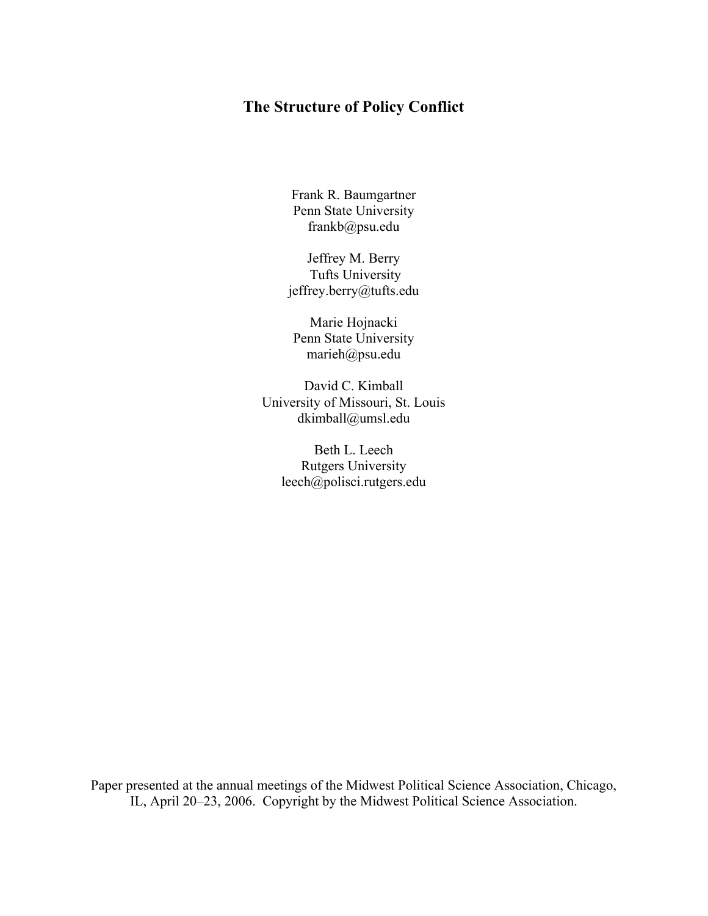# The Structure of Policy Conflict

Frank R. Baumgartner
Penn State University
frankb@psu.edu

Jeffrey M. Berry
Tufts University
jeffrey.berry@tufts.edu

Marie Hojnacki
Penn State University
marieh@psu.edu

David C. Kimball
University of Missouri, St. Louis
dkimball@umsl.edu

Beth L. Leech
Rutgers University
leech@polisci.rutgers.edu

Paper presented at the annual meetings of the Midwest Political Science Association, Chicago, IL, April 20–23, 2006. Copyright by the Midwest Political Science Association.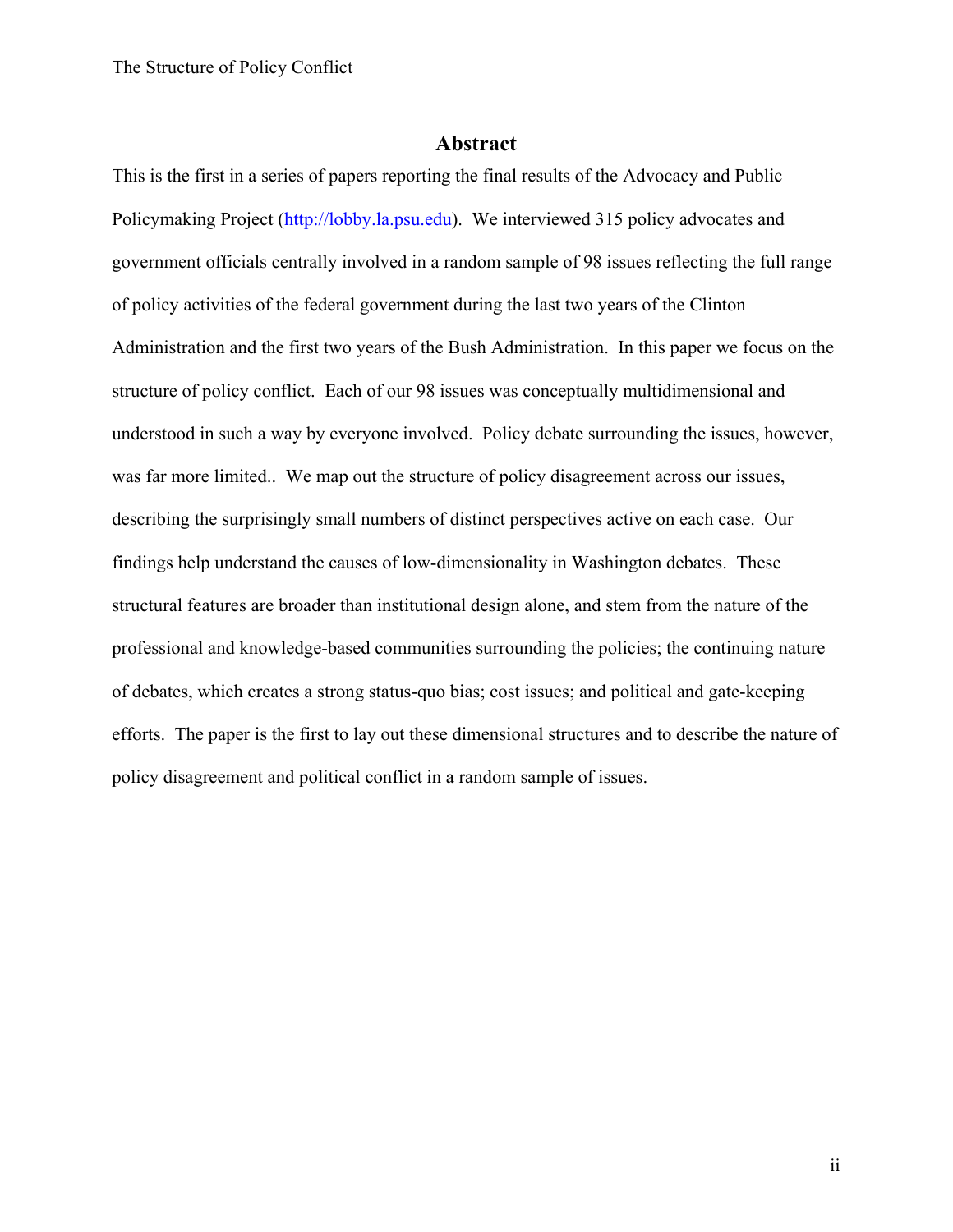## Abstract

This is the first in a series of papers reporting the final results of the Advocacy and Public Policymaking Project (http://lobby.la.psu.edu). We interviewed 315 policy advocates and government officials centrally involved in a random sample of 98 issues reflecting the full range of policy activities of the federal government during the last two years of the Clinton Administration and the first two years of the Bush Administration. In this paper we focus on the structure of policy conflict. Each of our 98 issues was conceptually multidimensional and understood in such a way by everyone involved. Policy debate surrounding the issues, however, was far more limited.. We map out the structure of policy disagreement across our issues, describing the surprisingly small numbers of distinct perspectives active on each case. Our findings help understand the causes of low-dimensionality in Washington debates. These structural features are broader than institutional design alone, and stem from the nature of the professional and knowledge-based communities surrounding the policies; the continuing nature of debates, which creates a strong status-quo bias; cost issues; and political and gate-keeping efforts. The paper is the first to lay out these dimensional structures and to describe the nature of policy disagreement and political conflict in a random sample of issues.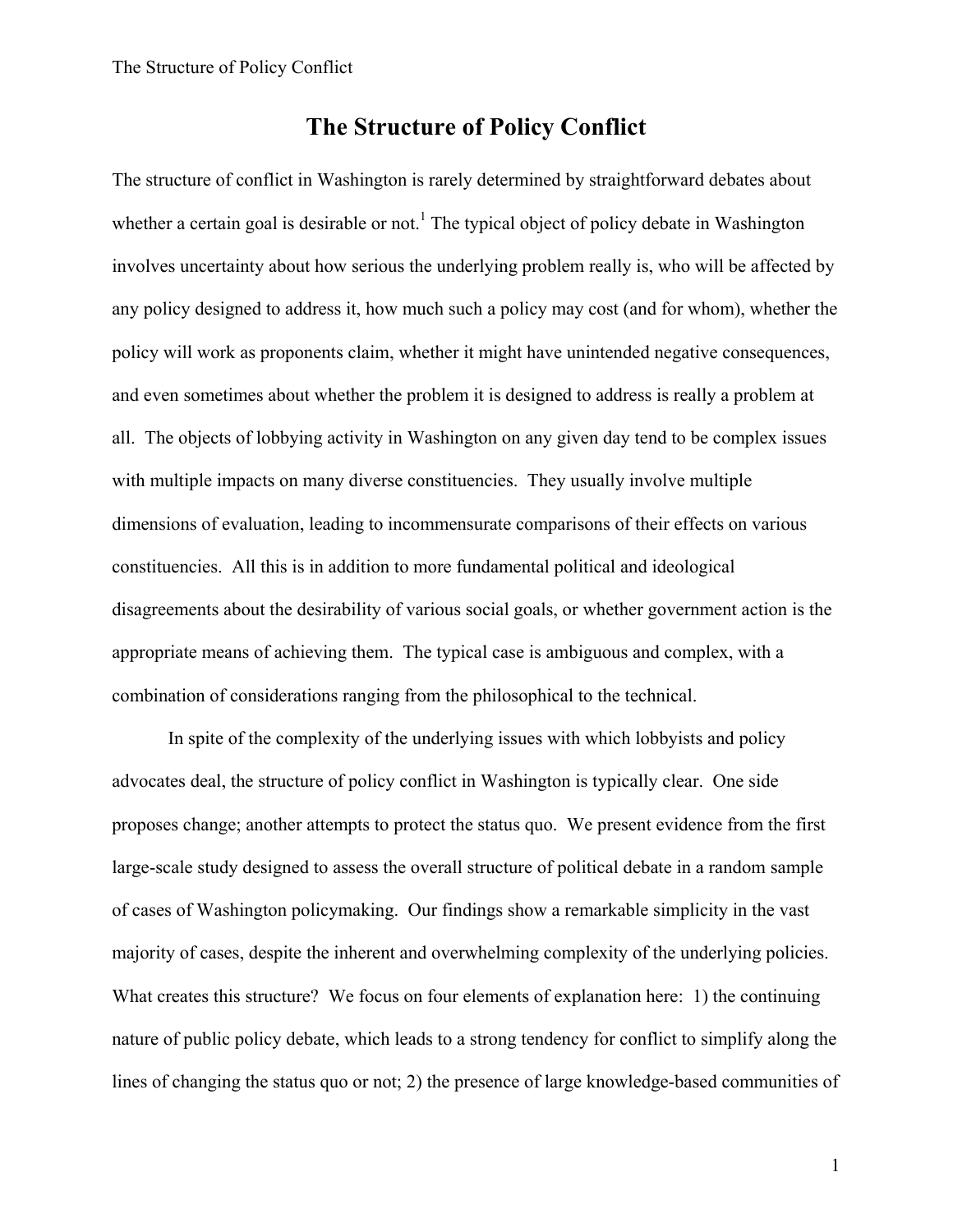# The Structure of Policy Conflict

The structure of conflict in Washington is rarely determined by straightforward debates about whether a certain goal is desirable or not.[1] The typical object of policy debate in Washington involves uncertainty about how serious the underlying problem really is, who will be affected by any policy designed to address it, how much such a policy may cost (and for whom), whether the policy will work as proponents claim, whether it might have unintended negative consequences, and even sometimes about whether the problem it is designed to address is really a problem at all. The objects of lobbying activity in Washington on any given day tend to be complex issues with multiple impacts on many diverse constituencies. They usually involve multiple dimensions of evaluation, leading to incommensurate comparisons of their effects on various constituencies. All this is in addition to more fundamental political and ideological disagreements about the desirability of various social goals, or whether government action is the appropriate means of achieving them. The typical case is ambiguous and complex, with a combination of considerations ranging from the philosophical to the technical.

In spite of the complexity of the underlying issues with which lobbyists and policy advocates deal, the structure of policy conflict in Washington is typically clear. One side proposes change; another attempts to protect the status quo. We present evidence from the first large-scale study designed to assess the overall structure of political debate in a random sample of cases of Washington policymaking. Our findings show a remarkable simplicity in the vast majority of cases, despite the inherent and overwhelming complexity of the underlying policies. What creates this structure? We focus on four elements of explanation here: 1) the continuing nature of public policy debate, which leads to a strong tendency for conflict to simplify along the lines of changing the status quo or not; 2) the presence of large knowledge-based communities of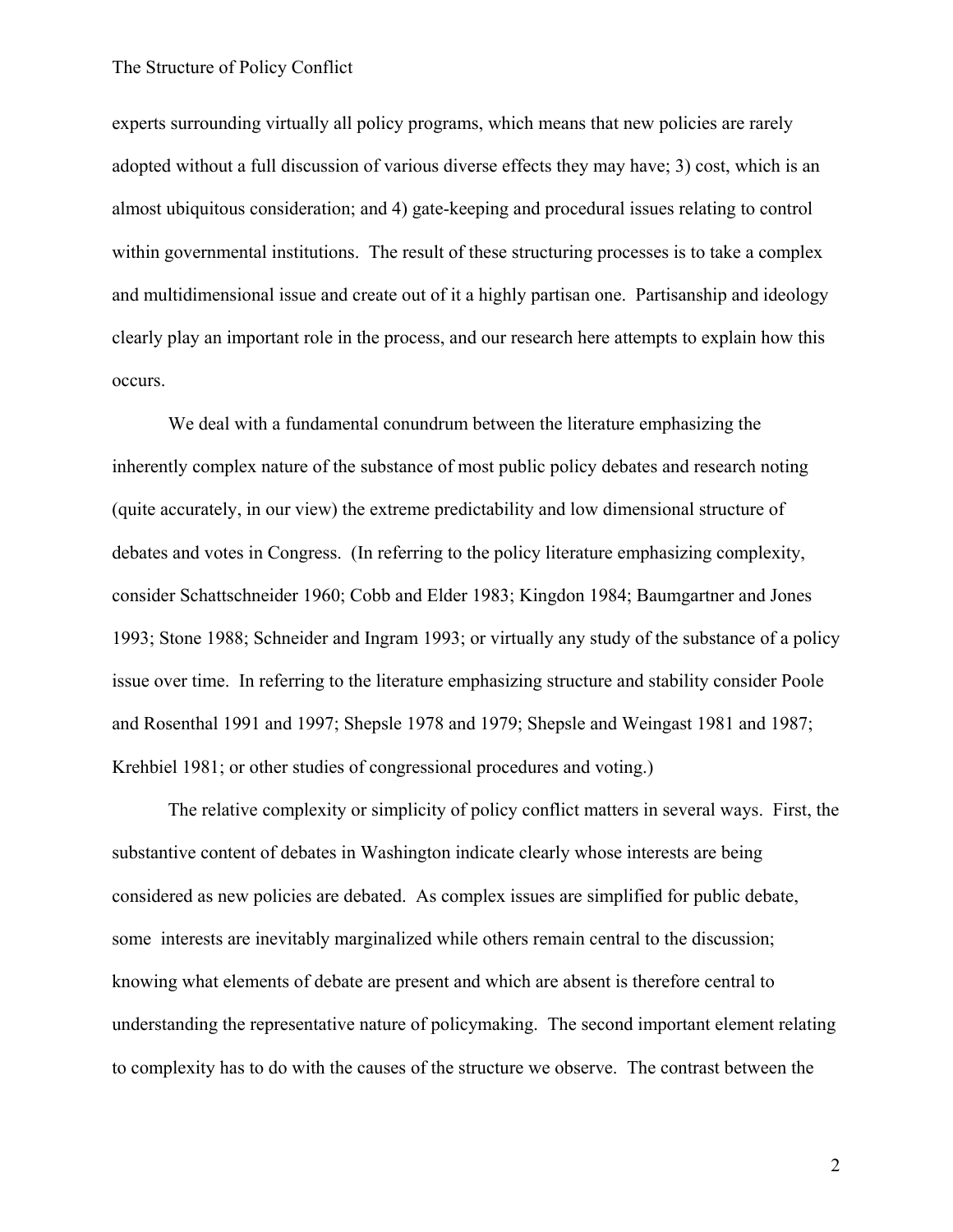experts surrounding virtually all policy programs, which means that new policies are rarely adopted without a full discussion of various diverse effects they may have; 3) cost, which is an almost ubiquitous consideration; and 4) gate-keeping and procedural issues relating to control within governmental institutions. The result of these structuring processes is to take a complex and multidimensional issue and create out of it a highly partisan one. Partisanship and ideology clearly play an important role in the process, and our research here attempts to explain how this occurs.

We deal with a fundamental conundrum between the literature emphasizing the inherently complex nature of the substance of most public policy debates and research noting (quite accurately, in our view) the extreme predictability and low dimensional structure of debates and votes in Congress. (In referring to the policy literature emphasizing complexity, consider Schattschneider 1960; Cobb and Elder 1983; Kingdon 1984; Baumgartner and Jones 1993; Stone 1988; Schneider and Ingram 1993; or virtually any study of the substance of a policy issue over time. In referring to the literature emphasizing structure and stability consider Poole and Rosenthal 1991 and 1997; Shepsle 1978 and 1979; Shepsle and Weingast 1981 and 1987; Krehbiel 1981; or other studies of congressional procedures and voting.)

The relative complexity or simplicity of policy conflict matters in several ways. First, the substantive content of debates in Washington indicate clearly whose interests are being considered as new policies are debated. As complex issues are simplified for public debate, some interests are inevitably marginalized while others remain central to the discussion; knowing what elements of debate are present and which are absent is therefore central to understanding the representative nature of policymaking. The second important element relating to complexity has to do with the causes of the structure we observe. The contrast between the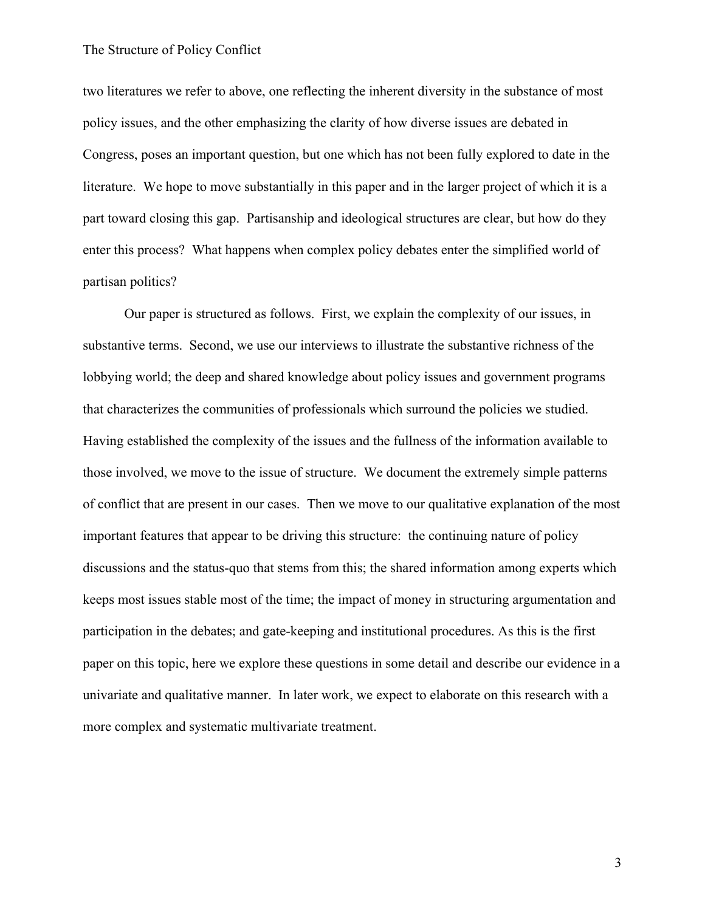two literatures we refer to above, one reflecting the inherent diversity in the substance of most policy issues, and the other emphasizing the clarity of how diverse issues are debated in Congress, poses an important question, but one which has not been fully explored to date in the literature. We hope to move substantially in this paper and in the larger project of which it is a part toward closing this gap. Partisanship and ideological structures are clear, but how do they enter this process? What happens when complex policy debates enter the simplified world of partisan politics?

Our paper is structured as follows. First, we explain the complexity of our issues, in substantive terms. Second, we use our interviews to illustrate the substantive richness of the lobbying world; the deep and shared knowledge about policy issues and government programs that characterizes the communities of professionals which surround the policies we studied. Having established the complexity of the issues and the fullness of the information available to those involved, we move to the issue of structure. We document the extremely simple patterns of conflict that are present in our cases. Then we move to our qualitative explanation of the most important features that appear to be driving this structure: the continuing nature of policy discussions and the status-quo that stems from this; the shared information among experts which keeps most issues stable most of the time; the impact of money in structuring argumentation and participation in the debates; and gate-keeping and institutional procedures. As this is the first paper on this topic, here we explore these questions in some detail and describe our evidence in a univariate and qualitative manner. In later work, we expect to elaborate on this research with a more complex and systematic multivariate treatment.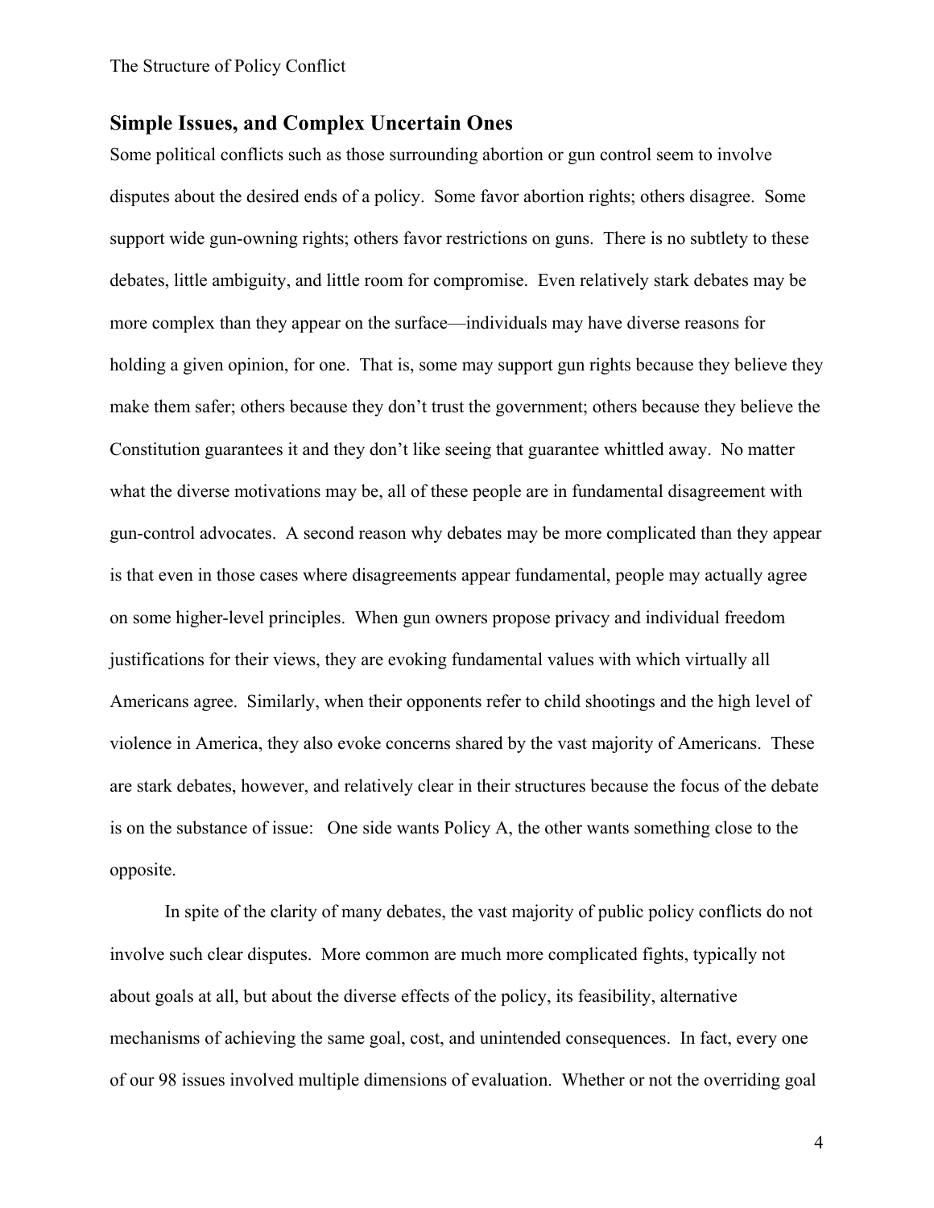## Simple Issues, and Complex Uncertain Ones

Some political conflicts such as those surrounding abortion or gun control seem to involve disputes about the desired ends of a policy. Some favor abortion rights; others disagree. Some support wide gun-owning rights; others favor restrictions on guns. There is no subtlety to these debates, little ambiguity, and little room for compromise. Even relatively stark debates may be more complex than they appear on the surface—individuals may have diverse reasons for holding a given opinion, for one. That is, some may support gun rights because they believe they make them safer; others because they don't trust the government; others because they believe the Constitution guarantees it and they don't like seeing that guarantee whittled away. No matter what the diverse motivations may be, all of these people are in fundamental disagreement with gun-control advocates. A second reason why debates may be more complicated than they appear is that even in those cases where disagreements appear fundamental, people may actually agree on some higher-level principles. When gun owners propose privacy and individual freedom justifications for their views, they are evoking fundamental values with which virtually all Americans agree. Similarly, when their opponents refer to child shootings and the high level of violence in America, they also evoke concerns shared by the vast majority of Americans. These are stark debates, however, and relatively clear in their structures because the focus of the debate is on the substance of issue: One side wants Policy A, the other wants something close to the opposite.

In spite of the clarity of many debates, the vast majority of public policy conflicts do not involve such clear disputes. More common are much more complicated fights, typically not about goals at all, but about the diverse effects of the policy, its feasibility, alternative mechanisms of achieving the same goal, cost, and unintended consequences. In fact, every one of our 98 issues involved multiple dimensions of evaluation. Whether or not the overriding goal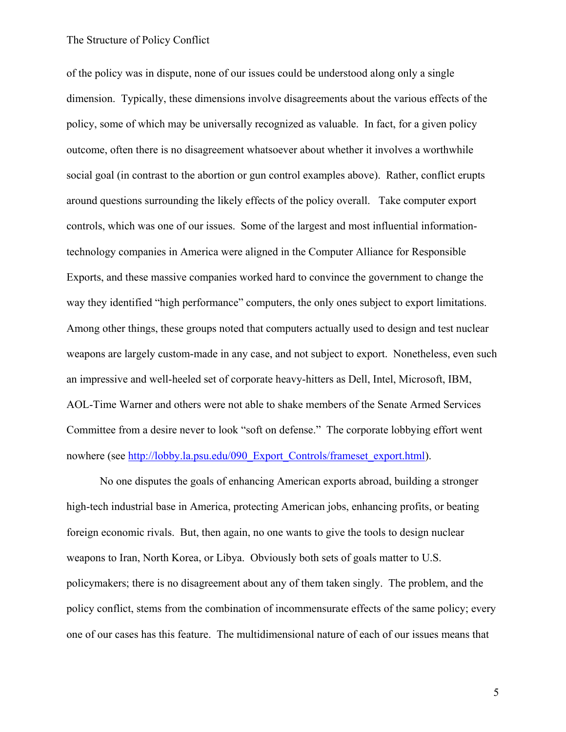of the policy was in dispute, none of our issues could be understood along only a single dimension. Typically, these dimensions involve disagreements about the various effects of the policy, some of which may be universally recognized as valuable. In fact, for a given policy outcome, often there is no disagreement whatsoever about whether it involves a worthwhile social goal (in contrast to the abortion or gun control examples above). Rather, conflict erupts around questions surrounding the likely effects of the policy overall. Take computer export controls, which was one of our issues. Some of the largest and most influential information-technology companies in America were aligned in the Computer Alliance for Responsible Exports, and these massive companies worked hard to convince the government to change the way they identified "high performance" computers, the only ones subject to export limitations. Among other things, these groups noted that computers actually used to design and test nuclear weapons are largely custom-made in any case, and not subject to export. Nonetheless, even such an impressive and well-heeled set of corporate heavy-hitters as Dell, Intel, Microsoft, IBM, AOL-Time Warner and others were not able to shake members of the Senate Armed Services Committee from a desire never to look "soft on defense." The corporate lobbying effort went nowhere (see http://lobby.la.psu.edu/090_Export_Controls/frameset_export.html).

No one disputes the goals of enhancing American exports abroad, building a stronger high-tech industrial base in America, protecting American jobs, enhancing profits, or beating foreign economic rivals. But, then again, no one wants to give the tools to design nuclear weapons to Iran, North Korea, or Libya. Obviously both sets of goals matter to U.S. policymakers; there is no disagreement about any of them taken singly. The problem, and the policy conflict, stems from the combination of incommensurate effects of the same policy; every one of our cases has this feature. The multidimensional nature of each of our issues means that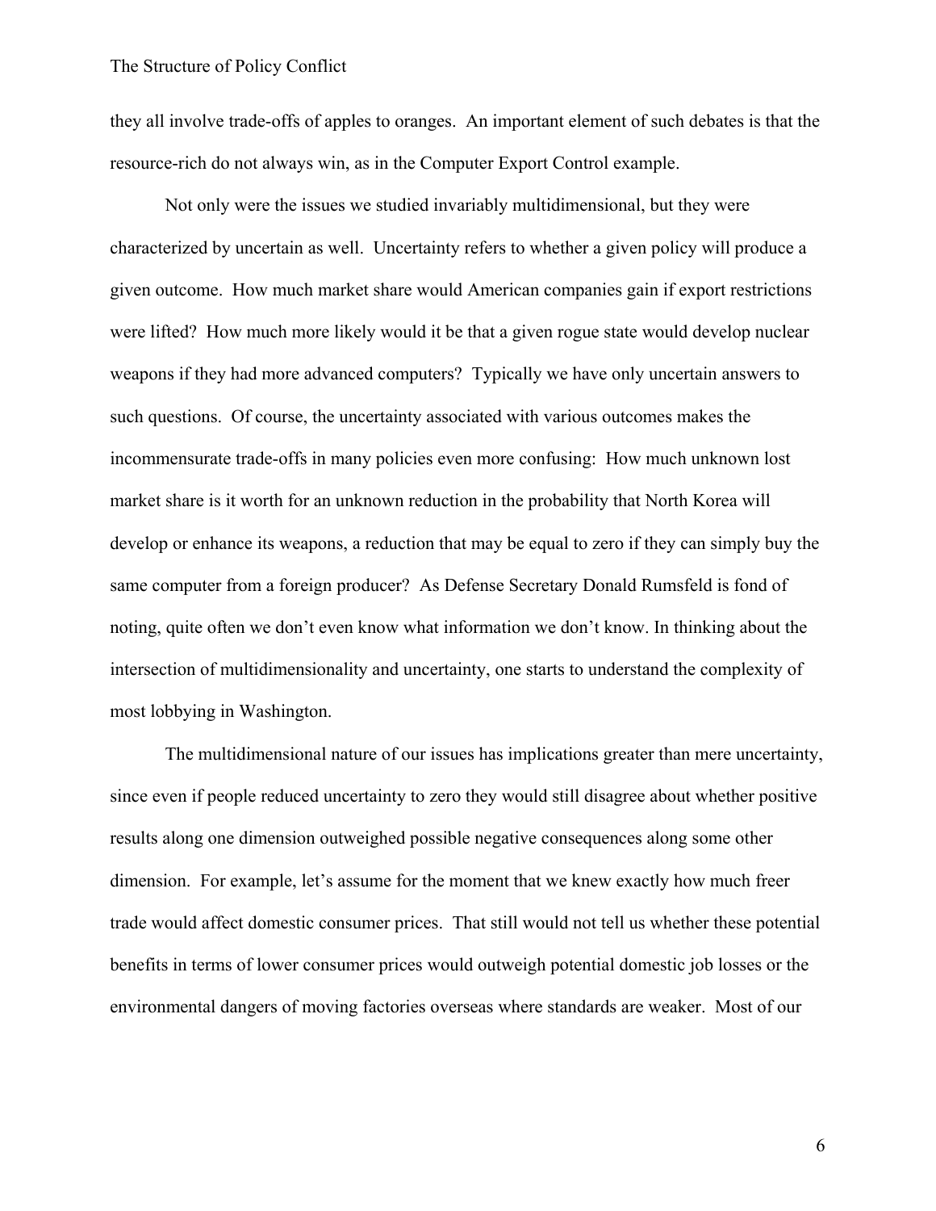they all involve trade-offs of apples to oranges. An important element of such debates is that the resource-rich do not always win, as in the Computer Export Control example.

Not only were the issues we studied invariably multidimensional, but they were characterized by uncertain as well. Uncertainty refers to whether a given policy will produce a given outcome. How much market share would American companies gain if export restrictions were lifted? How much more likely would it be that a given rogue state would develop nuclear weapons if they had more advanced computers? Typically we have only uncertain answers to such questions. Of course, the uncertainty associated with various outcomes makes the incommensurate trade-offs in many policies even more confusing: How much unknown lost market share is it worth for an unknown reduction in the probability that North Korea will develop or enhance its weapons, a reduction that may be equal to zero if they can simply buy the same computer from a foreign producer? As Defense Secretary Donald Rumsfeld is fond of noting, quite often we don't even know what information we don't know. In thinking about the intersection of multidimensionality and uncertainty, one starts to understand the complexity of most lobbying in Washington.

The multidimensional nature of our issues has implications greater than mere uncertainty, since even if people reduced uncertainty to zero they would still disagree about whether positive results along one dimension outweighed possible negative consequences along some other dimension. For example, let's assume for the moment that we knew exactly how much freer trade would affect domestic consumer prices. That still would not tell us whether these potential benefits in terms of lower consumer prices would outweigh potential domestic job losses or the environmental dangers of moving factories overseas where standards are weaker. Most of our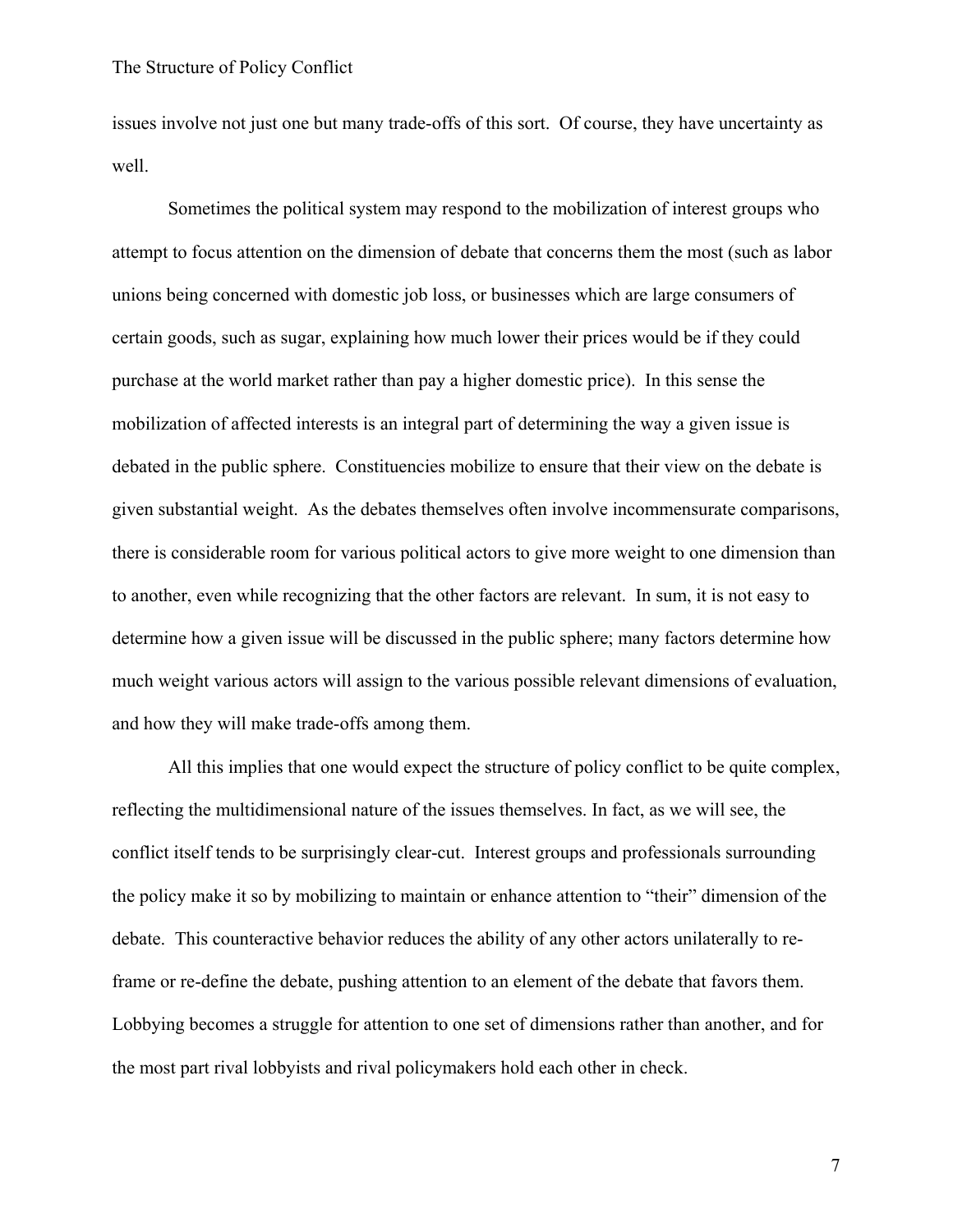issues involve not just one but many trade-offs of this sort. Of course, they have uncertainty as well.

Sometimes the political system may respond to the mobilization of interest groups who attempt to focus attention on the dimension of debate that concerns them the most (such as labor unions being concerned with domestic job loss, or businesses which are large consumers of certain goods, such as sugar, explaining how much lower their prices would be if they could purchase at the world market rather than pay a higher domestic price). In this sense the mobilization of affected interests is an integral part of determining the way a given issue is debated in the public sphere. Constituencies mobilize to ensure that their view on the debate is given substantial weight. As the debates themselves often involve incommensurate comparisons, there is considerable room for various political actors to give more weight to one dimension than to another, even while recognizing that the other factors are relevant. In sum, it is not easy to determine how a given issue will be discussed in the public sphere; many factors determine how much weight various actors will assign to the various possible relevant dimensions of evaluation, and how they will make trade-offs among them.

All this implies that one would expect the structure of policy conflict to be quite complex, reflecting the multidimensional nature of the issues themselves. In fact, as we will see, the conflict itself tends to be surprisingly clear-cut. Interest groups and professionals surrounding the policy make it so by mobilizing to maintain or enhance attention to "their" dimension of the debate. This counteractive behavior reduces the ability of any other actors unilaterally to re-frame or re-define the debate, pushing attention to an element of the debate that favors them. Lobbying becomes a struggle for attention to one set of dimensions rather than another, and for the most part rival lobbyists and rival policymakers hold each other in check.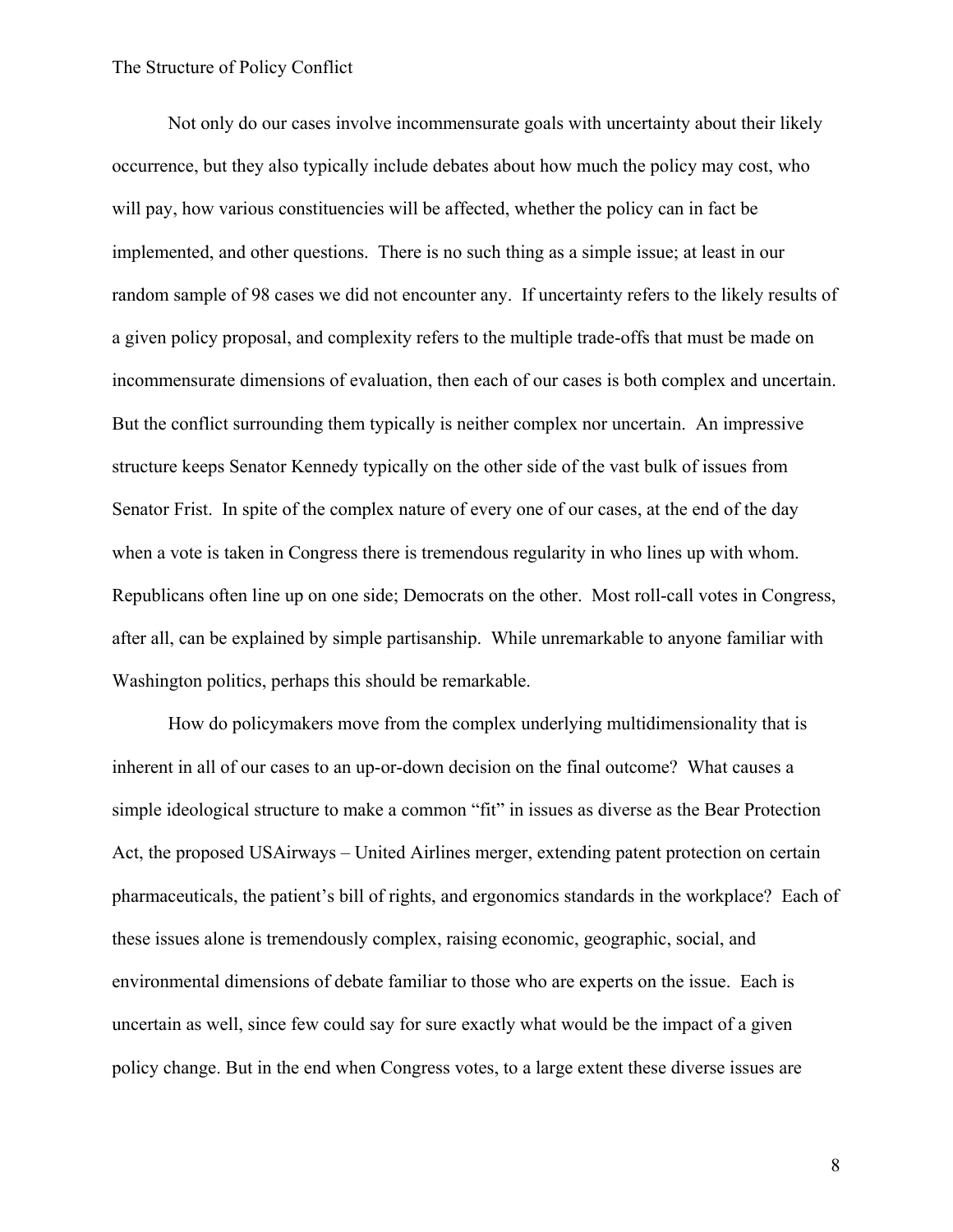Not only do our cases involve incommensurate goals with uncertainty about their likely occurrence, but they also typically include debates about how much the policy may cost, who will pay, how various constituencies will be affected, whether the policy can in fact be implemented, and other questions. There is no such thing as a simple issue; at least in our random sample of 98 cases we did not encounter any. If uncertainty refers to the likely results of a given policy proposal, and complexity refers to the multiple trade-offs that must be made on incommensurate dimensions of evaluation, then each of our cases is both complex and uncertain. But the conflict surrounding them typically is neither complex nor uncertain. An impressive structure keeps Senator Kennedy typically on the other side of the vast bulk of issues from Senator Frist. In spite of the complex nature of every one of our cases, at the end of the day when a vote is taken in Congress there is tremendous regularity in who lines up with whom. Republicans often line up on one side; Democrats on the other. Most roll-call votes in Congress, after all, can be explained by simple partisanship. While unremarkable to anyone familiar with Washington politics, perhaps this should be remarkable.

How do policymakers move from the complex underlying multidimensionality that is inherent in all of our cases to an up-or-down decision on the final outcome? What causes a simple ideological structure to make a common "fit" in issues as diverse as the Bear Protection Act, the proposed USAirways – United Airlines merger, extending patent protection on certain pharmaceuticals, the patient's bill of rights, and ergonomics standards in the workplace? Each of these issues alone is tremendously complex, raising economic, geographic, social, and environmental dimensions of debate familiar to those who are experts on the issue. Each is uncertain as well, since few could say for sure exactly what would be the impact of a given policy change. But in the end when Congress votes, to a large extent these diverse issues are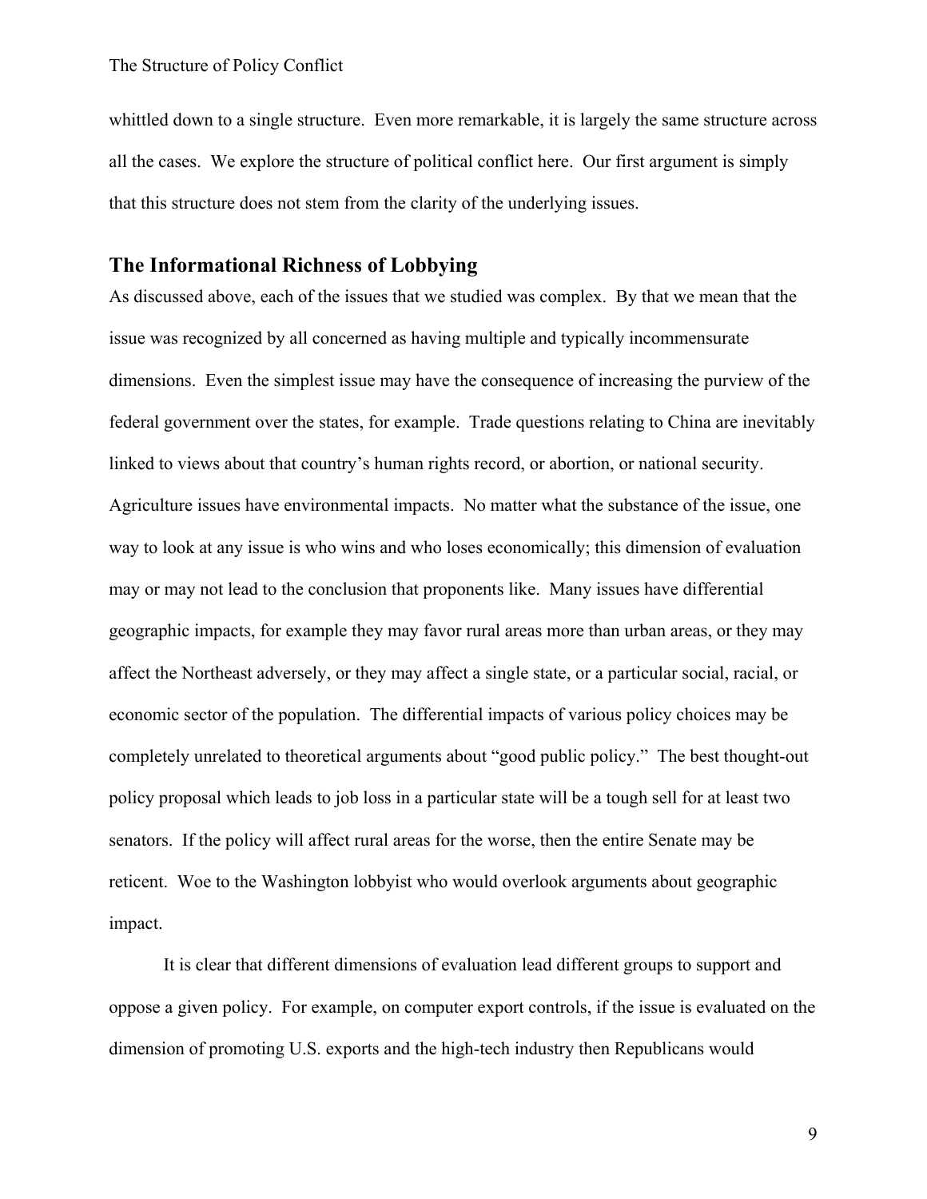whittled down to a single structure. Even more remarkable, it is largely the same structure across all the cases. We explore the structure of political conflict here. Our first argument is simply that this structure does not stem from the clarity of the underlying issues.

## The Informational Richness of Lobbying

As discussed above, each of the issues that we studied was complex. By that we mean that the issue was recognized by all concerned as having multiple and typically incommensurate dimensions. Even the simplest issue may have the consequence of increasing the purview of the federal government over the states, for example. Trade questions relating to China are inevitably linked to views about that country's human rights record, or abortion, or national security. Agriculture issues have environmental impacts. No matter what the substance of the issue, one way to look at any issue is who wins and who loses economically; this dimension of evaluation may or may not lead to the conclusion that proponents like. Many issues have differential geographic impacts, for example they may favor rural areas more than urban areas, or they may affect the Northeast adversely, or they may affect a single state, or a particular social, racial, or economic sector of the population. The differential impacts of various policy choices may be completely unrelated to theoretical arguments about "good public policy." The best thought-out policy proposal which leads to job loss in a particular state will be a tough sell for at least two senators. If the policy will affect rural areas for the worse, then the entire Senate may be reticent. Woe to the Washington lobbyist who would overlook arguments about geographic impact.

It is clear that different dimensions of evaluation lead different groups to support and oppose a given policy. For example, on computer export controls, if the issue is evaluated on the dimension of promoting U.S. exports and the high-tech industry then Republicans would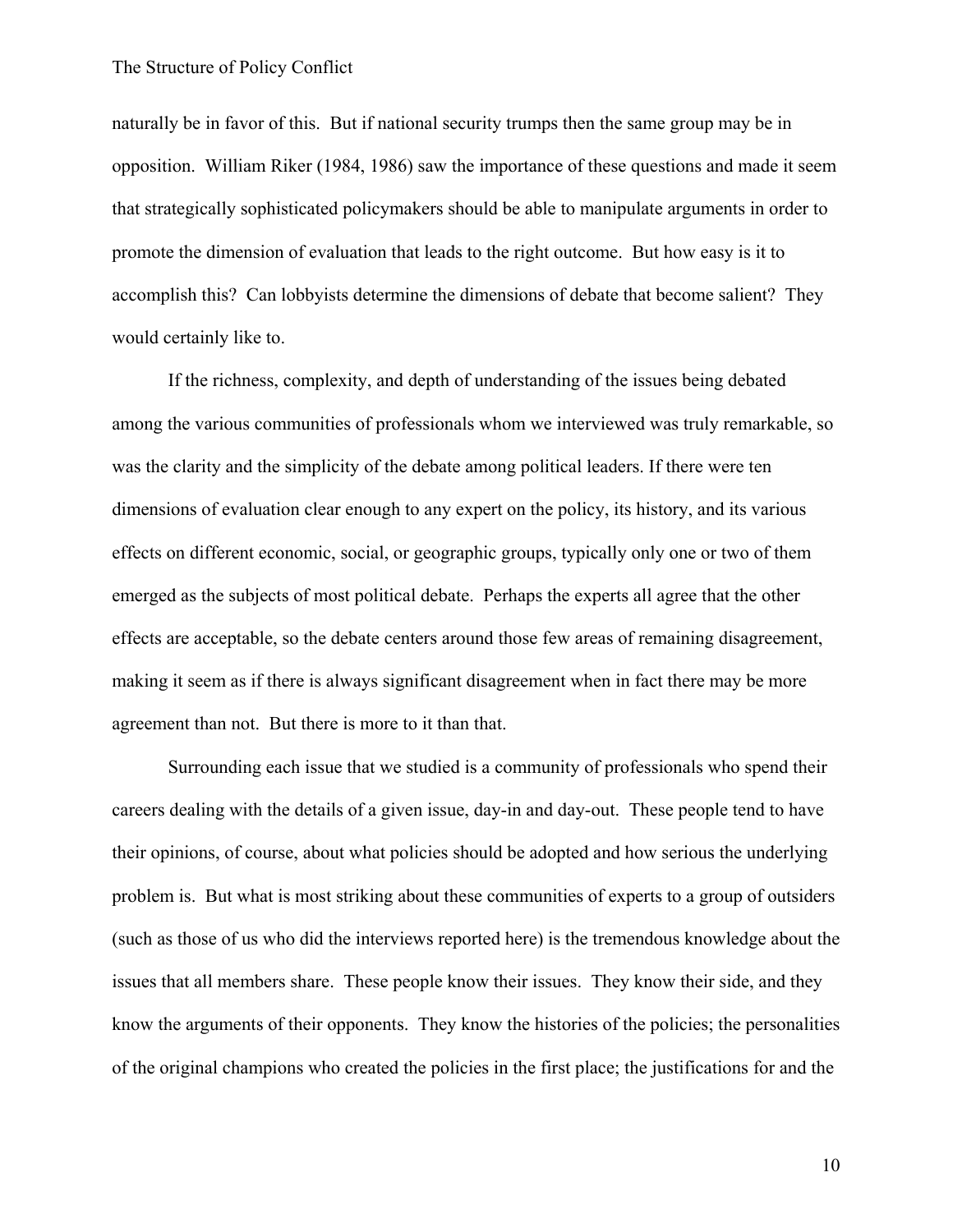naturally be in favor of this. But if national security trumps then the same group may be in opposition. William Riker (1984, 1986) saw the importance of these questions and made it seem that strategically sophisticated policymakers should be able to manipulate arguments in order to promote the dimension of evaluation that leads to the right outcome. But how easy is it to accomplish this? Can lobbyists determine the dimensions of debate that become salient? They would certainly like to.

If the richness, complexity, and depth of understanding of the issues being debated among the various communities of professionals whom we interviewed was truly remarkable, so was the clarity and the simplicity of the debate among political leaders. If there were ten dimensions of evaluation clear enough to any expert on the policy, its history, and its various effects on different economic, social, or geographic groups, typically only one or two of them emerged as the subjects of most political debate. Perhaps the experts all agree that the other effects are acceptable, so the debate centers around those few areas of remaining disagreement, making it seem as if there is always significant disagreement when in fact there may be more agreement than not. But there is more to it than that.

Surrounding each issue that we studied is a community of professionals who spend their careers dealing with the details of a given issue, day-in and day-out. These people tend to have their opinions, of course, about what policies should be adopted and how serious the underlying problem is. But what is most striking about these communities of experts to a group of outsiders (such as those of us who did the interviews reported here) is the tremendous knowledge about the issues that all members share. These people know their issues. They know their side, and they know the arguments of their opponents. They know the histories of the policies; the personalities of the original champions who created the policies in the first place; the justifications for and the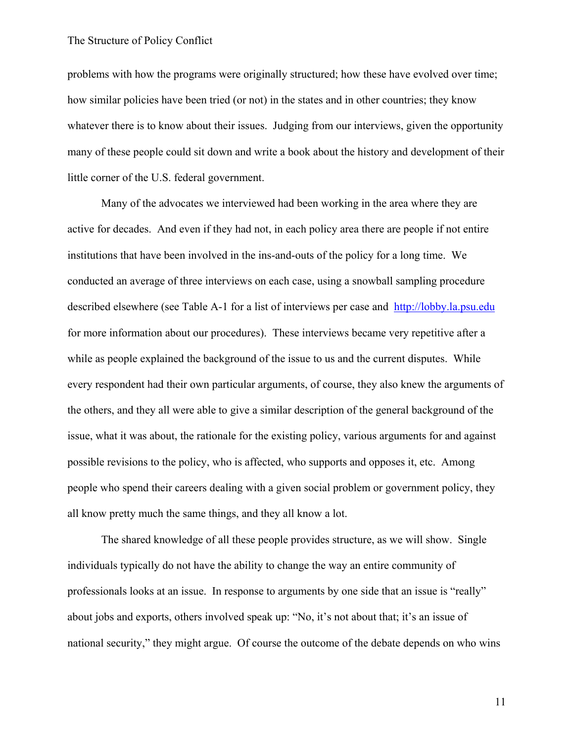problems with how the programs were originally structured; how these have evolved over time; how similar policies have been tried (or not) in the states and in other countries; they know whatever there is to know about their issues. Judging from our interviews, given the opportunity many of these people could sit down and write a book about the history and development of their little corner of the U.S. federal government.

Many of the advocates we interviewed had been working in the area where they are active for decades. And even if they had not, in each policy area there are people if not entire institutions that have been involved in the ins-and-outs of the policy for a long time. We conducted an average of three interviews on each case, using a snowball sampling procedure described elsewhere (see Table A-1 for a list of interviews per case and [http://lobby.la.psu.edu](http://lobby.la.psu.edu) for more information about our procedures). These interviews became very repetitive after a while as people explained the background of the issue to us and the current disputes. While every respondent had their own particular arguments, of course, they also knew the arguments of the others, and they all were able to give a similar description of the general background of the issue, what it was about, the rationale for the existing policy, various arguments for and against possible revisions to the policy, who is affected, who supports and opposes it, etc. Among people who spend their careers dealing with a given social problem or government policy, they all know pretty much the same things, and they all know a lot.

The shared knowledge of all these people provides structure, as we will show. Single individuals typically do not have the ability to change the way an entire community of professionals looks at an issue. In response to arguments by one side that an issue is "really" about jobs and exports, others involved speak up: "No, it's not about that; it's an issue of national security," they might argue. Of course the outcome of the debate depends on who wins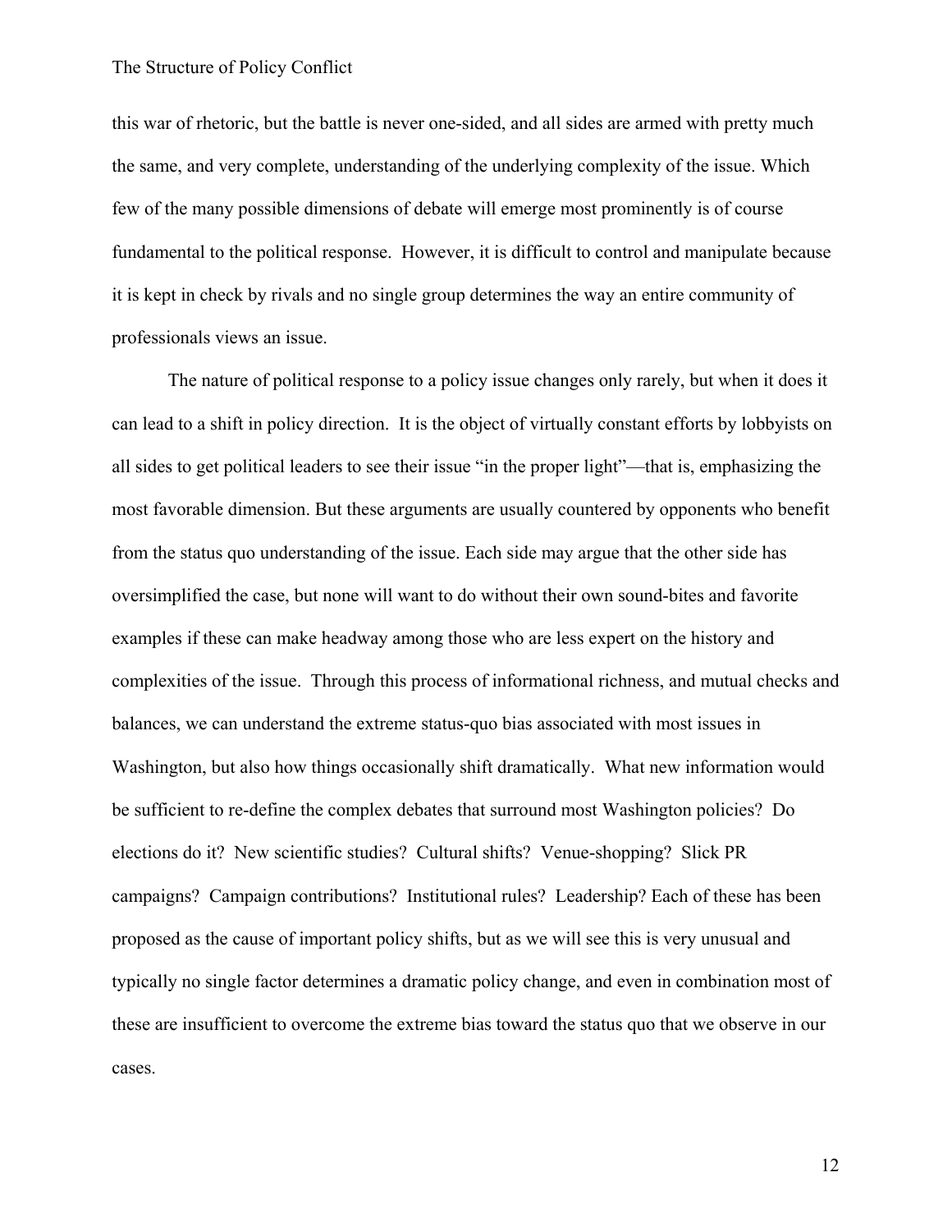this war of rhetoric, but the battle is never one-sided, and all sides are armed with pretty much the same, and very complete, understanding of the underlying complexity of the issue. Which few of the many possible dimensions of debate will emerge most prominently is of course fundamental to the political response. However, it is difficult to control and manipulate because it is kept in check by rivals and no single group determines the way an entire community of professionals views an issue.

The nature of political response to a policy issue changes only rarely, but when it does it can lead to a shift in policy direction. It is the object of virtually constant efforts by lobbyists on all sides to get political leaders to see their issue "in the proper light"—that is, emphasizing the most favorable dimension. But these arguments are usually countered by opponents who benefit from the status quo understanding of the issue. Each side may argue that the other side has oversimplified the case, but none will want to do without their own sound-bites and favorite examples if these can make headway among those who are less expert on the history and complexities of the issue. Through this process of informational richness, and mutual checks and balances, we can understand the extreme status-quo bias associated with most issues in Washington, but also how things occasionally shift dramatically. What new information would be sufficient to re-define the complex debates that surround most Washington policies? Do elections do it? New scientific studies? Cultural shifts? Venue-shopping? Slick PR campaigns? Campaign contributions? Institutional rules? Leadership? Each of these has been proposed as the cause of important policy shifts, but as we will see this is very unusual and typically no single factor determines a dramatic policy change, and even in combination most of these are insufficient to overcome the extreme bias toward the status quo that we observe in our cases.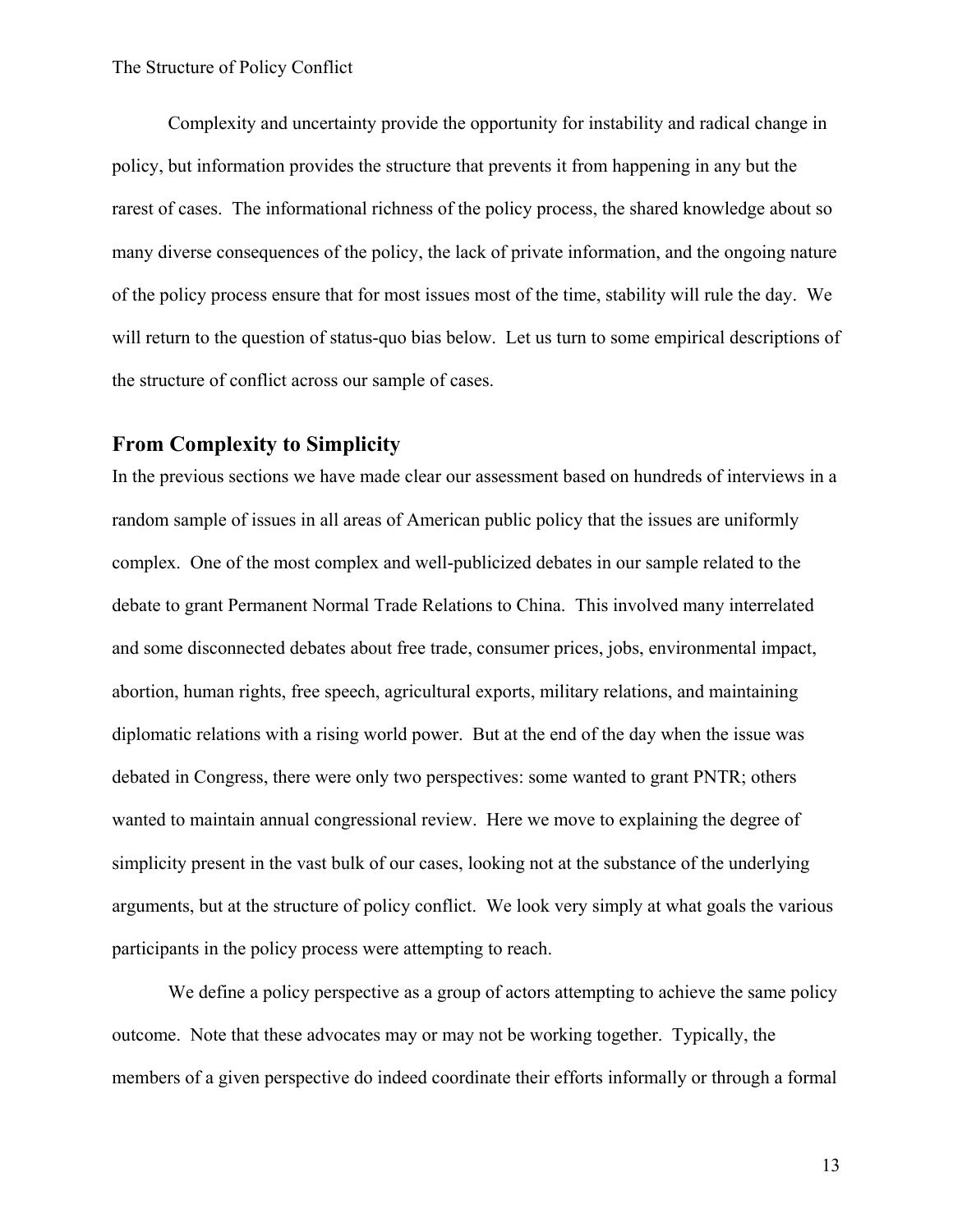Complexity and uncertainty provide the opportunity for instability and radical change in policy, but information provides the structure that prevents it from happening in any but the rarest of cases. The informational richness of the policy process, the shared knowledge about so many diverse consequences of the policy, the lack of private information, and the ongoing nature of the policy process ensure that for most issues most of the time, stability will rule the day. We will return to the question of status-quo bias below. Let us turn to some empirical descriptions of the structure of conflict across our sample of cases.

## From Complexity to Simplicity

In the previous sections we have made clear our assessment based on hundreds of interviews in a random sample of issues in all areas of American public policy that the issues are uniformly complex. One of the most complex and well-publicized debates in our sample related to the debate to grant Permanent Normal Trade Relations to China. This involved many interrelated and some disconnected debates about free trade, consumer prices, jobs, environmental impact, abortion, human rights, free speech, agricultural exports, military relations, and maintaining diplomatic relations with a rising world power. But at the end of the day when the issue was debated in Congress, there were only two perspectives: some wanted to grant PNTR; others wanted to maintain annual congressional review. Here we move to explaining the degree of simplicity present in the vast bulk of our cases, looking not at the substance of the underlying arguments, but at the structure of policy conflict. We look very simply at what goals the various participants in the policy process were attempting to reach.

We define a policy perspective as a group of actors attempting to achieve the same policy outcome. Note that these advocates may or may not be working together. Typically, the members of a given perspective do indeed coordinate their efforts informally or through a formal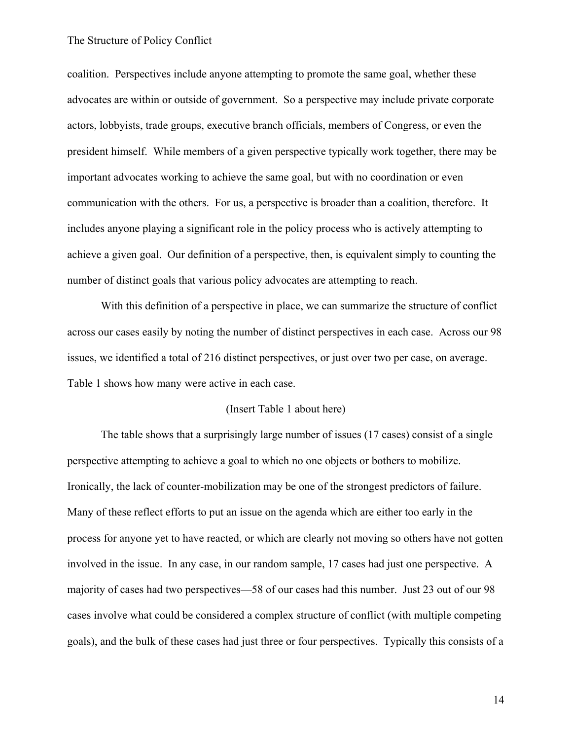coalition. Perspectives include anyone attempting to promote the same goal, whether these advocates are within or outside of government. So a perspective may include private corporate actors, lobbyists, trade groups, executive branch officials, members of Congress, or even the president himself. While members of a given perspective typically work together, there may be important advocates working to achieve the same goal, but with no coordination or even communication with the others. For us, a perspective is broader than a coalition, therefore. It includes anyone playing a significant role in the policy process who is actively attempting to achieve a given goal. Our definition of a perspective, then, is equivalent simply to counting the number of distinct goals that various policy advocates are attempting to reach.

With this definition of a perspective in place, we can summarize the structure of conflict across our cases easily by noting the number of distinct perspectives in each case. Across our 98 issues, we identified a total of 216 distinct perspectives, or just over two per case, on average. Table 1 shows how many were active in each case.

(Insert Table 1 about here)

The table shows that a surprisingly large number of issues (17 cases) consist of a single perspective attempting to achieve a goal to which no one objects or bothers to mobilize. Ironically, the lack of counter-mobilization may be one of the strongest predictors of failure. Many of these reflect efforts to put an issue on the agenda which are either too early in the process for anyone yet to have reacted, or which are clearly not moving so others have not gotten involved in the issue. In any case, in our random sample, 17 cases had just one perspective. A majority of cases had two perspectives—58 of our cases had this number. Just 23 out of our 98 cases involve what could be considered a complex structure of conflict (with multiple competing goals), and the bulk of these cases had just three or four perspectives. Typically this consists of a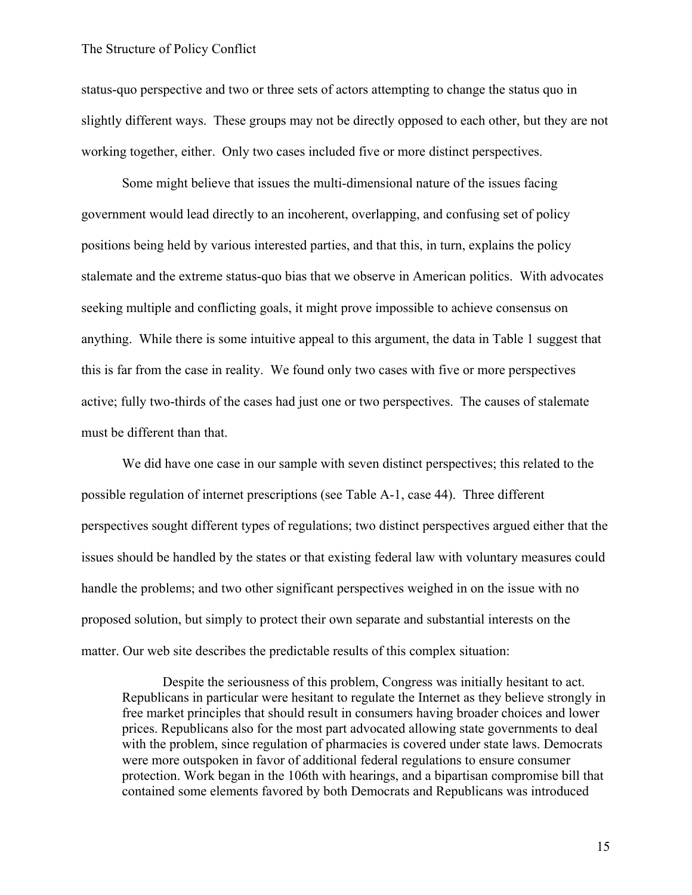status-quo perspective and two or three sets of actors attempting to change the status quo in slightly different ways. These groups may not be directly opposed to each other, but they are not working together, either. Only two cases included five or more distinct perspectives.

Some might believe that issues the multi-dimensional nature of the issues facing government would lead directly to an incoherent, overlapping, and confusing set of policy positions being held by various interested parties, and that this, in turn, explains the policy stalemate and the extreme status-quo bias that we observe in American politics. With advocates seeking multiple and conflicting goals, it might prove impossible to achieve consensus on anything. While there is some intuitive appeal to this argument, the data in Table 1 suggest that this is far from the case in reality. We found only two cases with five or more perspectives active; fully two-thirds of the cases had just one or two perspectives. The causes of stalemate must be different than that.

We did have one case in our sample with seven distinct perspectives; this related to the possible regulation of internet prescriptions (see Table A-1, case 44). Three different perspectives sought different types of regulations; two distinct perspectives argued either that the issues should be handled by the states or that existing federal law with voluntary measures could handle the problems; and two other significant perspectives weighed in on the issue with no proposed solution, but simply to protect their own separate and substantial interests on the matter. Our web site describes the predictable results of this complex situation:

> Despite the seriousness of this problem, Congress was initially hesitant to act. Republicans in particular were hesitant to regulate the Internet as they believe strongly in free market principles that should result in consumers having broader choices and lower prices. Republicans also for the most part advocated allowing state governments to deal with the problem, since regulation of pharmacies is covered under state laws. Democrats were more outspoken in favor of additional federal regulations to ensure consumer protection. Work began in the 106th with hearings, and a bipartisan compromise bill that contained some elements favored by both Democrats and Republicans was introduced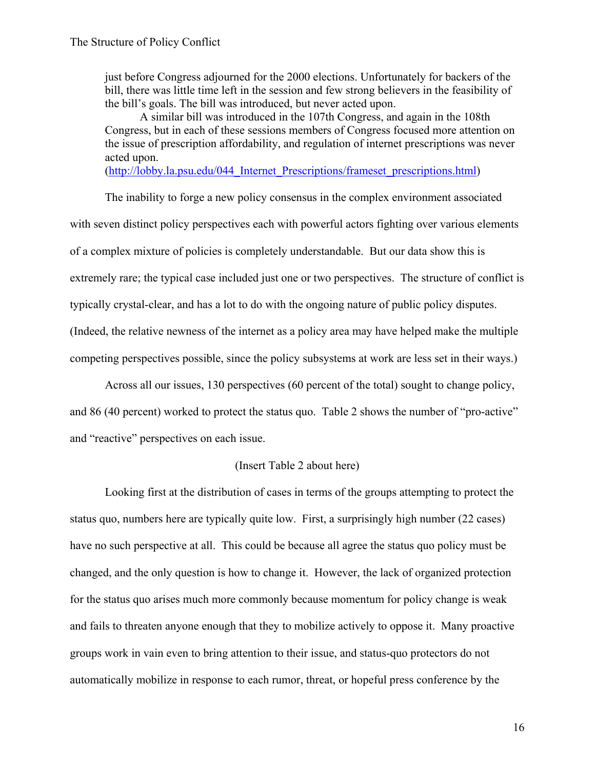> just before Congress adjourned for the 2000 elections. Unfortunately for backers of the bill, there was little time left in the session and few strong believers in the feasibility of the bill's goals. The bill was introduced, but never acted upon.
>
> A similar bill was introduced in the 107th Congress, and again in the 108th Congress, but in each of these sessions members of Congress focused more attention on the issue of prescription affordability, and regulation of internet prescriptions was never acted upon.
> (http://lobby.la.psu.edu/044_Internet_Prescriptions/frameset_prescriptions.html)

The inability to forge a new policy consensus in the complex environment associated with seven distinct policy perspectives each with powerful actors fighting over various elements of a complex mixture of policies is completely understandable. But our data show this is extremely rare; the typical case included just one or two perspectives. The structure of conflict is typically crystal-clear, and has a lot to do with the ongoing nature of public policy disputes. (Indeed, the relative newness of the internet as a policy area may have helped make the multiple competing perspectives possible, since the policy subsystems at work are less set in their ways.)

Across all our issues, 130 perspectives (60 percent of the total) sought to change policy, and 86 (40 percent) worked to protect the status quo. Table 2 shows the number of "pro-active" and "reactive" perspectives on each issue.

(Insert Table 2 about here)

Looking first at the distribution of cases in terms of the groups attempting to protect the status quo, numbers here are typically quite low. First, a surprisingly high number (22 cases) have no such perspective at all. This could be because all agree the status quo policy must be changed, and the only question is how to change it. However, the lack of organized protection for the status quo arises much more commonly because momentum for policy change is weak and fails to threaten anyone enough that they to mobilize actively to oppose it. Many proactive groups work in vain even to bring attention to their issue, and status-quo protectors do not automatically mobilize in response to each rumor, threat, or hopeful press conference by the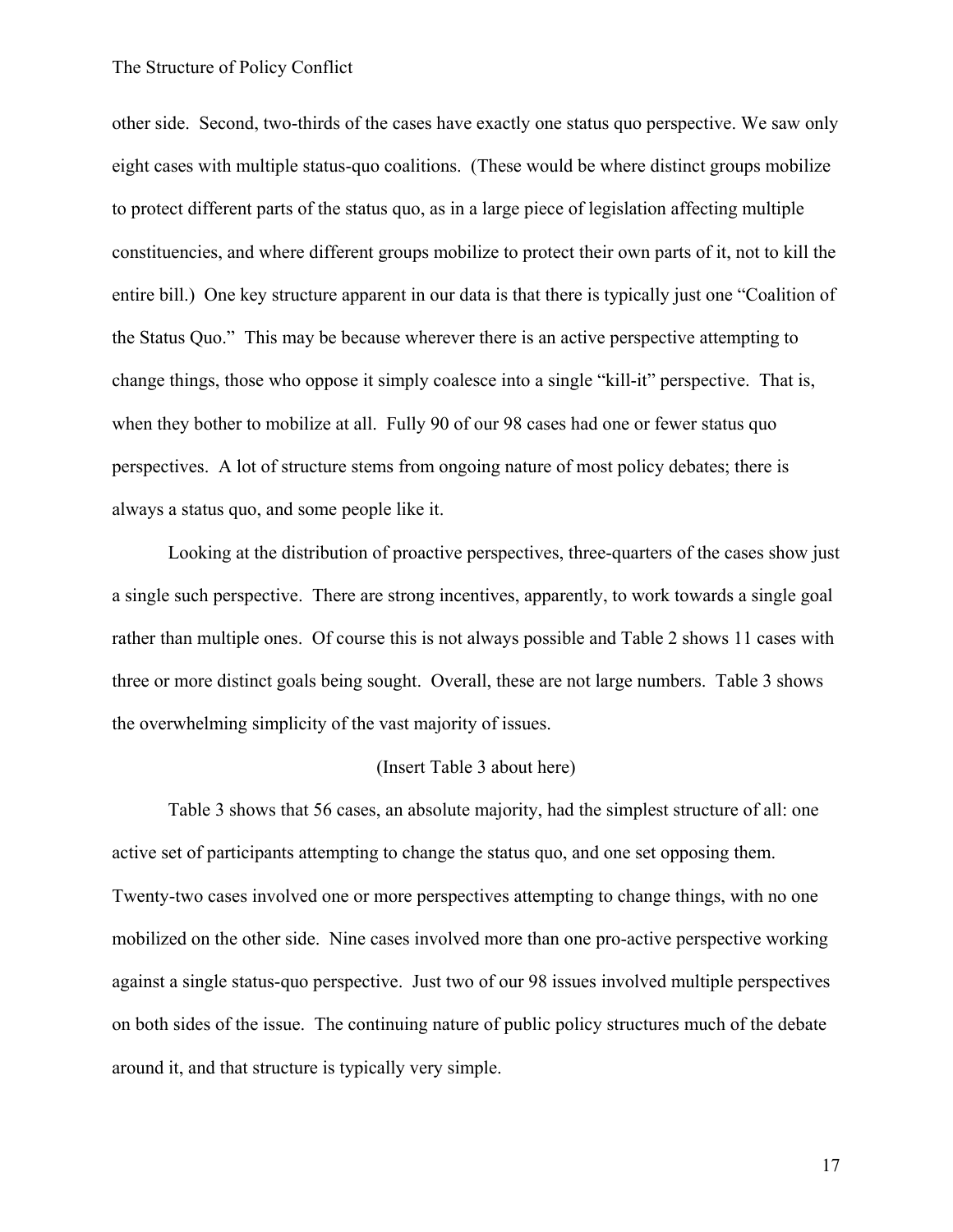other side. Second, two-thirds of the cases have exactly one status quo perspective. We saw only eight cases with multiple status-quo coalitions. (These would be where distinct groups mobilize to protect different parts of the status quo, as in a large piece of legislation affecting multiple constituencies, and where different groups mobilize to protect their own parts of it, not to kill the entire bill.) One key structure apparent in our data is that there is typically just one "Coalition of the Status Quo." This may be because wherever there is an active perspective attempting to change things, those who oppose it simply coalesce into a single "kill-it" perspective. That is, when they bother to mobilize at all. Fully 90 of our 98 cases had one or fewer status quo perspectives. A lot of structure stems from ongoing nature of most policy debates; there is always a status quo, and some people like it.

Looking at the distribution of proactive perspectives, three-quarters of the cases show just a single such perspective. There are strong incentives, apparently, to work towards a single goal rather than multiple ones. Of course this is not always possible and Table 2 shows 11 cases with three or more distinct goals being sought. Overall, these are not large numbers. Table 3 shows the overwhelming simplicity of the vast majority of issues.

(Insert Table 3 about here)

Table 3 shows that 56 cases, an absolute majority, had the simplest structure of all: one active set of participants attempting to change the status quo, and one set opposing them. Twenty-two cases involved one or more perspectives attempting to change things, with no one mobilized on the other side. Nine cases involved more than one pro-active perspective working against a single status-quo perspective. Just two of our 98 issues involved multiple perspectives on both sides of the issue. The continuing nature of public policy structures much of the debate around it, and that structure is typically very simple.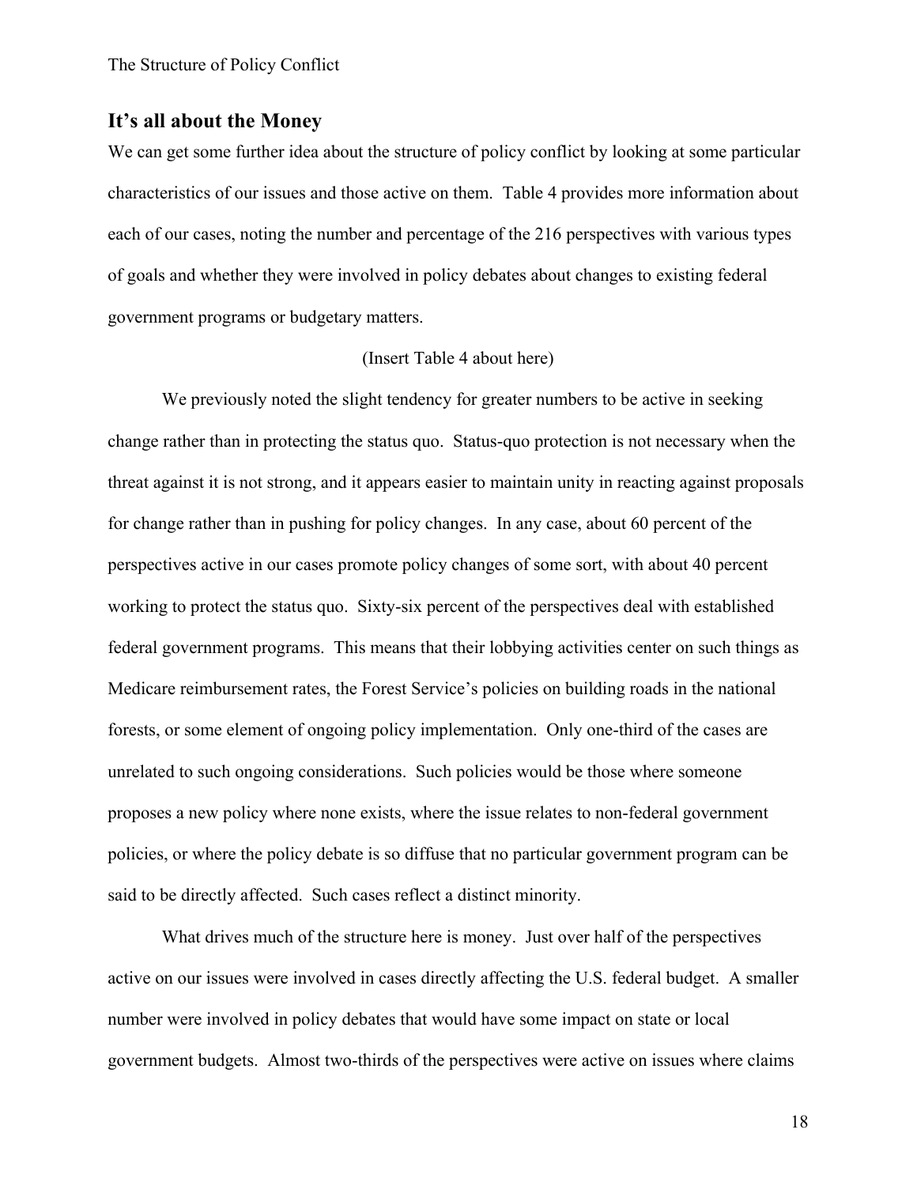## It's all about the Money

We can get some further idea about the structure of policy conflict by looking at some particular characteristics of our issues and those active on them. Table 4 provides more information about each of our cases, noting the number and percentage of the 216 perspectives with various types of goals and whether they were involved in policy debates about changes to existing federal government programs or budgetary matters.

(Insert Table 4 about here)

We previously noted the slight tendency for greater numbers to be active in seeking change rather than in protecting the status quo. Status-quo protection is not necessary when the threat against it is not strong, and it appears easier to maintain unity in reacting against proposals for change rather than in pushing for policy changes. In any case, about 60 percent of the perspectives active in our cases promote policy changes of some sort, with about 40 percent working to protect the status quo. Sixty-six percent of the perspectives deal with established federal government programs. This means that their lobbying activities center on such things as Medicare reimbursement rates, the Forest Service's policies on building roads in the national forests, or some element of ongoing policy implementation. Only one-third of the cases are unrelated to such ongoing considerations. Such policies would be those where someone proposes a new policy where none exists, where the issue relates to non-federal government policies, or where the policy debate is so diffuse that no particular government program can be said to be directly affected. Such cases reflect a distinct minority.

What drives much of the structure here is money. Just over half of the perspectives active on our issues were involved in cases directly affecting the U.S. federal budget. A smaller number were involved in policy debates that would have some impact on state or local government budgets. Almost two-thirds of the perspectives were active on issues where claims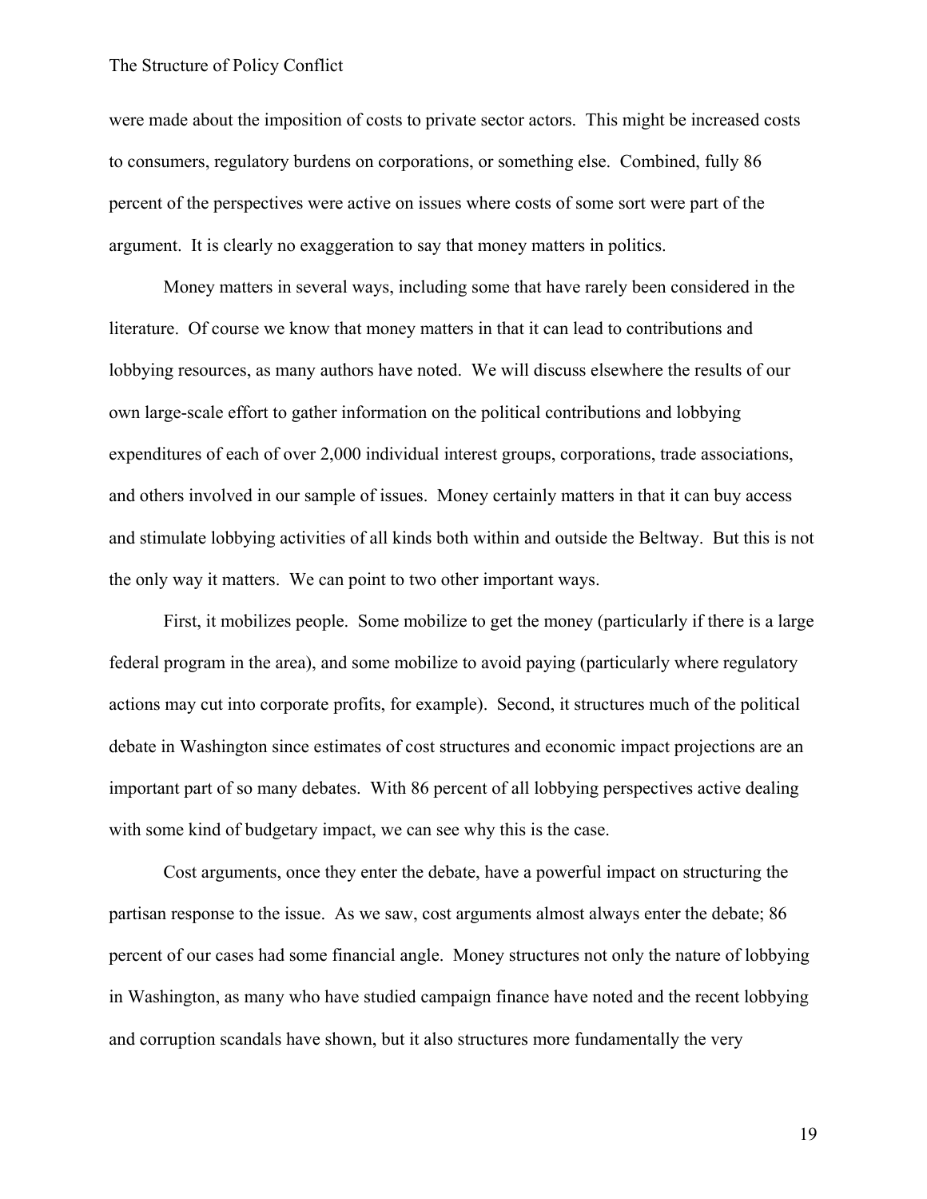were made about the imposition of costs to private sector actors. This might be increased costs to consumers, regulatory burdens on corporations, or something else. Combined, fully 86 percent of the perspectives were active on issues where costs of some sort were part of the argument. It is clearly no exaggeration to say that money matters in politics.

Money matters in several ways, including some that have rarely been considered in the literature. Of course we know that money matters in that it can lead to contributions and lobbying resources, as many authors have noted. We will discuss elsewhere the results of our own large-scale effort to gather information on the political contributions and lobbying expenditures of each of over 2,000 individual interest groups, corporations, trade associations, and others involved in our sample of issues. Money certainly matters in that it can buy access and stimulate lobbying activities of all kinds both within and outside the Beltway. But this is not the only way it matters. We can point to two other important ways.

First, it mobilizes people. Some mobilize to get the money (particularly if there is a large federal program in the area), and some mobilize to avoid paying (particularly where regulatory actions may cut into corporate profits, for example). Second, it structures much of the political debate in Washington since estimates of cost structures and economic impact projections are an important part of so many debates. With 86 percent of all lobbying perspectives active dealing with some kind of budgetary impact, we can see why this is the case.

Cost arguments, once they enter the debate, have a powerful impact on structuring the partisan response to the issue. As we saw, cost arguments almost always enter the debate; 86 percent of our cases had some financial angle. Money structures not only the nature of lobbying in Washington, as many who have studied campaign finance have noted and the recent lobbying and corruption scandals have shown, but it also structures more fundamentally the very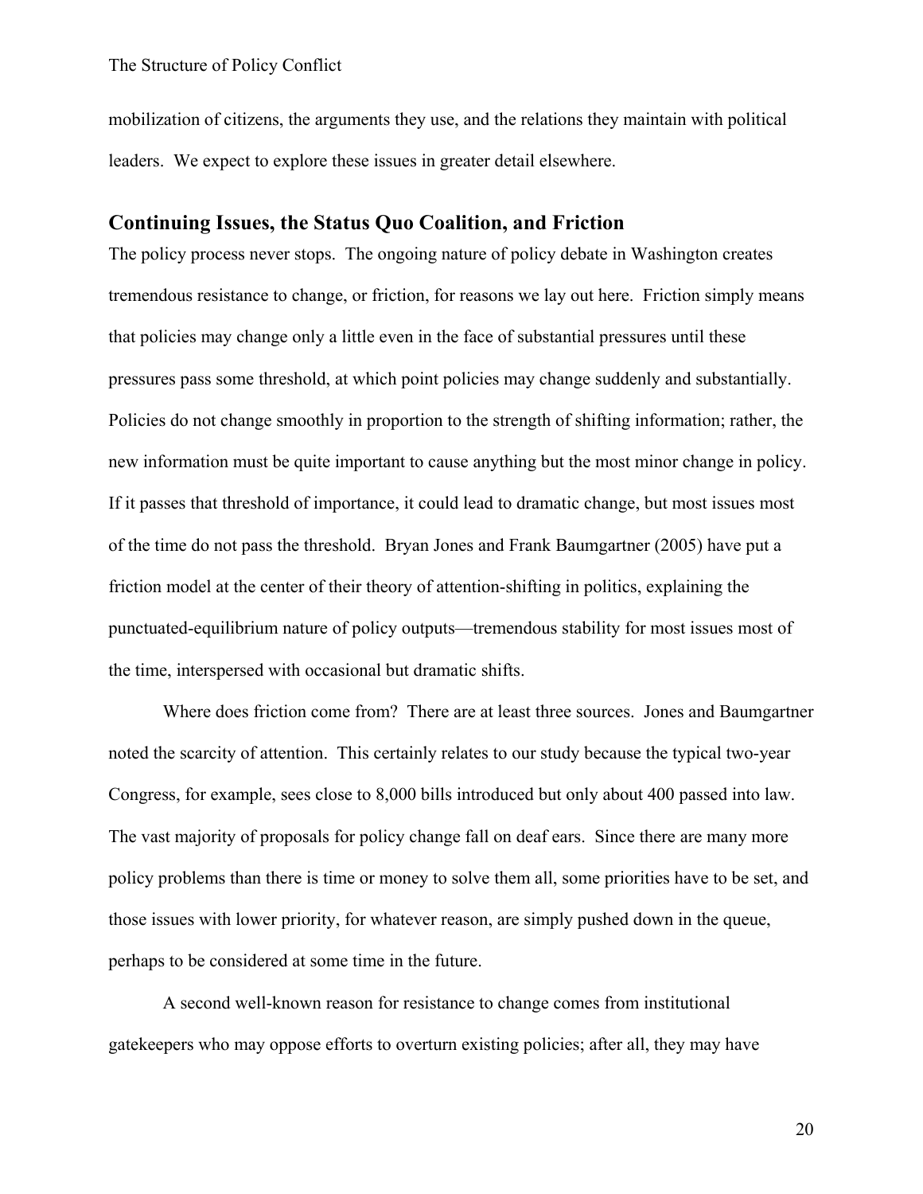mobilization of citizens, the arguments they use, and the relations they maintain with political leaders. We expect to explore these issues in greater detail elsewhere.

## Continuing Issues, the Status Quo Coalition, and Friction

The policy process never stops. The ongoing nature of policy debate in Washington creates tremendous resistance to change, or friction, for reasons we lay out here. Friction simply means that policies may change only a little even in the face of substantial pressures until these pressures pass some threshold, at which point policies may change suddenly and substantially. Policies do not change smoothly in proportion to the strength of shifting information; rather, the new information must be quite important to cause anything but the most minor change in policy. If it passes that threshold of importance, it could lead to dramatic change, but most issues most of the time do not pass the threshold. Bryan Jones and Frank Baumgartner (2005) have put a friction model at the center of their theory of attention-shifting in politics, explaining the punctuated-equilibrium nature of policy outputs—tremendous stability for most issues most of the time, interspersed with occasional but dramatic shifts.

Where does friction come from? There are at least three sources. Jones and Baumgartner noted the scarcity of attention. This certainly relates to our study because the typical two-year Congress, for example, sees close to 8,000 bills introduced but only about 400 passed into law. The vast majority of proposals for policy change fall on deaf ears. Since there are many more policy problems than there is time or money to solve them all, some priorities have to be set, and those issues with lower priority, for whatever reason, are simply pushed down in the queue, perhaps to be considered at some time in the future.

A second well-known reason for resistance to change comes from institutional gatekeepers who may oppose efforts to overturn existing policies; after all, they may have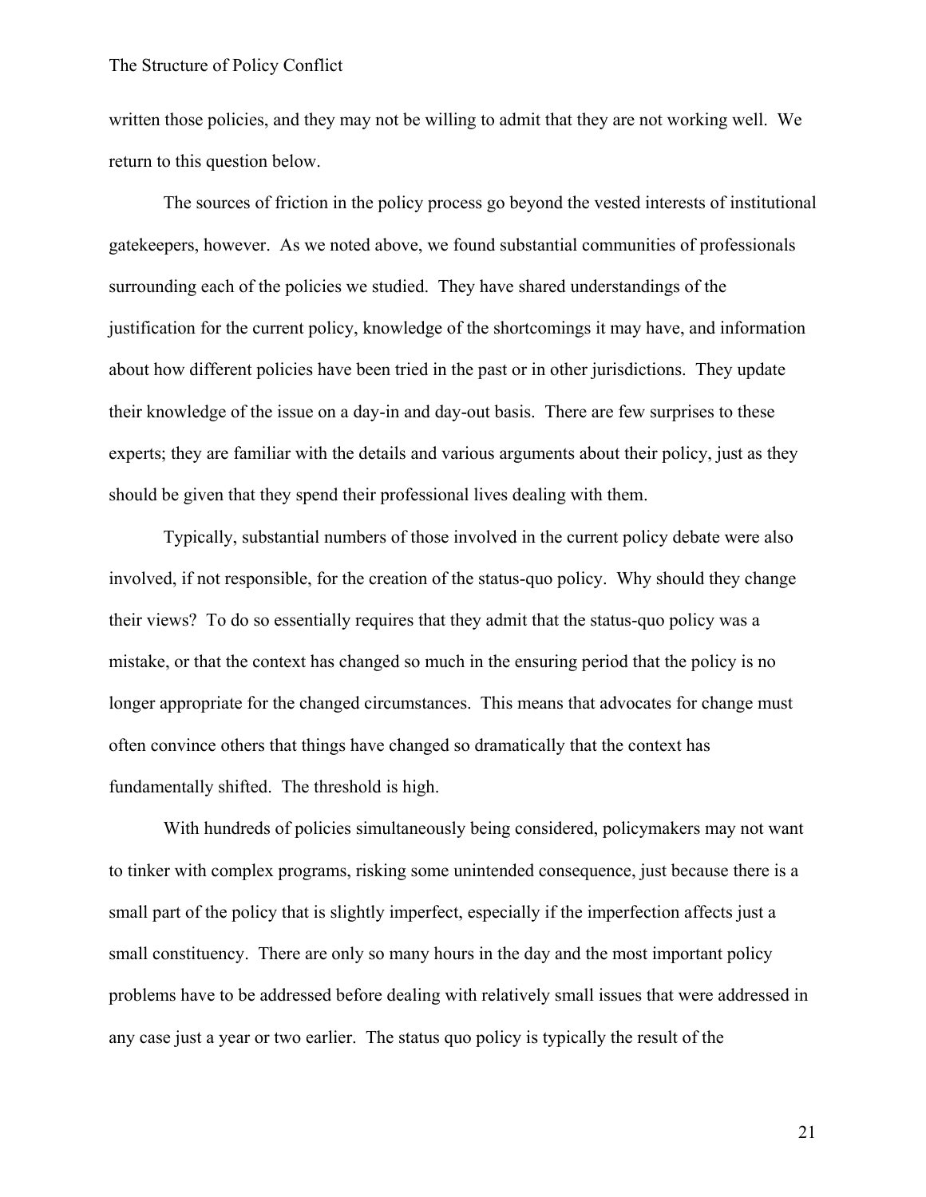written those policies, and they may not be willing to admit that they are not working well. We return to this question below.

The sources of friction in the policy process go beyond the vested interests of institutional gatekeepers, however. As we noted above, we found substantial communities of professionals surrounding each of the policies we studied. They have shared understandings of the justification for the current policy, knowledge of the shortcomings it may have, and information about how different policies have been tried in the past or in other jurisdictions. They update their knowledge of the issue on a day-in and day-out basis. There are few surprises to these experts; they are familiar with the details and various arguments about their policy, just as they should be given that they spend their professional lives dealing with them.

Typically, substantial numbers of those involved in the current policy debate were also involved, if not responsible, for the creation of the status-quo policy. Why should they change their views? To do so essentially requires that they admit that the status-quo policy was a mistake, or that the context has changed so much in the ensuring period that the policy is no longer appropriate for the changed circumstances. This means that advocates for change must often convince others that things have changed so dramatically that the context has fundamentally shifted. The threshold is high.

With hundreds of policies simultaneously being considered, policymakers may not want to tinker with complex programs, risking some unintended consequence, just because there is a small part of the policy that is slightly imperfect, especially if the imperfection affects just a small constituency. There are only so many hours in the day and the most important policy problems have to be addressed before dealing with relatively small issues that were addressed in any case just a year or two earlier. The status quo policy is typically the result of the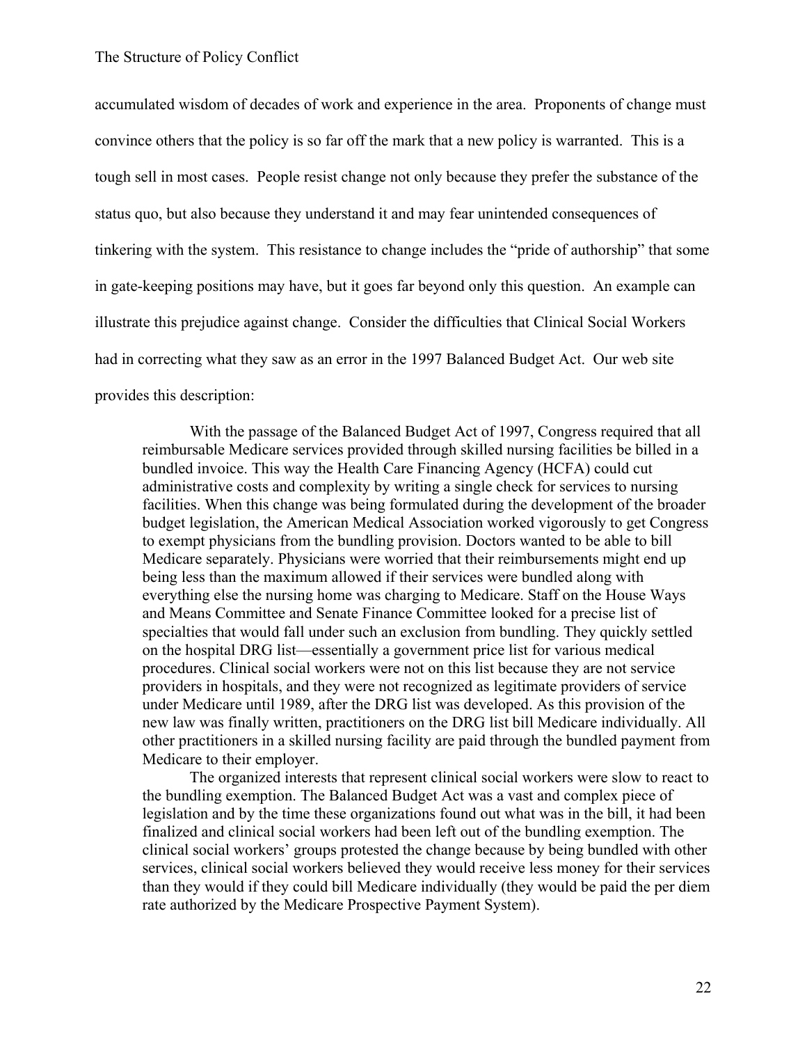accumulated wisdom of decades of work and experience in the area. Proponents of change must convince others that the policy is so far off the mark that a new policy is warranted. This is a tough sell in most cases. People resist change not only because they prefer the substance of the status quo, but also because they understand it and may fear unintended consequences of tinkering with the system. This resistance to change includes the "pride of authorship" that some in gate-keeping positions may have, but it goes far beyond only this question. An example can illustrate this prejudice against change. Consider the difficulties that Clinical Social Workers had in correcting what they saw as an error in the 1997 Balanced Budget Act. Our web site provides this description:

> With the passage of the Balanced Budget Act of 1997, Congress required that all reimbursable Medicare services provided through skilled nursing facilities be billed in a bundled invoice. This way the Health Care Financing Agency (HCFA) could cut administrative costs and complexity by writing a single check for services to nursing facilities. When this change was being formulated during the development of the broader budget legislation, the American Medical Association worked vigorously to get Congress to exempt physicians from the bundling provision. Doctors wanted to be able to bill Medicare separately. Physicians were worried that their reimbursements might end up being less than the maximum allowed if their services were bundled along with everything else the nursing home was charging to Medicare. Staff on the House Ways and Means Committee and Senate Finance Committee looked for a precise list of specialties that would fall under such an exclusion from bundling. They quickly settled on the hospital DRG list—essentially a government price list for various medical procedures. Clinical social workers were not on this list because they are not service providers in hospitals, and they were not recognized as legitimate providers of service under Medicare until 1989, after the DRG list was developed. As this provision of the new law was finally written, practitioners on the DRG list bill Medicare individually. All other practitioners in a skilled nursing facility are paid through the bundled payment from Medicare to their employer.
>
> The organized interests that represent clinical social workers were slow to react to the bundling exemption. The Balanced Budget Act was a vast and complex piece of legislation and by the time these organizations found out what was in the bill, it had been finalized and clinical social workers had been left out of the bundling exemption. The clinical social workers' groups protested the change because by being bundled with other services, clinical social workers believed they would receive less money for their services than they would if they could bill Medicare individually (they would be paid the per diem rate authorized by the Medicare Prospective Payment System).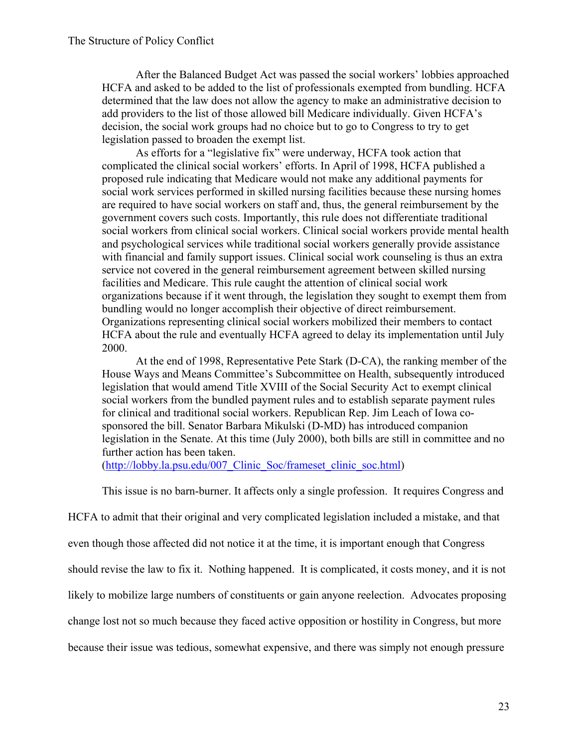After the Balanced Budget Act was passed the social workers' lobbies approached HCFA and asked to be added to the list of professionals exempted from bundling. HCFA determined that the law does not allow the agency to make an administrative decision to add providers to the list of those allowed bill Medicare individually. Given HCFA's decision, the social work groups had no choice but to go to Congress to try to get legislation passed to broaden the exempt list.

> As efforts for a "legislative fix" were underway, HCFA took action that complicated the clinical social workers' efforts. In April of 1998, HCFA published a proposed rule indicating that Medicare would not make any additional payments for social work services performed in skilled nursing facilities because these nursing homes are required to have social workers on staff and, thus, the general reimbursement by the government covers such costs. Importantly, this rule does not differentiate traditional social workers from clinical social workers. Clinical social workers provide mental health and psychological services while traditional social workers generally provide assistance with financial and family support issues. Clinical social work counseling is thus an extra service not covered in the general reimbursement agreement between skilled nursing facilities and Medicare. This rule caught the attention of clinical social work organizations because if it went through, the legislation they sought to exempt them from bundling would no longer accomplish their objective of direct reimbursement. Organizations representing clinical social workers mobilized their members to contact HCFA about the rule and eventually HCFA agreed to delay its implementation until July 2000.
>
> At the end of 1998, Representative Pete Stark (D-CA), the ranking member of the House Ways and Means Committee's Subcommittee on Health, subsequently introduced legislation that would amend Title XVIII of the Social Security Act to exempt clinical social workers from the bundled payment rules and to establish separate payment rules for clinical and traditional social workers. Republican Rep. Jim Leach of Iowa co-sponsored the bill. Senator Barbara Mikulski (D-MD) has introduced companion legislation in the Senate. At this time (July 2000), both bills are still in committee and no further action has been taken.
> (http://lobby.la.psu.edu/007_Clinic_Soc/frameset_clinic_soc.html)

This issue is no barn-burner. It affects only a single profession. It requires Congress and HCFA to admit that their original and very complicated legislation included a mistake, and that even though those affected did not notice it at the time, it is important enough that Congress should revise the law to fix it. Nothing happened. It is complicated, it costs money, and it is not likely to mobilize large numbers of constituents or gain anyone reelection. Advocates proposing change lost not so much because they faced active opposition or hostility in Congress, but more because their issue was tedious, somewhat expensive, and there was simply not enough pressure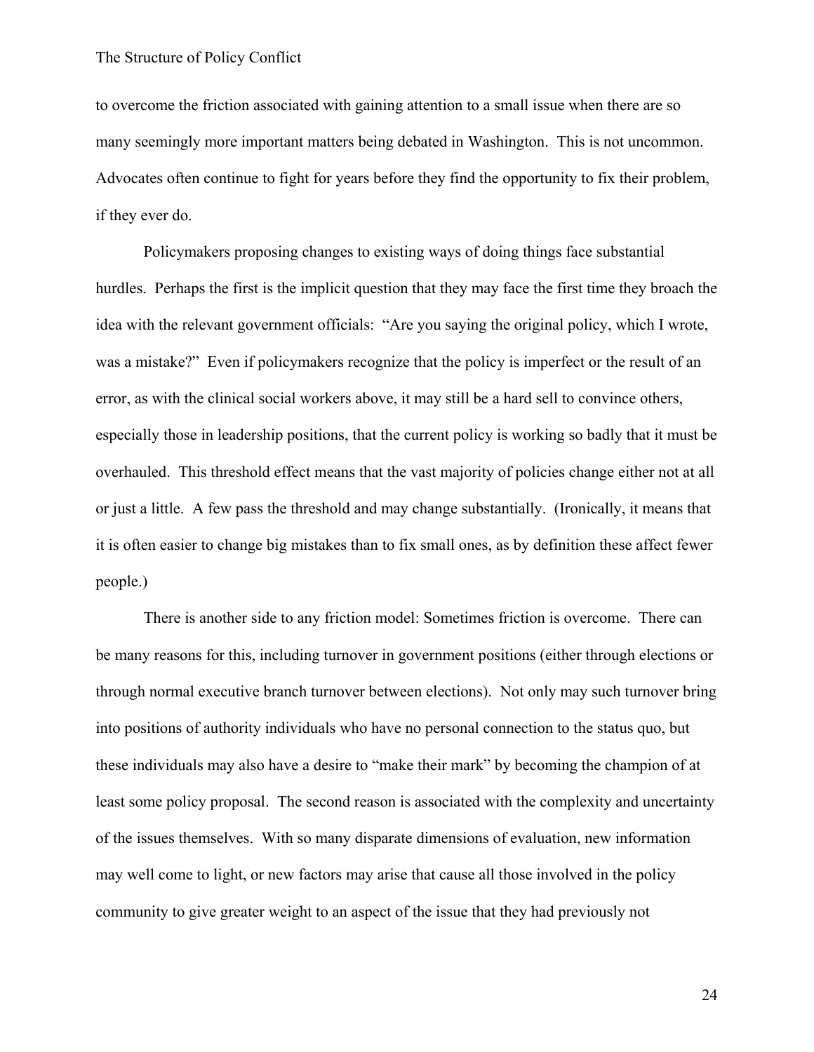to overcome the friction associated with gaining attention to a small issue when there are so many seemingly more important matters being debated in Washington. This is not uncommon. Advocates often continue to fight for years before they find the opportunity to fix their problem, if they ever do.

Policymakers proposing changes to existing ways of doing things face substantial hurdles. Perhaps the first is the implicit question that they may face the first time they broach the idea with the relevant government officials: "Are you saying the original policy, which I wrote, was a mistake?" Even if policymakers recognize that the policy is imperfect or the result of an error, as with the clinical social workers above, it may still be a hard sell to convince others, especially those in leadership positions, that the current policy is working so badly that it must be overhauled. This threshold effect means that the vast majority of policies change either not at all or just a little. A few pass the threshold and may change substantially. (Ironically, it means that it is often easier to change big mistakes than to fix small ones, as by definition these affect fewer people.)

There is another side to any friction model: Sometimes friction is overcome. There can be many reasons for this, including turnover in government positions (either through elections or through normal executive branch turnover between elections). Not only may such turnover bring into positions of authority individuals who have no personal connection to the status quo, but these individuals may also have a desire to "make their mark" by becoming the champion of at least some policy proposal. The second reason is associated with the complexity and uncertainty of the issues themselves. With so many disparate dimensions of evaluation, new information may well come to light, or new factors may arise that cause all those involved in the policy community to give greater weight to an aspect of the issue that they had previously not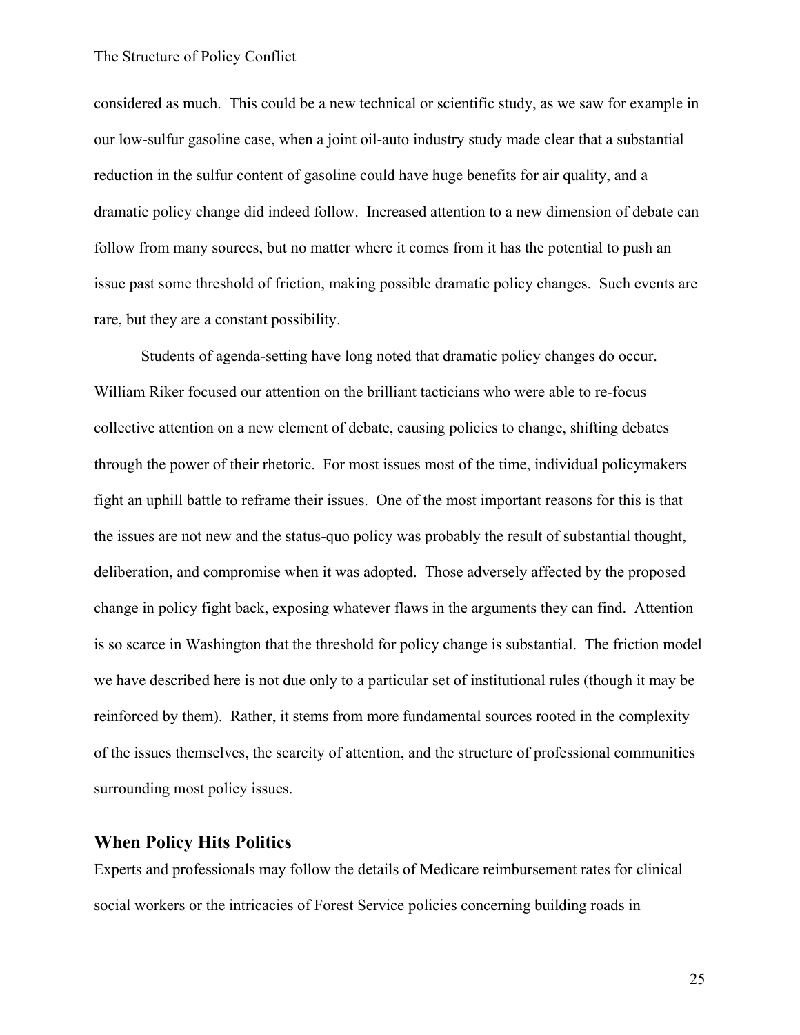considered as much. This could be a new technical or scientific study, as we saw for example in our low-sulfur gasoline case, when a joint oil-auto industry study made clear that a substantial reduction in the sulfur content of gasoline could have huge benefits for air quality, and a dramatic policy change did indeed follow. Increased attention to a new dimension of debate can follow from many sources, but no matter where it comes from it has the potential to push an issue past some threshold of friction, making possible dramatic policy changes. Such events are rare, but they are a constant possibility.

Students of agenda-setting have long noted that dramatic policy changes do occur. William Riker focused our attention on the brilliant tacticians who were able to re-focus collective attention on a new element of debate, causing policies to change, shifting debates through the power of their rhetoric. For most issues most of the time, individual policymakers fight an uphill battle to reframe their issues. One of the most important reasons for this is that the issues are not new and the status-quo policy was probably the result of substantial thought, deliberation, and compromise when it was adopted. Those adversely affected by the proposed change in policy fight back, exposing whatever flaws in the arguments they can find. Attention is so scarce in Washington that the threshold for policy change is substantial. The friction model we have described here is not due only to a particular set of institutional rules (though it may be reinforced by them). Rather, it stems from more fundamental sources rooted in the complexity of the issues themselves, the scarcity of attention, and the structure of professional communities surrounding most policy issues.

## When Policy Hits Politics

Experts and professionals may follow the details of Medicare reimbursement rates for clinical social workers or the intricacies of Forest Service policies concerning building roads in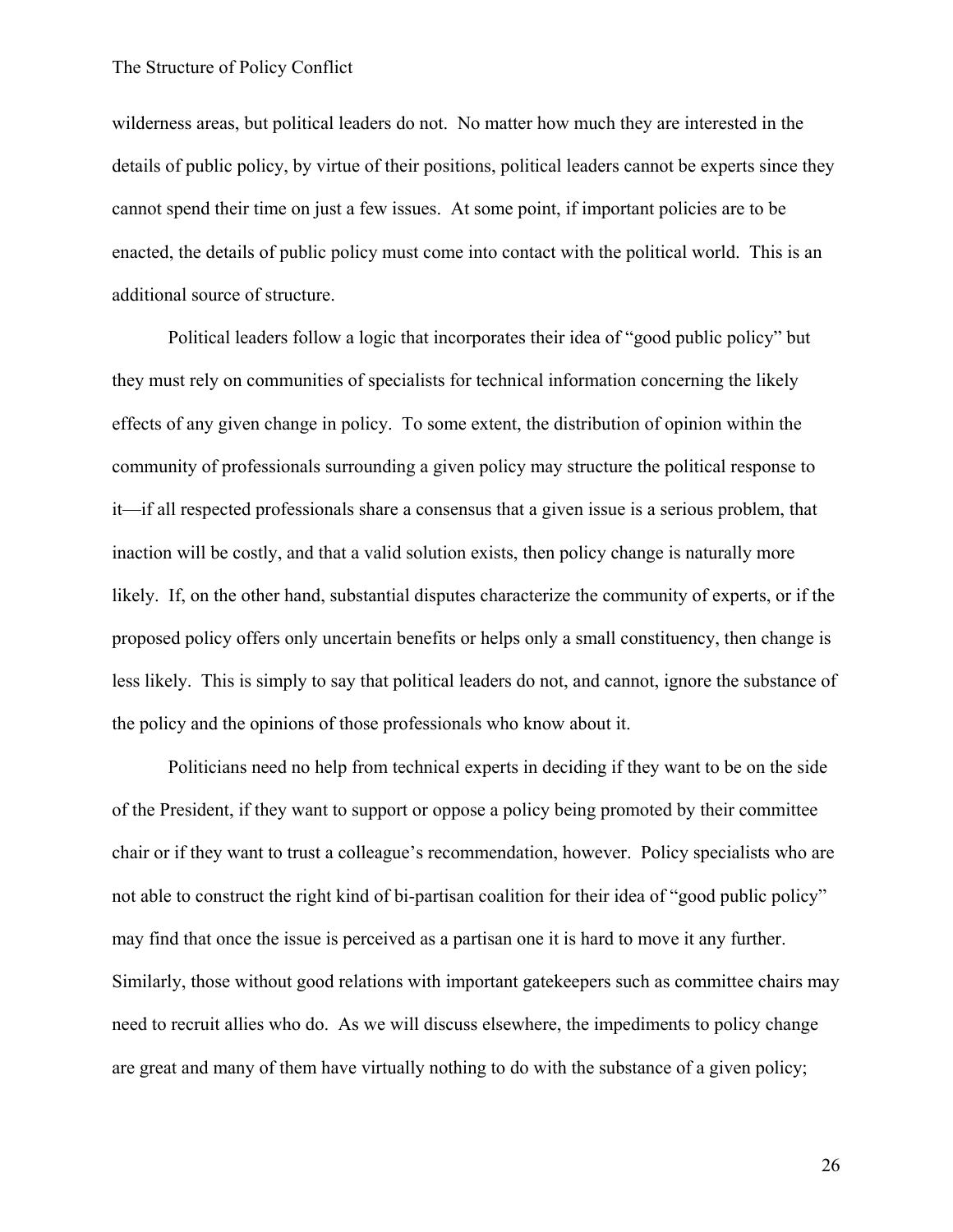wilderness areas, but political leaders do not. No matter how much they are interested in the details of public policy, by virtue of their positions, political leaders cannot be experts since they cannot spend their time on just a few issues. At some point, if important policies are to be enacted, the details of public policy must come into contact with the political world. This is an additional source of structure.

Political leaders follow a logic that incorporates their idea of "good public policy" but they must rely on communities of specialists for technical information concerning the likely effects of any given change in policy. To some extent, the distribution of opinion within the community of professionals surrounding a given policy may structure the political response to it—if all respected professionals share a consensus that a given issue is a serious problem, that inaction will be costly, and that a valid solution exists, then policy change is naturally more likely. If, on the other hand, substantial disputes characterize the community of experts, or if the proposed policy offers only uncertain benefits or helps only a small constituency, then change is less likely. This is simply to say that political leaders do not, and cannot, ignore the substance of the policy and the opinions of those professionals who know about it.

Politicians need no help from technical experts in deciding if they want to be on the side of the President, if they want to support or oppose a policy being promoted by their committee chair or if they want to trust a colleague's recommendation, however. Policy specialists who are not able to construct the right kind of bi-partisan coalition for their idea of "good public policy" may find that once the issue is perceived as a partisan one it is hard to move it any further. Similarly, those without good relations with important gatekeepers such as committee chairs may need to recruit allies who do. As we will discuss elsewhere, the impediments to policy change are great and many of them have virtually nothing to do with the substance of a given policy;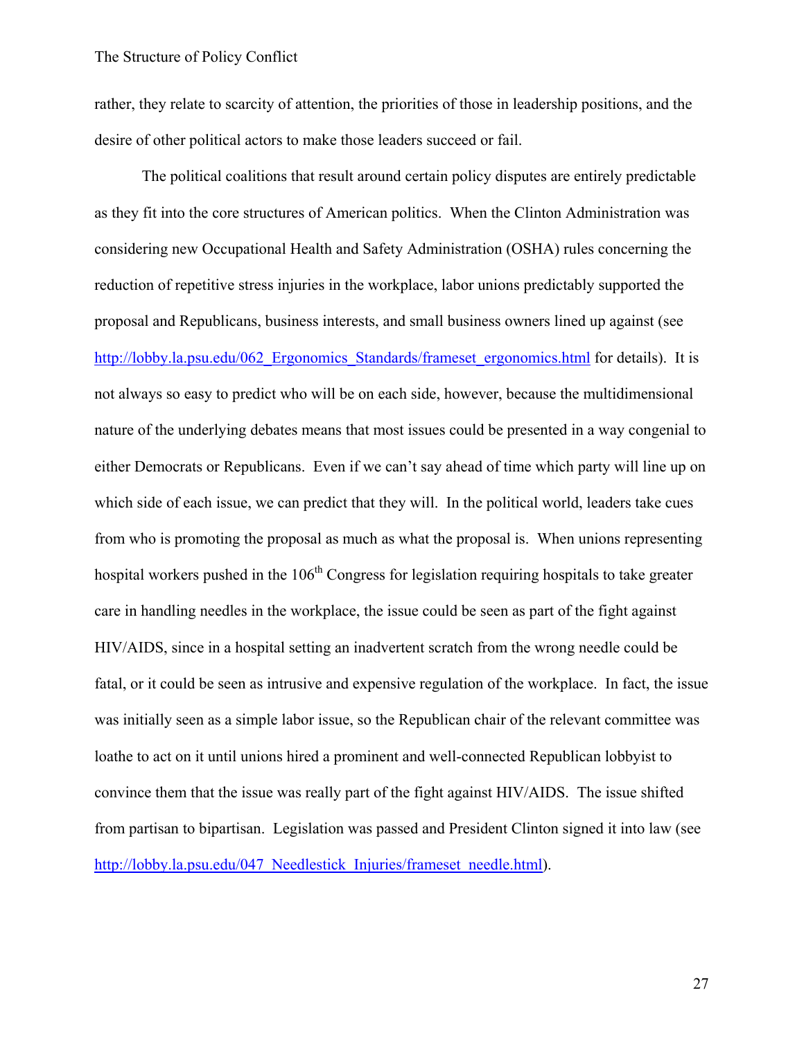rather, they relate to scarcity of attention, the priorities of those in leadership positions, and the desire of other political actors to make those leaders succeed or fail.

The political coalitions that result around certain policy disputes are entirely predictable as they fit into the core structures of American politics. When the Clinton Administration was considering new Occupational Health and Safety Administration (OSHA) rules concerning the reduction of repetitive stress injuries in the workplace, labor unions predictably supported the proposal and Republicans, business interests, and small business owners lined up against (see http://lobby.la.psu.edu/062_Ergonomics_Standards/frameset_ergonomics.html for details). It is not always so easy to predict who will be on each side, however, because the multidimensional nature of the underlying debates means that most issues could be presented in a way congenial to either Democrats or Republicans. Even if we can't say ahead of time which party will line up on which side of each issue, we can predict that they will. In the political world, leaders take cues from who is promoting the proposal as much as what the proposal is. When unions representing hospital workers pushed in the 106th Congress for legislation requiring hospitals to take greater care in handling needles in the workplace, the issue could be seen as part of the fight against HIV/AIDS, since in a hospital setting an inadvertent scratch from the wrong needle could be fatal, or it could be seen as intrusive and expensive regulation of the workplace. In fact, the issue was initially seen as a simple labor issue, so the Republican chair of the relevant committee was loathe to act on it until unions hired a prominent and well-connected Republican lobbyist to convince them that the issue was really part of the fight against HIV/AIDS. The issue shifted from partisan to bipartisan. Legislation was passed and President Clinton signed it into law (see http://lobby.la.psu.edu/047_Needlestick_Injuries/frameset_needle.html).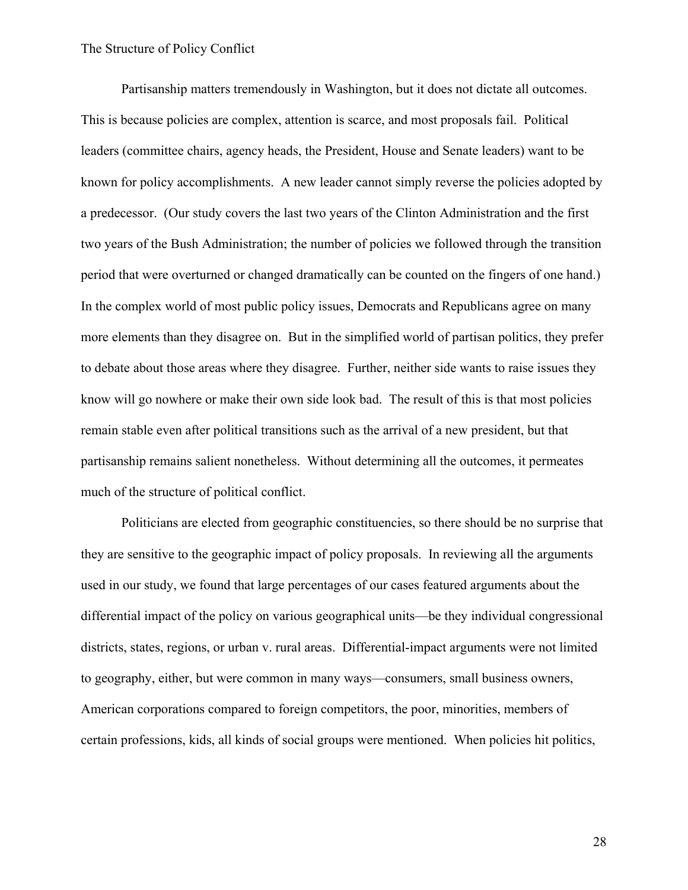Partisanship matters tremendously in Washington, but it does not dictate all outcomes. This is because policies are complex, attention is scarce, and most proposals fail. Political leaders (committee chairs, agency heads, the President, House and Senate leaders) want to be known for policy accomplishments. A new leader cannot simply reverse the policies adopted by a predecessor. (Our study covers the last two years of the Clinton Administration and the first two years of the Bush Administration; the number of policies we followed through the transition period that were overturned or changed dramatically can be counted on the fingers of one hand.) In the complex world of most public policy issues, Democrats and Republicans agree on many more elements than they disagree on. But in the simplified world of partisan politics, they prefer to debate about those areas where they disagree. Further, neither side wants to raise issues they know will go nowhere or make their own side look bad. The result of this is that most policies remain stable even after political transitions such as the arrival of a new president, but that partisanship remains salient nonetheless. Without determining all the outcomes, it permeates much of the structure of political conflict.

Politicians are elected from geographic constituencies, so there should be no surprise that they are sensitive to the geographic impact of policy proposals. In reviewing all the arguments used in our study, we found that large percentages of our cases featured arguments about the differential impact of the policy on various geographical units—be they individual congressional districts, states, regions, or urban v. rural areas. Differential-impact arguments were not limited to geography, either, but were common in many ways—consumers, small business owners, American corporations compared to foreign competitors, the poor, minorities, members of certain professions, kids, all kinds of social groups were mentioned. When policies hit politics,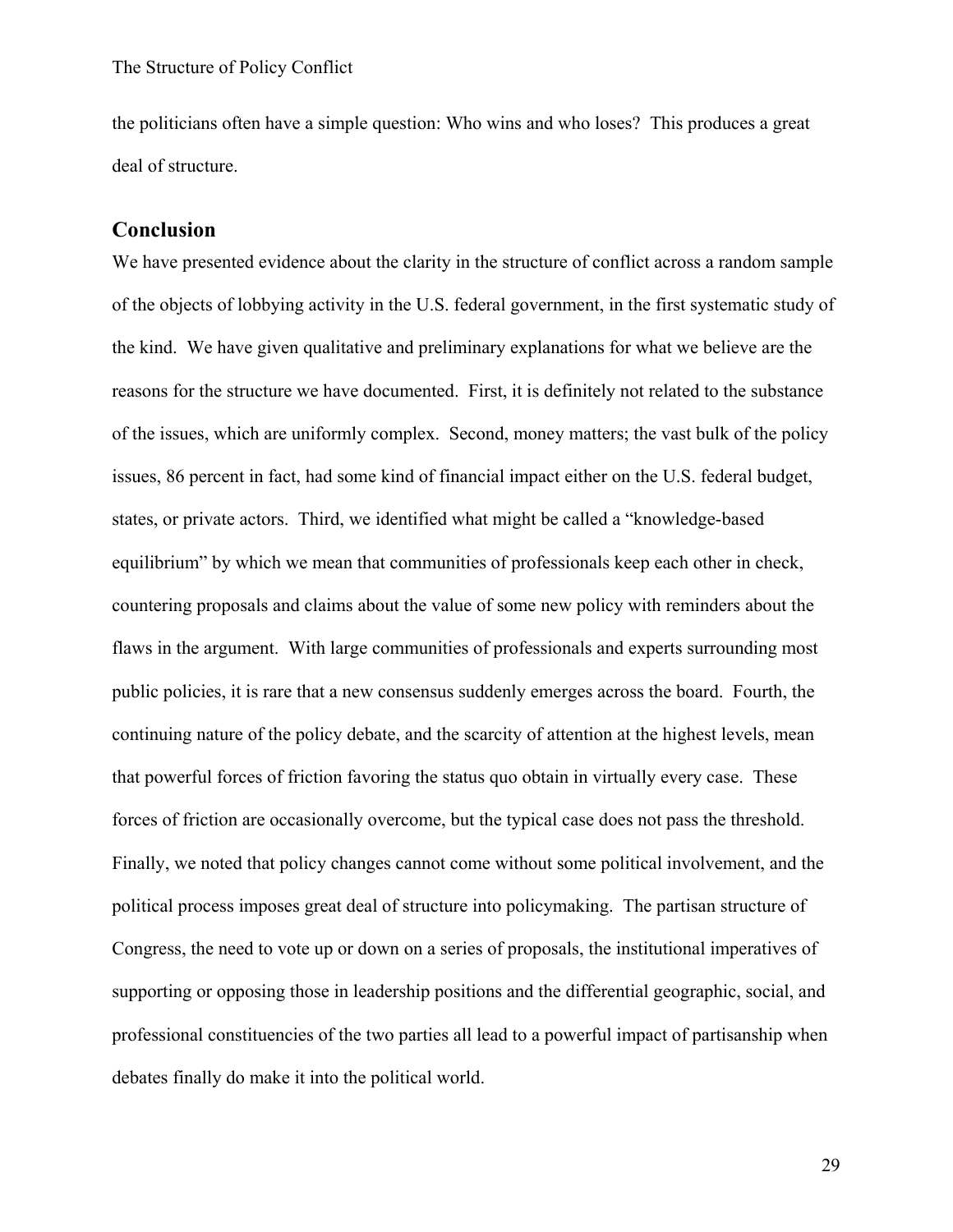the politicians often have a simple question: Who wins and who loses? This produces a great deal of structure.

## Conclusion

We have presented evidence about the clarity in the structure of conflict across a random sample of the objects of lobbying activity in the U.S. federal government, in the first systematic study of the kind. We have given qualitative and preliminary explanations for what we believe are the reasons for the structure we have documented. First, it is definitely not related to the substance of the issues, which are uniformly complex. Second, money matters; the vast bulk of the policy issues, 86 percent in fact, had some kind of financial impact either on the U.S. federal budget, states, or private actors. Third, we identified what might be called a "knowledge-based equilibrium" by which we mean that communities of professionals keep each other in check, countering proposals and claims about the value of some new policy with reminders about the flaws in the argument. With large communities of professionals and experts surrounding most public policies, it is rare that a new consensus suddenly emerges across the board. Fourth, the continuing nature of the policy debate, and the scarcity of attention at the highest levels, mean that powerful forces of friction favoring the status quo obtain in virtually every case. These forces of friction are occasionally overcome, but the typical case does not pass the threshold. Finally, we noted that policy changes cannot come without some political involvement, and the political process imposes great deal of structure into policymaking. The partisan structure of Congress, the need to vote up or down on a series of proposals, the institutional imperatives of supporting or opposing those in leadership positions and the differential geographic, social, and professional constituencies of the two parties all lead to a powerful impact of partisanship when debates finally do make it into the political world.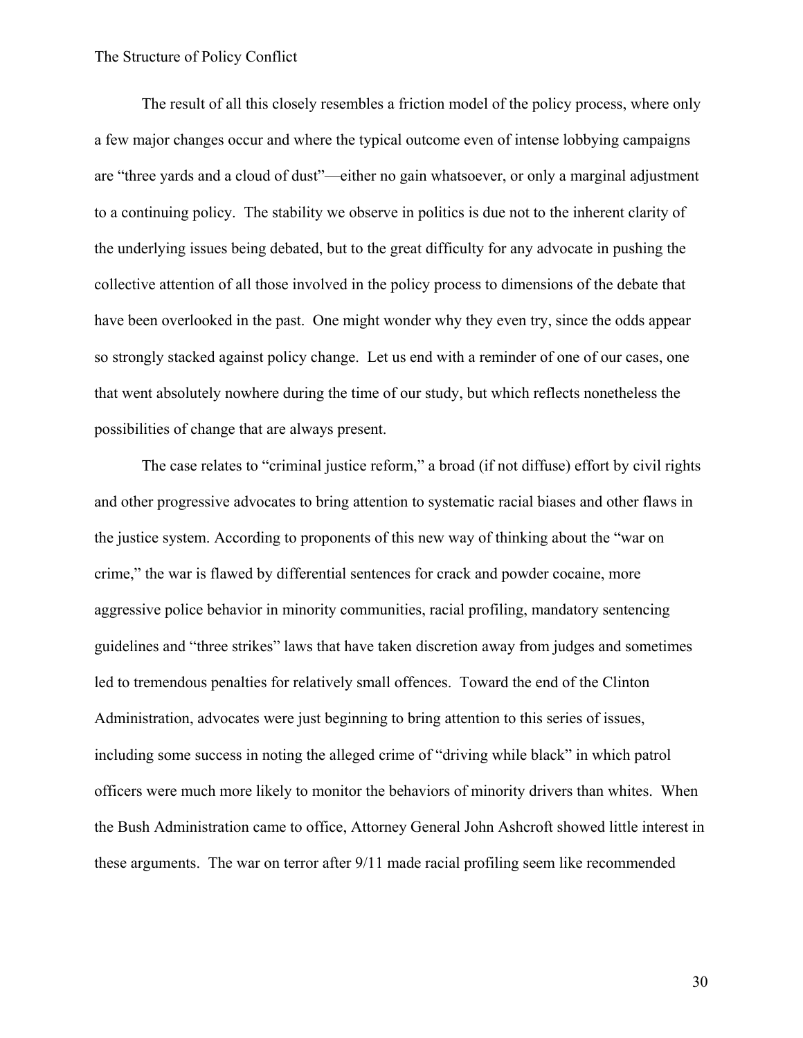The result of all this closely resembles a friction model of the policy process, where only a few major changes occur and where the typical outcome even of intense lobbying campaigns are "three yards and a cloud of dust"—either no gain whatsoever, or only a marginal adjustment to a continuing policy. The stability we observe in politics is due not to the inherent clarity of the underlying issues being debated, but to the great difficulty for any advocate in pushing the collective attention of all those involved in the policy process to dimensions of the debate that have been overlooked in the past. One might wonder why they even try, since the odds appear so strongly stacked against policy change. Let us end with a reminder of one of our cases, one that went absolutely nowhere during the time of our study, but which reflects nonetheless the possibilities of change that are always present.

The case relates to "criminal justice reform," a broad (if not diffuse) effort by civil rights and other progressive advocates to bring attention to systematic racial biases and other flaws in the justice system. According to proponents of this new way of thinking about the "war on crime," the war is flawed by differential sentences for crack and powder cocaine, more aggressive police behavior in minority communities, racial profiling, mandatory sentencing guidelines and "three strikes" laws that have taken discretion away from judges and sometimes led to tremendous penalties for relatively small offences. Toward the end of the Clinton Administration, advocates were just beginning to bring attention to this series of issues, including some success in noting the alleged crime of "driving while black" in which patrol officers were much more likely to monitor the behaviors of minority drivers than whites. When the Bush Administration came to office, Attorney General John Ashcroft showed little interest in these arguments. The war on terror after 9/11 made racial profiling seem like recommended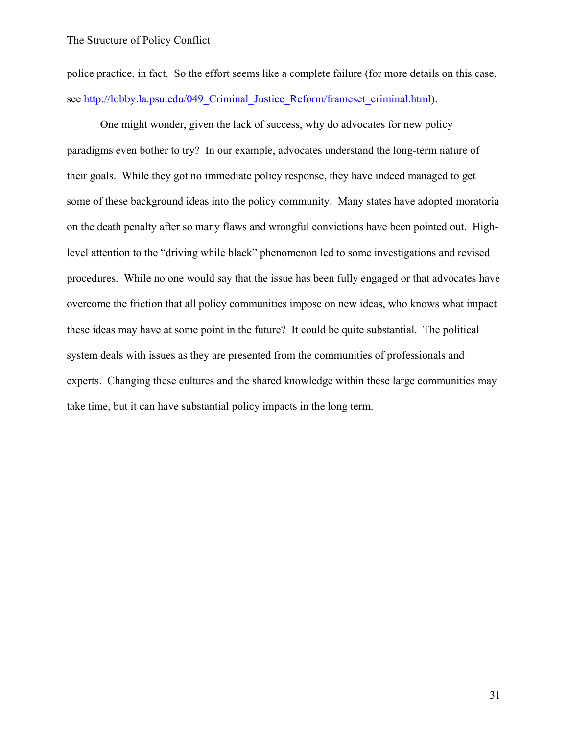police practice, in fact. So the effort seems like a complete failure (for more details on this case, see [http://lobby.la.psu.edu/049_Criminal_Justice_Reform/frameset_criminal.html](http://lobby.la.psu.edu/049_Criminal_Justice_Reform/frameset_criminal.html)).

One might wonder, given the lack of success, why do advocates for new policy paradigms even bother to try? In our example, advocates understand the long-term nature of their goals. While they got no immediate policy response, they have indeed managed to get some of these background ideas into the policy community. Many states have adopted moratoria on the death penalty after so many flaws and wrongful convictions have been pointed out. High-level attention to the "driving while black" phenomenon led to some investigations and revised procedures. While no one would say that the issue has been fully engaged or that advocates have overcome the friction that all policy communities impose on new ideas, who knows what impact these ideas may have at some point in the future? It could be quite substantial. The political system deals with issues as they are presented from the communities of professionals and experts. Changing these cultures and the shared knowledge within these large communities may take time, but it can have substantial policy impacts in the long term.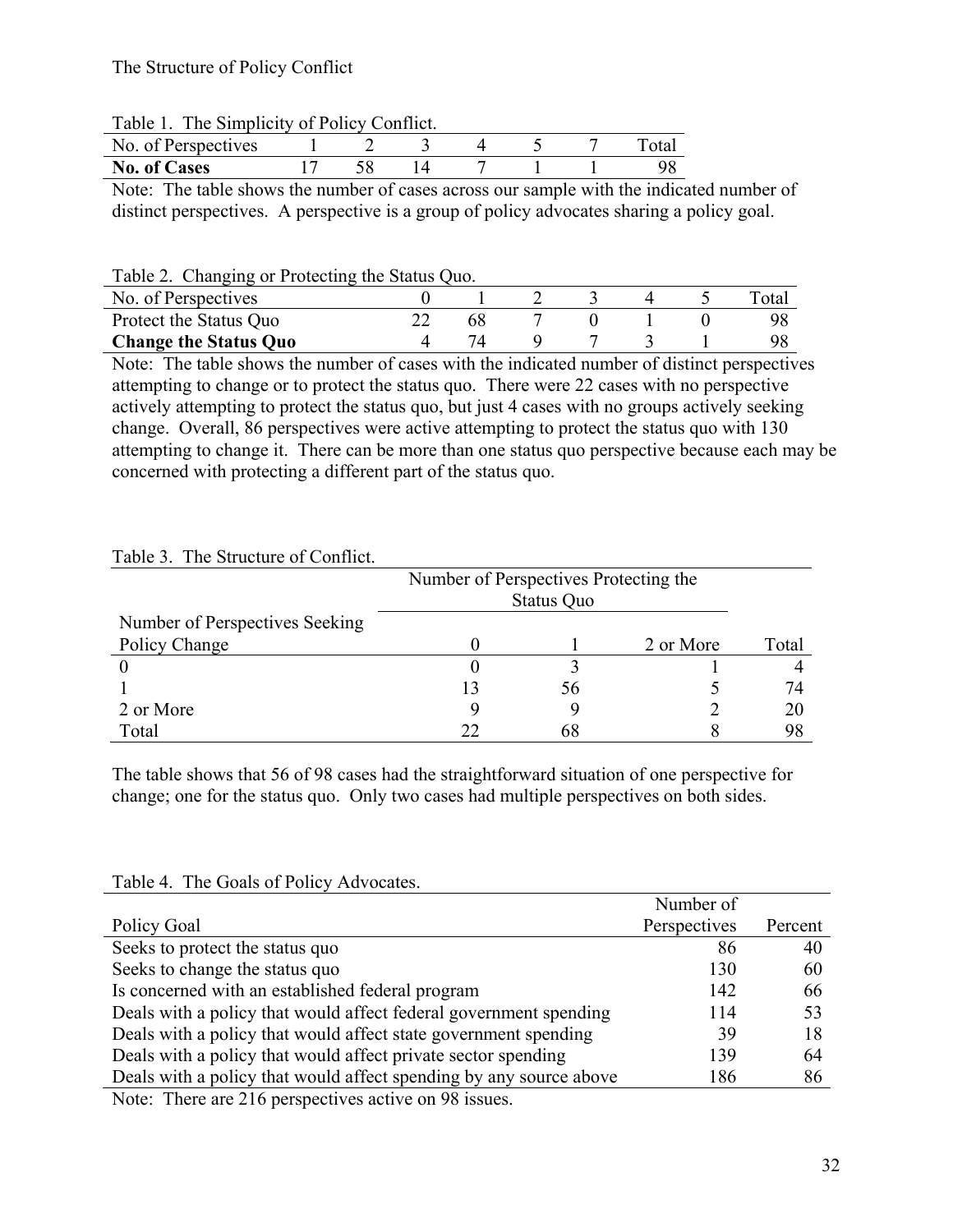Table 1. The Simplicity of Policy Conflict.

| No. of Perspectives | 1 | 2 | 3 | 4 | 5 | 7 | Total |
|---|---|---|---|---|---|---|---|
| **No. of Cases** | 17 | 58 | 14 | 7 | 1 | 1 | 98 |

Note: The table shows the number of cases across our sample with the indicated number of distinct perspectives. A perspective is a group of policy advocates sharing a policy goal.

Table 2. Changing or Protecting the Status Quo.

| No. of Perspectives | 0 | 1 | 2 | 3 | 4 | 5 | Total |
|---|---|---|---|---|---|---|---|
| Protect the Status Quo | 22 | 68 | 7 | 0 | 1 | 0 | 98 |
| **Change the Status Quo** | 4 | 74 | 9 | 7 | 3 | 1 | 98 |

Note: The table shows the number of cases with the indicated number of distinct perspectives attempting to change or to protect the status quo. There were 22 cases with no perspective actively attempting to protect the status quo, but just 4 cases with no groups actively seeking change. Overall, 86 perspectives were active attempting to protect the status quo with 130 attempting to change it. There can be more than one status quo perspective because each may be concerned with protecting a different part of the status quo.

Table 3. The Structure of Conflict.

| | Number of Perspectives Protecting the Status Quo | | | |
|---|---|---|---|---|
| Number of Perspectives Seeking Policy Change | 0 | 1 | 2 or More | Total |
| 0 | 0 | 3 | 1 | 4 |
| 1 | 13 | 56 | 5 | 74 |
| 2 or More | 9 | 9 | 2 | 20 |
| Total | 22 | 68 | 8 | 98 |

The table shows that 56 of 98 cases had the straightforward situation of one perspective for change; one for the status quo. Only two cases had multiple perspectives on both sides.

Table 4. The Goals of Policy Advocates.

| Policy Goal | Number of Perspectives | Percent |
|---|---|---|
| Seeks to protect the status quo | 86 | 40 |
| Seeks to change the status quo | 130 | 60 |
| Is concerned with an established federal program | 142 | 66 |
| Deals with a policy that would affect federal government spending | 114 | 53 |
| Deals with a policy that would affect state government spending | 39 | 18 |
| Deals with a policy that would affect private sector spending | 139 | 64 |
| Deals with a policy that would affect spending by any source above | 186 | 86 |

Note: There are 216 perspectives active on 98 issues.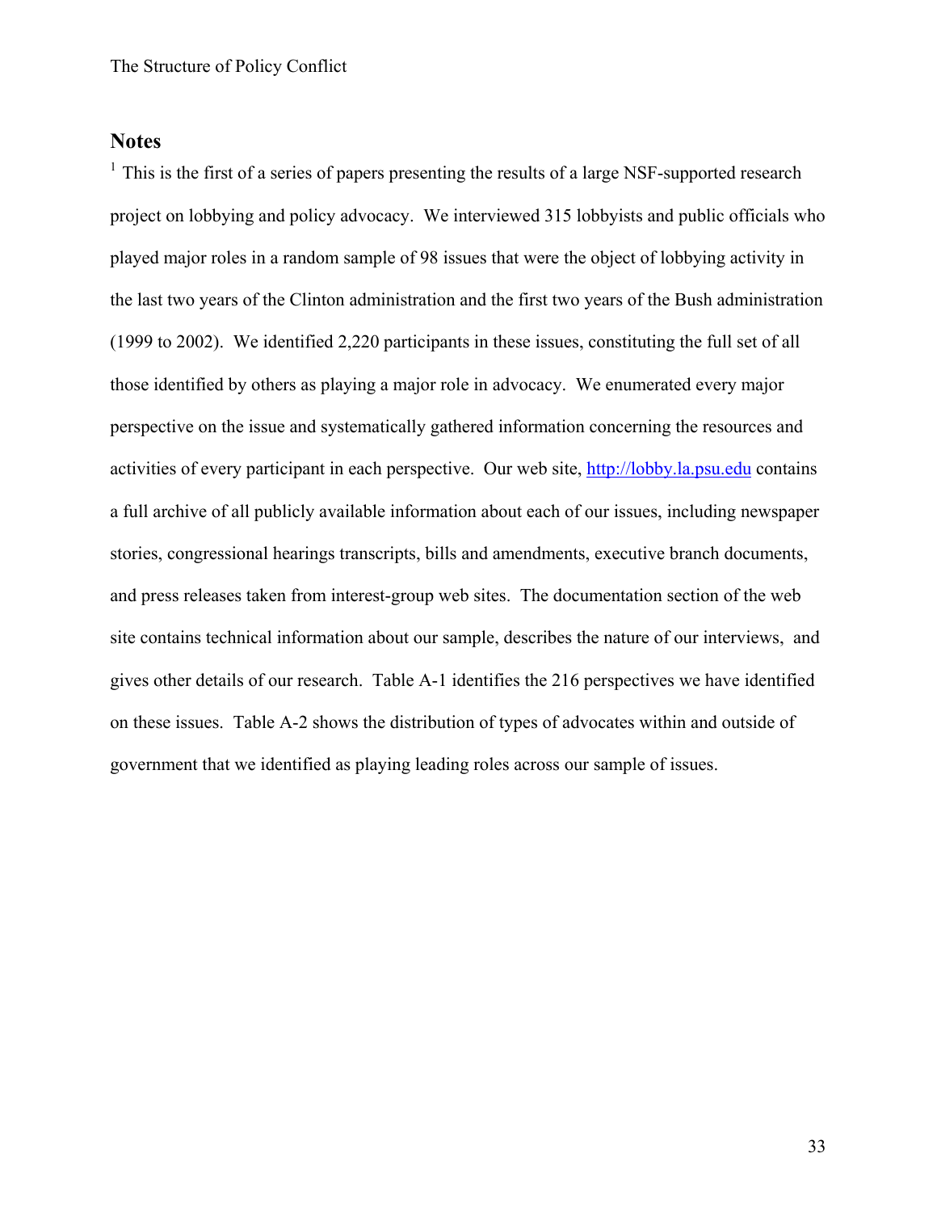## Notes

[1] This is the first of a series of papers presenting the results of a large NSF-supported research project on lobbying and policy advocacy. We interviewed 315 lobbyists and public officials who played major roles in a random sample of 98 issues that were the object of lobbying activity in the last two years of the Clinton administration and the first two years of the Bush administration (1999 to 2002). We identified 2,220 participants in these issues, constituting the full set of all those identified by others as playing a major role in advocacy. We enumerated every major perspective on the issue and systematically gathered information concerning the resources and activities of every participant in each perspective. Our web site, http://lobby.la.psu.edu contains a full archive of all publicly available information about each of our issues, including newspaper stories, congressional hearings transcripts, bills and amendments, executive branch documents, and press releases taken from interest-group web sites. The documentation section of the web site contains technical information about our sample, describes the nature of our interviews, and gives other details of our research. Table A-1 identifies the 216 perspectives we have identified on these issues. Table A-2 shows the distribution of types of advocates within and outside of government that we identified as playing leading roles across our sample of issues.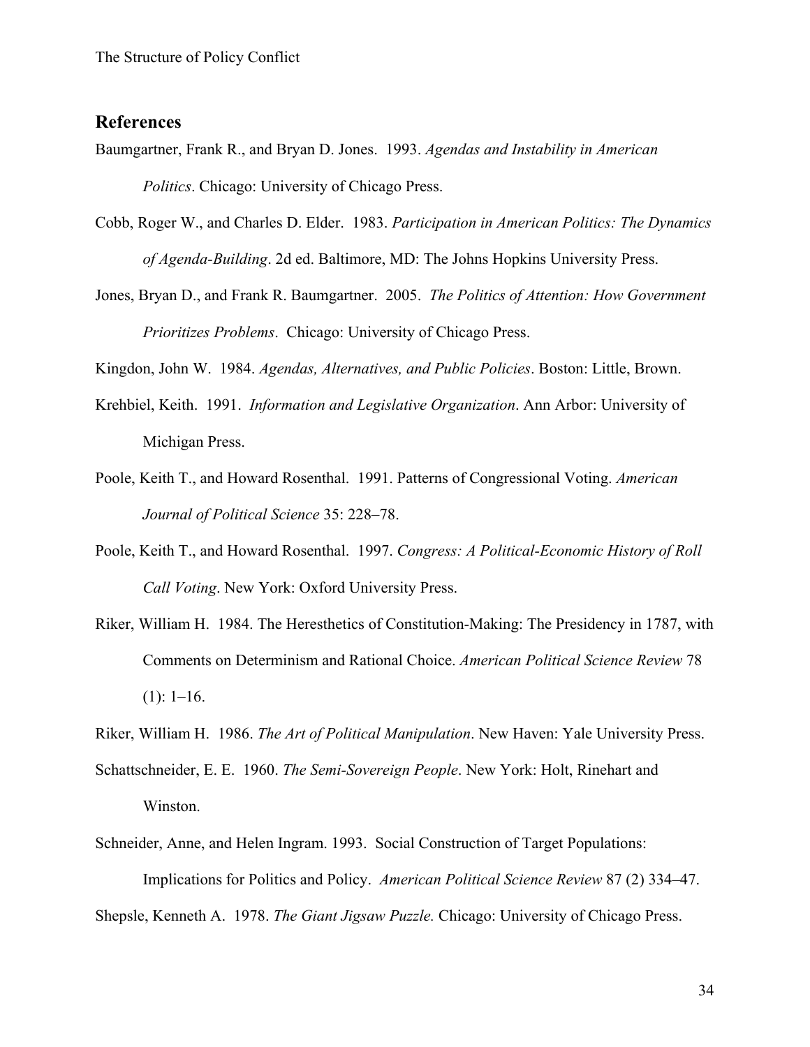## References

Baumgartner, Frank R., and Bryan D. Jones. 1993. *Agendas and Instability in American Politics*. Chicago: University of Chicago Press.

Cobb, Roger W., and Charles D. Elder. 1983. *Participation in American Politics: The Dynamics of Agenda-Building*. 2d ed. Baltimore, MD: The Johns Hopkins University Press.

Jones, Bryan D., and Frank R. Baumgartner. 2005. *The Politics of Attention: How Government Prioritizes Problems*. Chicago: University of Chicago Press.

Kingdon, John W. 1984. *Agendas, Alternatives, and Public Policies*. Boston: Little, Brown.

Krehbiel, Keith. 1991. *Information and Legislative Organization*. Ann Arbor: University of Michigan Press.

Poole, Keith T., and Howard Rosenthal. 1991. Patterns of Congressional Voting. *American Journal of Political Science* 35: 228–78.

Poole, Keith T., and Howard Rosenthal. 1997. *Congress: A Political-Economic History of Roll Call Voting*. New York: Oxford University Press.

Riker, William H. 1984. The Heresthetics of Constitution-Making: The Presidency in 1787, with Comments on Determinism and Rational Choice. *American Political Science Review* 78 (1): 1–16.

Riker, William H. 1986. *The Art of Political Manipulation*. New Haven: Yale University Press.

Schattschneider, E. E. 1960. *The Semi-Sovereign People*. New York: Holt, Rinehart and Winston.

Schneider, Anne, and Helen Ingram. 1993. Social Construction of Target Populations: Implications for Politics and Policy. *American Political Science Review* 87 (2) 334–47.

Shepsle, Kenneth A. 1978. *The Giant Jigsaw Puzzle.* Chicago: University of Chicago Press.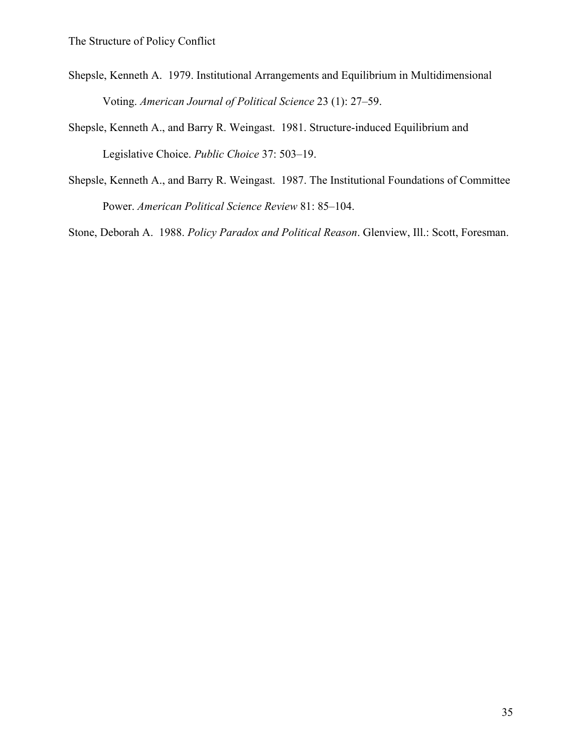Shepsle, Kenneth A. 1979. Institutional Arrangements and Equilibrium in Multidimensional Voting. *American Journal of Political Science* 23 (1): 27–59.

Shepsle, Kenneth A., and Barry R. Weingast. 1981. Structure-induced Equilibrium and Legislative Choice. *Public Choice* 37: 503–19.

Shepsle, Kenneth A., and Barry R. Weingast. 1987. The Institutional Foundations of Committee Power. *American Political Science Review* 81: 85–104.

Stone, Deborah A. 1988. *Policy Paradox and Political Reason*. Glenview, Ill.: Scott, Foresman.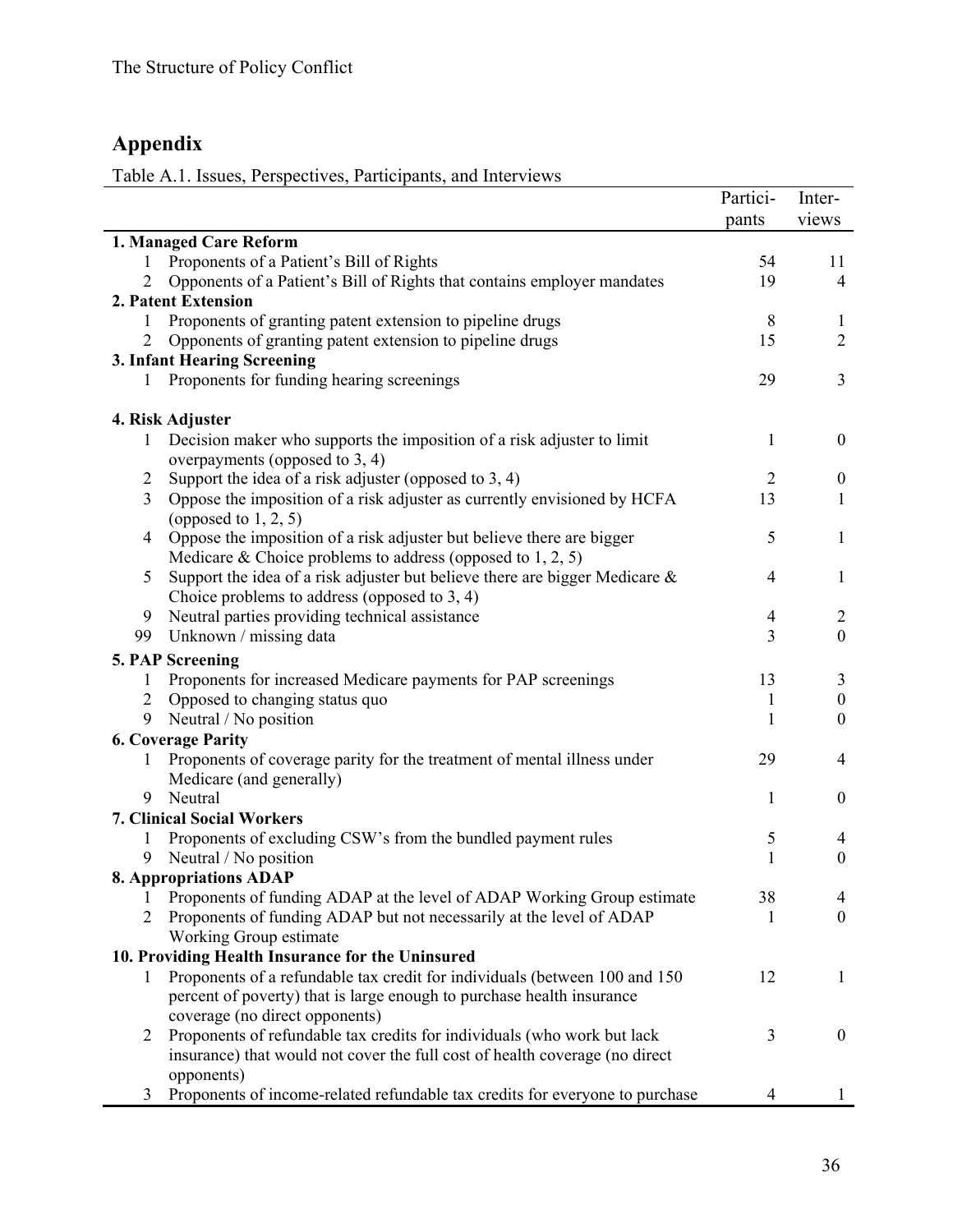## Appendix

Table A.1. Issues, Perspectives, Participants, and Interviews

| | | Partici-pants | Inter-views |
|---|---|---|---|
| **1. Managed Care Reform** | | | |
| 1 | Proponents of a Patient's Bill of Rights | 54 | 11 |
| 2 | Opponents of a Patient's Bill of Rights that contains employer mandates | 19 | 4 |
| **2. Patent Extension** | | | |
| 1 | Proponents of granting patent extension to pipeline drugs | 8 | 1 |
| 2 | Opponents of granting patent extension to pipeline drugs | 15 | 2 |
| **3. Infant Hearing Screening** | | | |
| 1 | Proponents for funding hearing screenings | 29 | 3 |
| **4. Risk Adjuster** | | | |
| 1 | Decision maker who supports the imposition of a risk adjuster to limit overpayments (opposed to 3, 4) | 1 | 0 |
| 2 | Support the idea of a risk adjuster (opposed to 3, 4) | 2 | 0 |
| 3 | Oppose the imposition of a risk adjuster as currently envisioned by HCFA (opposed to 1, 2, 5) | 13 | 1 |
| 4 | Oppose the imposition of a risk adjuster but believe there are bigger Medicare & Choice problems to address (opposed to 1, 2, 5) | 5 | 1 |
| 5 | Support the idea of a risk adjuster but believe there are bigger Medicare & Choice problems to address (opposed to 3, 4) | 4 | 1 |
| 9 | Neutral parties providing technical assistance | 4 | 2 |
| 99 | Unknown / missing data | 3 | 0 |
| **5. PAP Screening** | | | |
| 1 | Proponents for increased Medicare payments for PAP screenings | 13 | 3 |
| 2 | Opposed to changing status quo | 1 | 0 |
| 9 | Neutral / No position | 1 | 0 |
| **6. Coverage Parity** | | | |
| 1 | Proponents of coverage parity for the treatment of mental illness under Medicare (and generally) | 29 | 4 |
| 9 | Neutral | 1 | 0 |
| **7. Clinical Social Workers** | | | |
| 1 | Proponents of excluding CSW's from the bundled payment rules | 5 | 4 |
| 9 | Neutral / No position | 1 | 0 |
| **8. Appropriations ADAP** | | | |
| 1 | Proponents of funding ADAP at the level of ADAP Working Group estimate | 38 | 4 |
| 2 | Proponents of funding ADAP but not necessarily at the level of ADAP Working Group estimate | 1 | 0 |
| **10. Providing Health Insurance for the Uninsured** | | | |
| 1 | Proponents of a refundable tax credit for individuals (between 100 and 150 percent of poverty) that is large enough to purchase health insurance coverage (no direct opponents) | 12 | 1 |
| 2 | Proponents of refundable tax credits for individuals (who work but lack insurance) that would not cover the full cost of health coverage (no direct opponents) | 3 | 0 |
| 3 | Proponents of income-related refundable tax credits for everyone to purchase | 4 | 1 |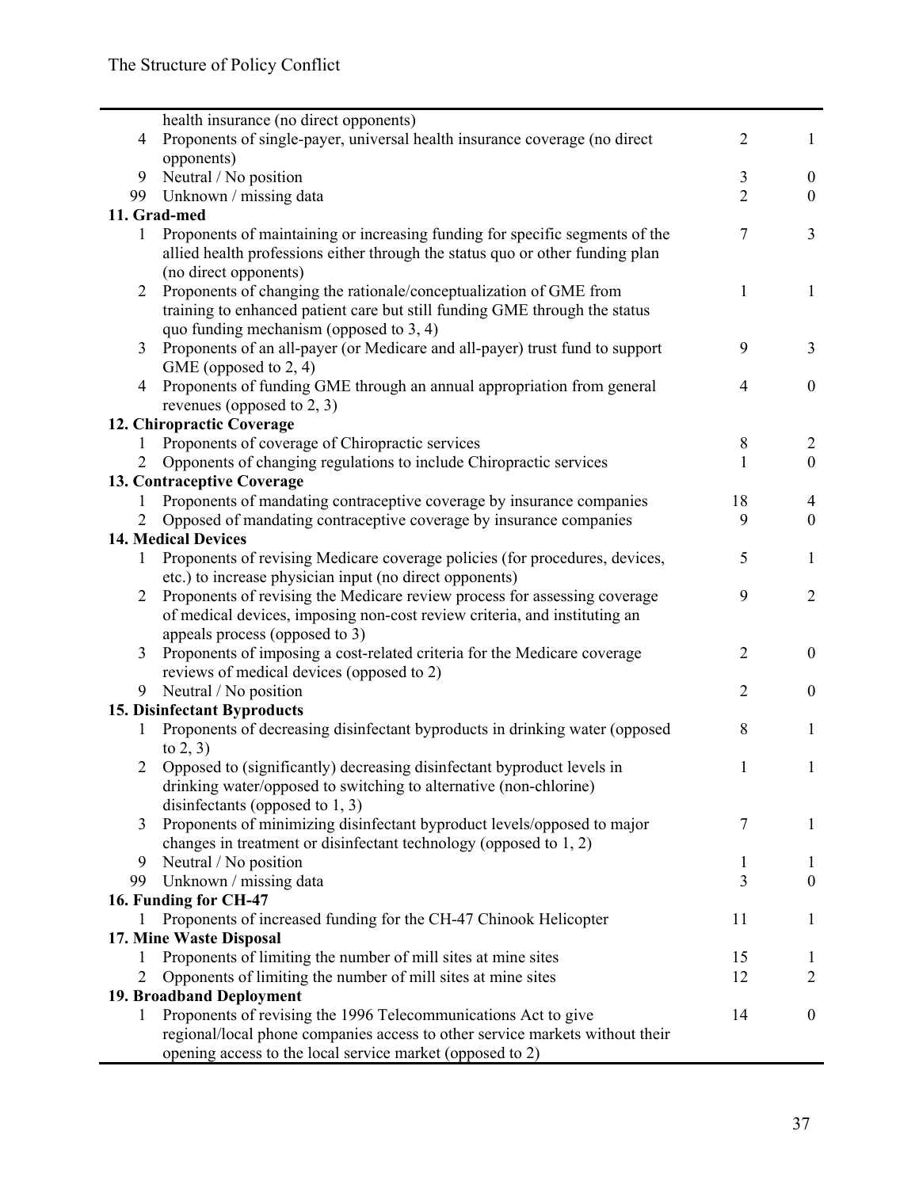| | | | |
|---|---|---|---|
| | health insurance (no direct opponents) | | |
| 4 | Proponents of single-payer, universal health insurance coverage (no direct opponents) | 2 | 1 |
| 9 | Neutral / No position | 3 | 0 |
| 99 | Unknown / missing data | 2 | 0 |
| **11. Grad-med** | | | |
| 1 | Proponents of maintaining or increasing funding for specific segments of the allied health professions either through the status quo or other funding plan (no direct opponents) | 7 | 3 |
| 2 | Proponents of changing the rationale/conceptualization of GME from training to enhanced patient care but still funding GME through the status quo funding mechanism (opposed to 3, 4) | 1 | 1 |
| 3 | Proponents of an all-payer (or Medicare and all-payer) trust fund to support GME (opposed to 2, 4) | 9 | 3 |
| 4 | Proponents of funding GME through an annual appropriation from general revenues (opposed to 2, 3) | 4 | 0 |
| **12. Chiropractic Coverage** | | | |
| 1 | Proponents of coverage of Chiropractic services | 8 | 2 |
| 2 | Opponents of changing regulations to include Chiropractic services | 1 | 0 |
| **13. Contraceptive Coverage** | | | |
| 1 | Proponents of mandating contraceptive coverage by insurance companies | 18 | 4 |
| 2 | Opposed of mandating contraceptive coverage by insurance companies | 9 | 0 |
| **14. Medical Devices** | | | |
| 1 | Proponents of revising Medicare coverage policies (for procedures, devices, etc.) to increase physician input (no direct opponents) | 5 | 1 |
| 2 | Proponents of revising the Medicare review process for assessing coverage of medical devices, imposing non-cost review criteria, and instituting an appeals process (opposed to 3) | 9 | 2 |
| 3 | Proponents of imposing a cost-related criteria for the Medicare coverage reviews of medical devices (opposed to 2) | 2 | 0 |
| 9 | Neutral / No position | 2 | 0 |
| **15. Disinfectant Byproducts** | | | |
| 1 | Proponents of decreasing disinfectant byproducts in drinking water (opposed to 2, 3) | 8 | 1 |
| 2 | Opposed to (significantly) decreasing disinfectant byproduct levels in drinking water/opposed to switching to alternative (non-chlorine) disinfectants (opposed to 1, 3) | 1 | 1 |
| 3 | Proponents of minimizing disinfectant byproduct levels/opposed to major changes in treatment or disinfectant technology (opposed to 1, 2) | 7 | 1 |
| 9 | Neutral / No position | 1 | 1 |
| 99 | Unknown / missing data | 3 | 0 |
| **16. Funding for CH-47** | | | |
| 1 | Proponents of increased funding for the CH-47 Chinook Helicopter | 11 | 1 |
| **17. Mine Waste Disposal** | | | |
| 1 | Proponents of limiting the number of mill sites at mine sites | 15 | 1 |
| 2 | Opponents of limiting the number of mill sites at mine sites | 12 | 2 |
| **19. Broadband Deployment** | | | |
| 1 | Proponents of revising the 1996 Telecommunications Act to give regional/local phone companies access to other service markets without their opening access to the local service market (opposed to 2) | 14 | 0 |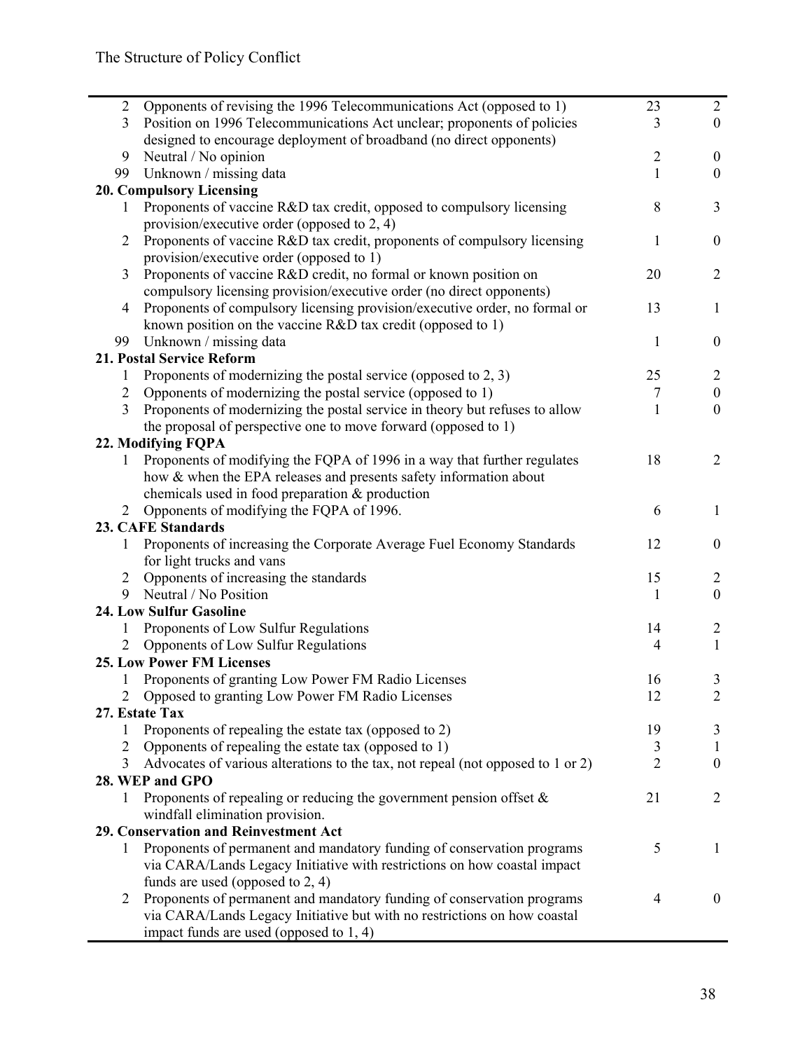| | | | |
|---|---|---|---|
| 2 | Opponents of revising the 1996 Telecommunications Act (opposed to 1) | 23 | 2 |
| 3 | Position on 1996 Telecommunications Act unclear; proponents of policies designed to encourage deployment of broadband (no direct opponents) | 3 | 0 |
| 9 | Neutral / No opinion | 2 | 0 |
| 99 | Unknown / missing data | 1 | 0 |
| **20. Compulsory Licensing** | | | |
| 1 | Proponents of vaccine R&D tax credit, opposed to compulsory licensing provision/executive order (opposed to 2, 4) | 8 | 3 |
| 2 | Proponents of vaccine R&D tax credit, proponents of compulsory licensing provision/executive order (opposed to 1) | 1 | 0 |
| 3 | Proponents of vaccine R&D credit, no formal or known position on compulsory licensing provision/executive order (no direct opponents) | 20 | 2 |
| 4 | Proponents of compulsory licensing provision/executive order, no formal or known position on the vaccine R&D tax credit (opposed to 1) | 13 | 1 |
| 99 | Unknown / missing data | 1 | 0 |
| **21. Postal Service Reform** | | | |
| 1 | Proponents of modernizing the postal service (opposed to 2, 3) | 25 | 2 |
| 2 | Opponents of modernizing the postal service (opposed to 1) | 7 | 0 |
| 3 | Proponents of modernizing the postal service in theory but refuses to allow the proposal of perspective one to move forward (opposed to 1) | 1 | 0 |
| **22. Modifying FQPA** | | | |
| 1 | Proponents of modifying the FQPA of 1996 in a way that further regulates how & when the EPA releases and presents safety information about chemicals used in food preparation & production | 18 | 2 |
| 2 | Opponents of modifying the FQPA of 1996. | 6 | 1 |
| **23. CAFE Standards** | | | |
| 1 | Proponents of increasing the Corporate Average Fuel Economy Standards for light trucks and vans | 12 | 0 |
| 2 | Opponents of increasing the standards | 15 | 2 |
| 9 | Neutral / No Position | 1 | 0 |
| **24. Low Sulfur Gasoline** | | | |
| 1 | Proponents of Low Sulfur Regulations | 14 | 2 |
| 2 | Opponents of Low Sulfur Regulations | 4 | 1 |
| **25. Low Power FM Licenses** | | | |
| 1 | Proponents of granting Low Power FM Radio Licenses | 16 | 3 |
| 2 | Opposed to granting Low Power FM Radio Licenses | 12 | 2 |
| **27. Estate Tax** | | | |
| 1 | Proponents of repealing the estate tax (opposed to 2) | 19 | 3 |
| 2 | Opponents of repealing the estate tax (opposed to 1) | 3 | 1 |
| 3 | Advocates of various alterations to the tax, not repeal (not opposed to 1 or 2) | 2 | 0 |
| **28. WEP and GPO** | | | |
| 1 | Proponents of repealing or reducing the government pension offset & windfall elimination provision. | 21 | 2 |
| **29. Conservation and Reinvestment Act** | | | |
| 1 | Proponents of permanent and mandatory funding of conservation programs via CARA/Lands Legacy Initiative with restrictions on how coastal impact funds are used (opposed to 2, 4) | 5 | 1 |
| 2 | Proponents of permanent and mandatory funding of conservation programs via CARA/Lands Legacy Initiative but with no restrictions on how coastal impact funds are used (opposed to 1, 4) | 4 | 0 |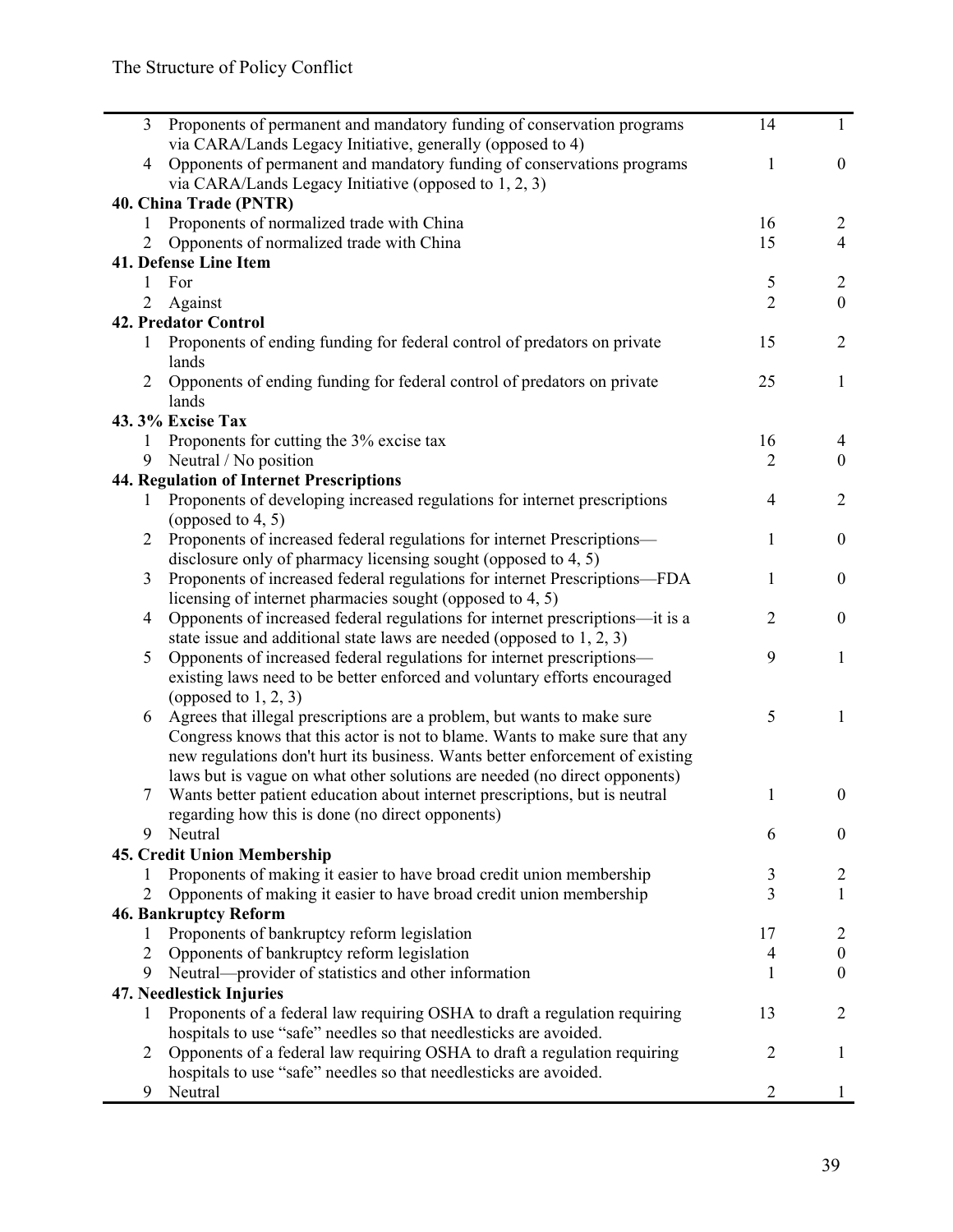| | | | |
|---|---|---|---|
| 3 | Proponents of permanent and mandatory funding of conservation programs via CARA/Lands Legacy Initiative, generally (opposed to 4) | 14 | 1 |
| 4 | Opponents of permanent and mandatory funding of conservations programs via CARA/Lands Legacy Initiative (opposed to 1, 2, 3) | 1 | 0 |
| **40. China Trade (PNTR)** | | | |
| 1 | Proponents of normalized trade with China | 16 | 2 |
| 2 | Opponents of normalized trade with China | 15 | 4 |
| **41. Defense Line Item** | | | |
| 1 | For | 5 | 2 |
| 2 | Against | 2 | 0 |
| **42. Predator Control** | | | |
| 1 | Proponents of ending funding for federal control of predators on private lands | 15 | 2 |
| 2 | Opponents of ending funding for federal control of predators on private lands | 25 | 1 |
| **43. 3% Excise Tax** | | | |
| 1 | Proponents for cutting the 3% excise tax | 16 | 4 |
| 9 | Neutral / No position | 2 | 0 |
| **44. Regulation of Internet Prescriptions** | | | |
| 1 | Proponents of developing increased regulations for internet prescriptions (opposed to 4, 5) | 4 | 2 |
| 2 | Proponents of increased federal regulations for internet Prescriptions—disclosure only of pharmacy licensing sought (opposed to 4, 5) | 1 | 0 |
| 3 | Proponents of increased federal regulations for internet Prescriptions—FDA licensing of internet pharmacies sought (opposed to 4, 5) | 1 | 0 |
| 4 | Opponents of increased federal regulations for internet prescriptions—it is a state issue and additional state laws are needed (opposed to 1, 2, 3) | 2 | 0 |
| 5 | Opponents of increased federal regulations for internet prescriptions—existing laws need to be better enforced and voluntary efforts encouraged (opposed to 1, 2, 3) | 9 | 1 |
| 6 | Agrees that illegal prescriptions are a problem, but wants to make sure Congress knows that this actor is not to blame. Wants to make sure that any new regulations don't hurt its business. Wants better enforcement of existing laws but is vague on what other solutions are needed (no direct opponents) | 5 | 1 |
| 7 | Wants better patient education about internet prescriptions, but is neutral regarding how this is done (no direct opponents) | 1 | 0 |
| 9 | Neutral | 6 | 0 |
| **45. Credit Union Membership** | | | |
| 1 | Proponents of making it easier to have broad credit union membership | 3 | 2 |
| 2 | Opponents of making it easier to have broad credit union membership | 3 | 1 |
| **46. Bankruptcy Reform** | | | |
| 1 | Proponents of bankruptcy reform legislation | 17 | 2 |
| 2 | Opponents of bankruptcy reform legislation | 4 | 0 |
| 9 | Neutral—provider of statistics and other information | 1 | 0 |
| **47. Needlestick Injuries** | | | |
| 1 | Proponents of a federal law requiring OSHA to draft a regulation requiring hospitals to use "safe" needles so that needlesticks are avoided. | 13 | 2 |
| 2 | Opponents of a federal law requiring OSHA to draft a regulation requiring hospitals to use "safe" needles so that needlesticks are avoided. | 2 | 1 |
| 9 | Neutral | 2 | 1 |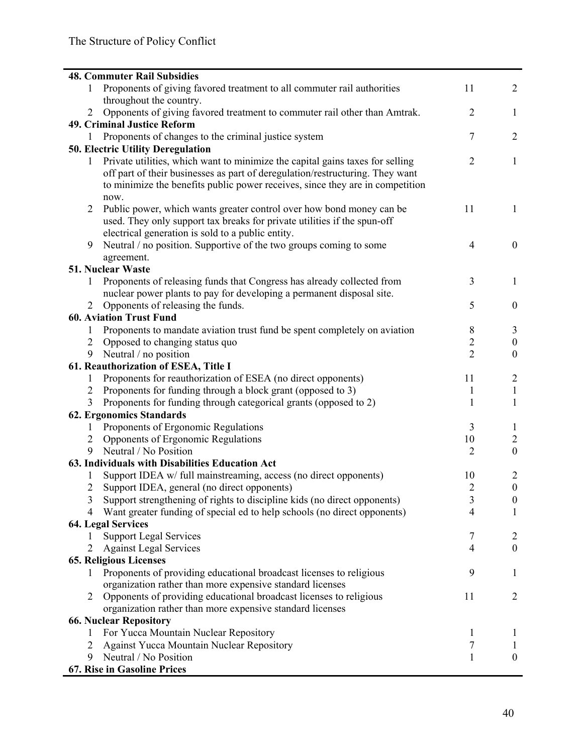| | | | |
|---|---|---|---|
| **48. Commuter Rail Subsidies** | | | |
| 1 | Proponents of giving favored treatment to all commuter rail authorities throughout the country. | 11 | 2 |
| 2 | Opponents of giving favored treatment to commuter rail other than Amtrak. | 2 | 1 |
| **49. Criminal Justice Reform** | | | |
| 1 | Proponents of changes to the criminal justice system | 7 | 2 |
| **50. Electric Utility Deregulation** | | | |
| 1 | Private utilities, which want to minimize the capital gains taxes for selling off part of their businesses as part of deregulation/restructuring. They want to minimize the benefits public power receives, since they are in competition now. | 2 | 1 |
| 2 | Public power, which wants greater control over how bond money can be used. They only support tax breaks for private utilities if the spun-off electrical generation is sold to a public entity. | 11 | 1 |
| 9 | Neutral / no position. Supportive of the two groups coming to some agreement. | 4 | 0 |
| **51. Nuclear Waste** | | | |
| 1 | Proponents of releasing funds that Congress has already collected from nuclear power plants to pay for developing a permanent disposal site. | 3 | 1 |
| 2 | Opponents of releasing the funds. | 5 | 0 |
| **60. Aviation Trust Fund** | | | |
| 1 | Proponents to mandate aviation trust fund be spent completely on aviation | 8 | 3 |
| 2 | Opposed to changing status quo | 2 | 0 |
| 9 | Neutral / no position | 2 | 0 |
| **61. Reauthorization of ESEA, Title I** | | | |
| 1 | Proponents for reauthorization of ESEA (no direct opponents) | 11 | 2 |
| 2 | Proponents for funding through a block grant (opposed to 3) | 1 | 1 |
| 3 | Proponents for funding through categorical grants (opposed to 2) | 1 | 1 |
| **62. Ergonomics Standards** | | | |
| 1 | Proponents of Ergonomic Regulations | 3 | 1 |
| 2 | Opponents of Ergonomic Regulations | 10 | 2 |
| 9 | Neutral / No Position | 2 | 0 |
| **63. Individuals with Disabilities Education Act** | | | |
| 1 | Support IDEA w/ full mainstreaming, access (no direct opponents) | 10 | 2 |
| 2 | Support IDEA, general (no direct opponents) | 2 | 0 |
| 3 | Support strengthening of rights to discipline kids (no direct opponents) | 3 | 0 |
| 4 | Want greater funding of special ed to help schools (no direct opponents) | 4 | 1 |
| **64. Legal Services** | | | |
| 1 | Support Legal Services | 7 | 2 |
| 2 | Against Legal Services | 4 | 0 |
| **65. Religious Licenses** | | | |
| 1 | Proponents of providing educational broadcast licenses to religious organization rather than more expensive standard licenses | 9 | 1 |
| 2 | Opponents of providing educational broadcast licenses to religious organization rather than more expensive standard licenses | 11 | 2 |
| **66. Nuclear Repository** | | | |
| 1 | For Yucca Mountain Nuclear Repository | 1 | 1 |
| 2 | Against Yucca Mountain Nuclear Repository | 7 | 1 |
| 9 | Neutral / No Position | 1 | 0 |
| **67. Rise in Gasoline Prices** | | | |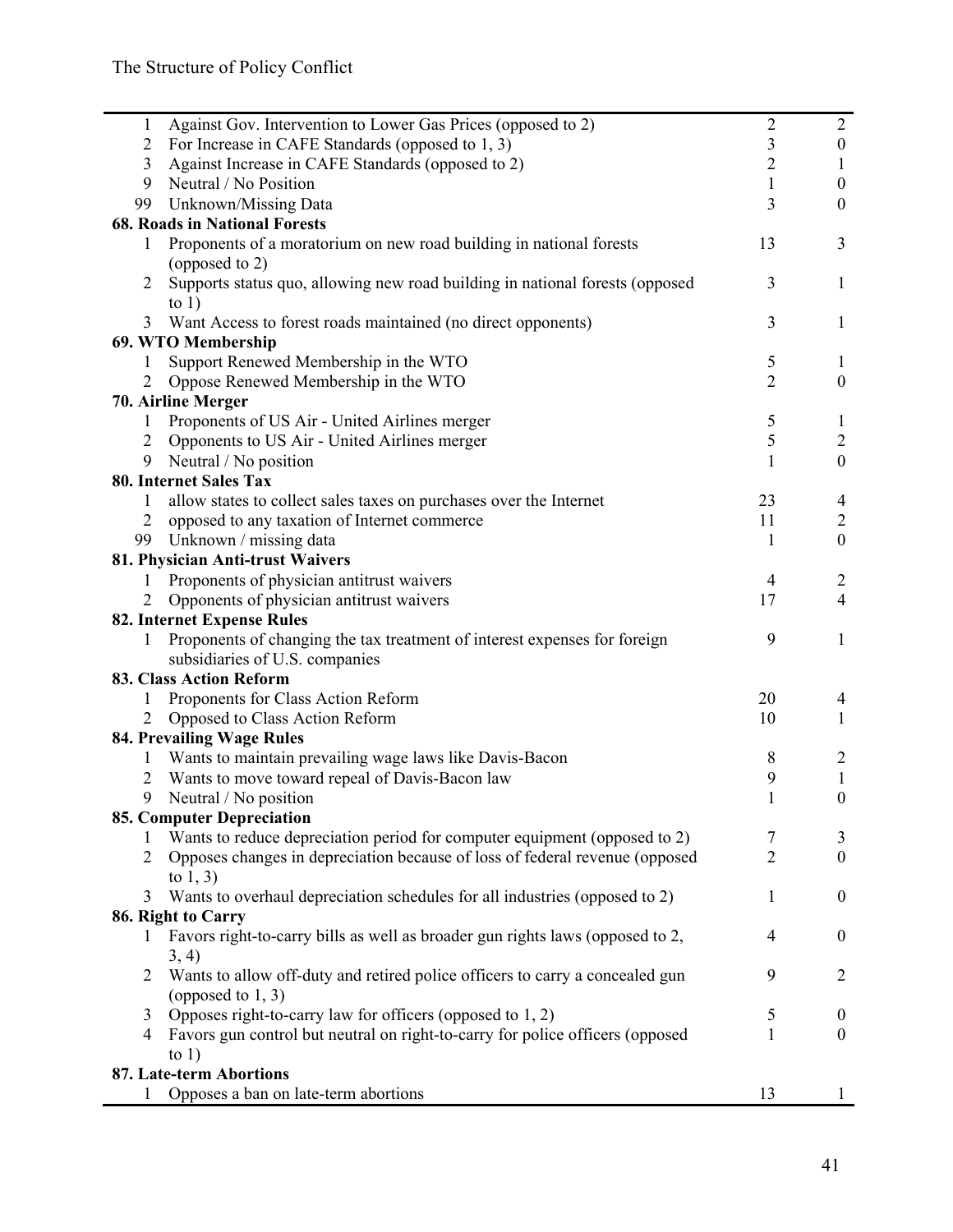| | | | |
|---|---|---|---|
| 1 | Against Gov. Intervention to Lower Gas Prices (opposed to 2) | 2 | 2 |
| 2 | For Increase in CAFE Standards (opposed to 1, 3) | 3 | 0 |
| 3 | Against Increase in CAFE Standards (opposed to 2) | 2 | 1 |
| 9 | Neutral / No Position | 1 | 0 |
| 99 | Unknown/Missing Data | 3 | 0 |
| **68. Roads in National Forests** | | | |
| 1 | Proponents of a moratorium on new road building in national forests (opposed to 2) | 13 | 3 |
| 2 | Supports status quo, allowing new road building in national forests (opposed to 1) | 3 | 1 |
| 3 | Want Access to forest roads maintained (no direct opponents) | 3 | 1 |
| **69. WTO Membership** | | | |
| 1 | Support Renewed Membership in the WTO | 5 | 1 |
| 2 | Oppose Renewed Membership in the WTO | 2 | 0 |
| **70. Airline Merger** | | | |
| 1 | Proponents of US Air - United Airlines merger | 5 | 1 |
| 2 | Opponents to US Air - United Airlines merger | 5 | 2 |
| 9 | Neutral / No position | 1 | 0 |
| **80. Internet Sales Tax** | | | |
| 1 | allow states to collect sales taxes on purchases over the Internet | 23 | 4 |
| 2 | opposed to any taxation of Internet commerce | 11 | 2 |
| 99 | Unknown / missing data | 1 | 0 |
| **81. Physician Anti-trust Waivers** | | | |
| 1 | Proponents of physician antitrust waivers | 4 | 2 |
| 2 | Opponents of physician antitrust waivers | 17 | 4 |
| **82. Internet Expense Rules** | | | |
| 1 | Proponents of changing the tax treatment of interest expenses for foreign subsidiaries of U.S. companies | 9 | 1 |
| **83. Class Action Reform** | | | |
| 1 | Proponents for Class Action Reform | 20 | 4 |
| 2 | Opposed to Class Action Reform | 10 | 1 |
| **84. Prevailing Wage Rules** | | | |
| 1 | Wants to maintain prevailing wage laws like Davis-Bacon | 8 | 2 |
| 2 | Wants to move toward repeal of Davis-Bacon law | 9 | 1 |
| 9 | Neutral / No position | 1 | 0 |
| **85. Computer Depreciation** | | | |
| 1 | Wants to reduce depreciation period for computer equipment (opposed to 2) | 7 | 3 |
| 2 | Opposes changes in depreciation because of loss of federal revenue (opposed to 1, 3) | 2 | 0 |
| 3 | Wants to overhaul depreciation schedules for all industries (opposed to 2) | 1 | 0 |
| **86. Right to Carry** | | | |
| 1 | Favors right-to-carry bills as well as broader gun rights laws (opposed to 2, 3, 4) | 4 | 0 |
| 2 | Wants to allow off-duty and retired police officers to carry a concealed gun (opposed to 1, 3) | 9 | 2 |
| 3 | Opposes right-to-carry law for officers (opposed to 1, 2) | 5 | 0 |
| 4 | Favors gun control but neutral on right-to-carry for police officers (opposed to 1) | 1 | 0 |
| **87. Late-term Abortions** | | | |
| 1 | Opposes a ban on late-term abortions | 13 | 1 |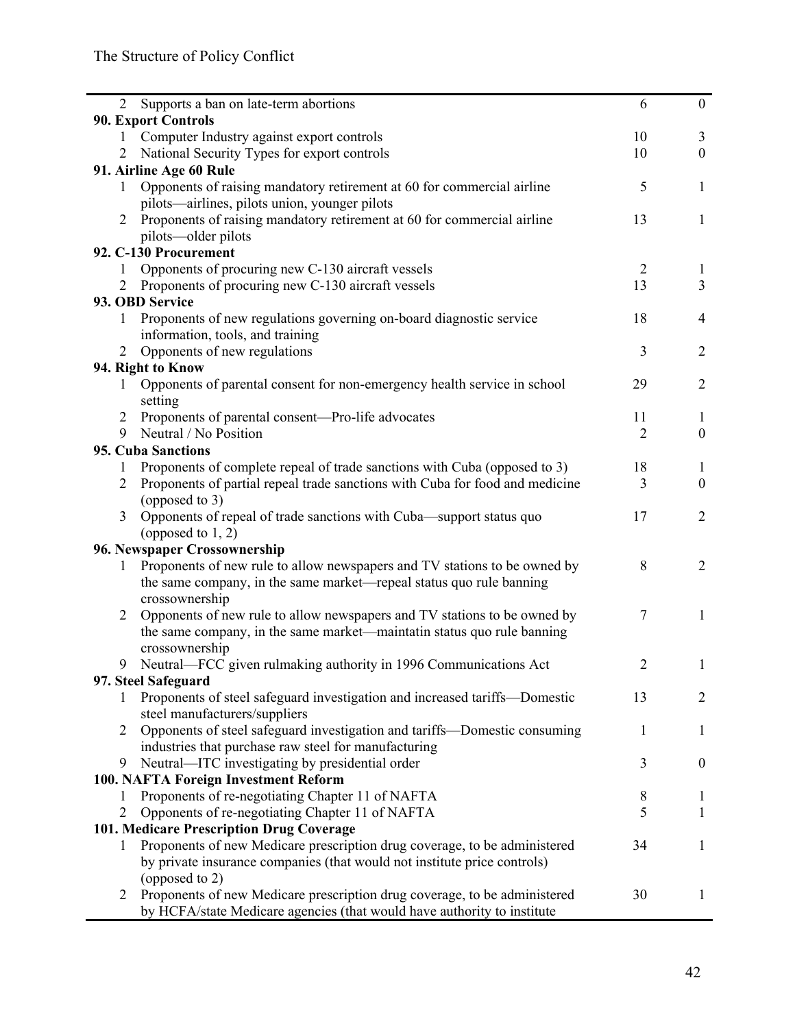| | | | |
|---|---|---|---|
| 2 | Supports a ban on late-term abortions | 6 | 0 |
| **90. Export Controls** | | | |
| 1 | Computer Industry against export controls | 10 | 3 |
| 2 | National Security Types for export controls | 10 | 0 |
| **91. Airline Age 60 Rule** | | | |
| 1 | Opponents of raising mandatory retirement at 60 for commercial airline pilots—airlines, pilots union, younger pilots | 5 | 1 |
| 2 | Proponents of raising mandatory retirement at 60 for commercial airline pilots—older pilots | 13 | 1 |
| **92. C-130 Procurement** | | | |
| 1 | Opponents of procuring new C-130 aircraft vessels | 2 | 1 |
| 2 | Proponents of procuring new C-130 aircraft vessels | 13 | 3 |
| **93. OBD Service** | | | |
| 1 | Proponents of new regulations governing on-board diagnostic service information, tools, and training | 18 | 4 |
| 2 | Opponents of new regulations | 3 | 2 |
| **94. Right to Know** | | | |
| 1 | Opponents of parental consent for non-emergency health service in school setting | 29 | 2 |
| 2 | Proponents of parental consent—Pro-life advocates | 11 | 1 |
| 9 | Neutral / No Position | 2 | 0 |
| **95. Cuba Sanctions** | | | |
| 1 | Proponents of complete repeal of trade sanctions with Cuba (opposed to 3) | 18 | 1 |
| 2 | Proponents of partial repeal trade sanctions with Cuba for food and medicine (opposed to 3) | 3 | 0 |
| 3 | Opponents of repeal of trade sanctions with Cuba—support status quo (opposed to 1, 2) | 17 | 2 |
| **96. Newspaper Crossownership** | | | |
| 1 | Proponents of new rule to allow newspapers and TV stations to be owned by the same company, in the same market—repeal status quo rule banning crossownership | 8 | 2 |
| 2 | Opponents of new rule to allow newspapers and TV stations to be owned by the same company, in the same market—maintatin status quo rule banning crossownership | 7 | 1 |
| 9 | Neutral—FCC given rulmaking authority in 1996 Communications Act | 2 | 1 |
| **97. Steel Safeguard** | | | |
| 1 | Proponents of steel safeguard investigation and increased tariffs—Domestic steel manufacturers/suppliers | 13 | 2 |
| 2 | Opponents of steel safeguard investigation and tariffs—Domestic consuming industries that purchase raw steel for manufacturing | 1 | 1 |
| 9 | Neutral—ITC investigating by presidential order | 3 | 0 |
| **100. NAFTA Foreign Investment Reform** | | | |
| 1 | Proponents of re-negotiating Chapter 11 of NAFTA | 8 | 1 |
| 2 | Opponents of re-negotiating Chapter 11 of NAFTA | 5 | 1 |
| **101. Medicare Prescription Drug Coverage** | | | |
| 1 | Proponents of new Medicare prescription drug coverage, to be administered by private insurance companies (that would not institute price controls) (opposed to 2) | 34 | 1 |
| 2 | Proponents of new Medicare prescription drug coverage, to be administered by HCFA/state Medicare agencies (that would have authority to institute | 30 | 1 |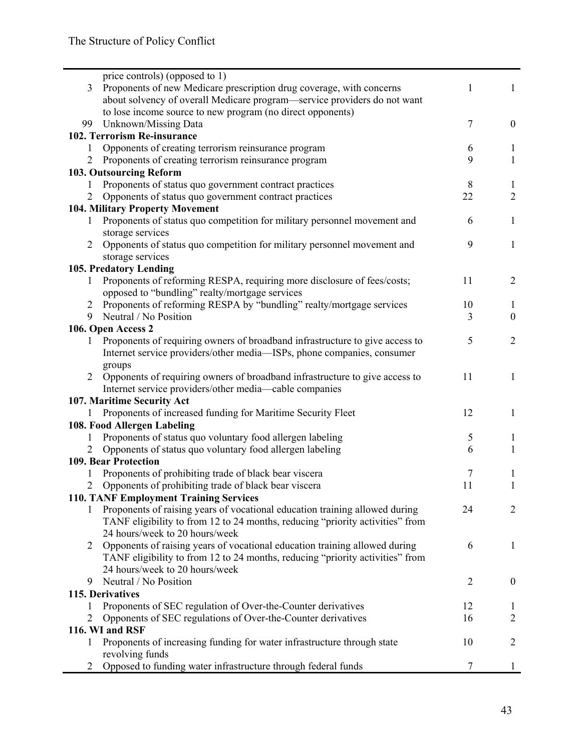| | | | |
|---|---|---|---|
| | price controls) (opposed to 1) | | |
| 3 | Proponents of new Medicare prescription drug coverage, with concerns about solvency of overall Medicare program—service providers do not want to lose income source to new program (no direct opponents) | 1 | 1 |
| 99 | Unknown/Missing Data | 7 | 0 |
| **102. Terrorism Re-insurance** | | | |
| 1 | Opponents of creating terrorism reinsurance program | 6 | 1 |
| 2 | Proponents of creating terrorism reinsurance program | 9 | 1 |
| **103. Outsourcing Reform** | | | |
| 1 | Proponents of status quo government contract practices | 8 | 1 |
| 2 | Opponents of status quo government contract practices | 22 | 2 |
| **104. Military Property Movement** | | | |
| 1 | Proponents of status quo competition for military personnel movement and storage services | 6 | 1 |
| 2 | Opponents of status quo competition for military personnel movement and storage services | 9 | 1 |
| **105. Predatory Lending** | | | |
| 1 | Proponents of reforming RESPA, requiring more disclosure of fees/costs; opposed to "bundling" realty/mortgage services | 11 | 2 |
| 2 | Proponents of reforming RESPA by "bundling" realty/mortgage services | 10 | 1 |
| 9 | Neutral / No Position | 3 | 0 |
| **106. Open Access 2** | | | |
| 1 | Proponents of requiring owners of broadband infrastructure to give access to Internet service providers/other media—ISPs, phone companies, consumer groups | 5 | 2 |
| 2 | Opponents of requiring owners of broadband infrastructure to give access to Internet service providers/other media—cable companies | 11 | 1 |
| **107. Maritime Security Act** | | | |
| 1 | Proponents of increased funding for Maritime Security Fleet | 12 | 1 |
| **108. Food Allergen Labeling** | | | |
| 1 | Proponents of status quo voluntary food allergen labeling | 5 | 1 |
| 2 | Opponents of status quo voluntary food allergen labeling | 6 | 1 |
| **109. Bear Protection** | | | |
| 1 | Proponents of prohibiting trade of black bear viscera | 7 | 1 |
| 2 | Opponents of prohibiting trade of black bear viscera | 11 | 1 |
| **110. TANF Employment Training Services** | | | |
| 1 | Proponents of raising years of vocational education training allowed during TANF eligibility to from 12 to 24 months, reducing "priority activities" from 24 hours/week to 20 hours/week | 24 | 2 |
| 2 | Opponents of raising years of vocational education training allowed during TANF eligibility to from 12 to 24 months, reducing "priority activities" from 24 hours/week to 20 hours/week | 6 | 1 |
| 9 | Neutral / No Position | 2 | 0 |
| **115. Derivatives** | | | |
| 1 | Proponents of SEC regulation of Over-the-Counter derivatives | 12 | 1 |
| 2 | Opponents of SEC regulations of Over-the-Counter derivatives | 16 | 2 |
| **116. WI and RSF** | | | |
| 1 | Proponents of increasing funding for water infrastructure through state revolving funds | 10 | 2 |
| 2 | Opposed to funding water infrastructure through federal funds | 7 | 1 |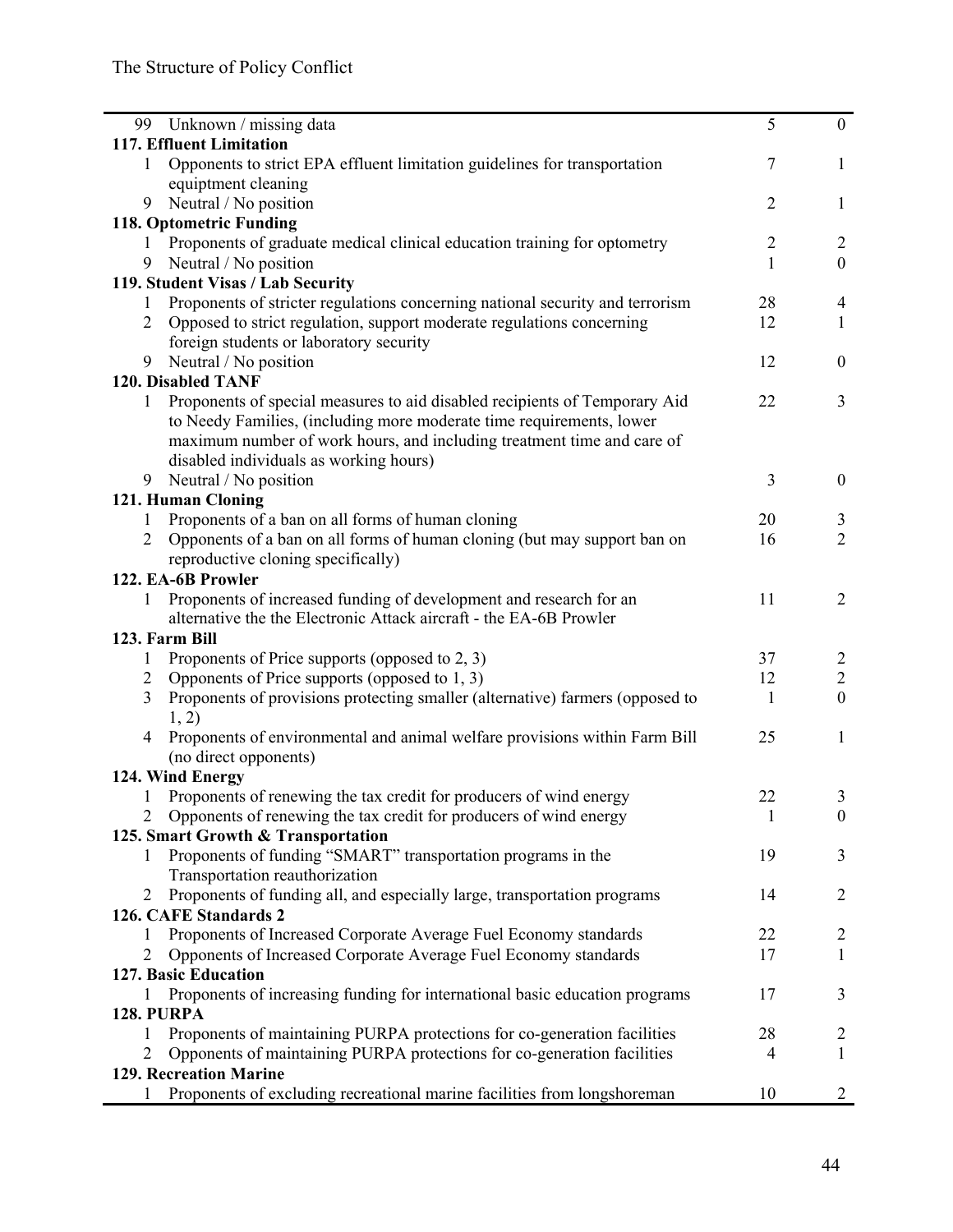| | | | |
|---|---|---|---|
| 99 | Unknown / missing data | 5 | 0 |
| **117. Effluent Limitation** | | | |
| 1 | Opponents to strict EPA effluent limitation guidelines for transportation equiptment cleaning | 7 | 1 |
| 9 | Neutral / No position | 2 | 1 |
| **118. Optometric Funding** | | | |
| 1 | Proponents of graduate medical clinical education training for optometry | 2 | 2 |
| 9 | Neutral / No position | 1 | 0 |
| **119. Student Visas / Lab Security** | | | |
| 1 | Proponents of stricter regulations concerning national security and terrorism | 28 | 4 |
| 2 | Opposed to strict regulation, support moderate regulations concerning foreign students or laboratory security | 12 | 1 |
| 9 | Neutral / No position | 12 | 0 |
| **120. Disabled TANF** | | | |
| 1 | Proponents of special measures to aid disabled recipients of Temporary Aid to Needy Families, (including more moderate time requirements, lower maximum number of work hours, and including treatment time and care of disabled individuals as working hours) | 22 | 3 |
| 9 | Neutral / No position | 3 | 0 |
| **121. Human Cloning** | | | |
| 1 | Proponents of a ban on all forms of human cloning | 20 | 3 |
| 2 | Opponents of a ban on all forms of human cloning (but may support ban on reproductive cloning specifically) | 16 | 2 |
| **122. EA-6B Prowler** | | | |
| 1 | Proponents of increased funding of development and research for an alternative the the Electronic Attack aircraft - the EA-6B Prowler | 11 | 2 |
| **123. Farm Bill** | | | |
| 1 | Proponents of Price supports (opposed to 2, 3) | 37 | 2 |
| 2 | Opponents of Price supports (opposed to 1, 3) | 12 | 2 |
| 3 | Proponents of provisions protecting smaller (alternative) farmers (opposed to 1, 2) | 1 | 0 |
| 4 | Proponents of environmental and animal welfare provisions within Farm Bill (no direct opponents) | 25 | 1 |
| **124. Wind Energy** | | | |
| 1 | Proponents of renewing the tax credit for producers of wind energy | 22 | 3 |
| 2 | Opponents of renewing the tax credit for producers of wind energy | 1 | 0 |
| **125. Smart Growth & Transportation** | | | |
| 1 | Proponents of funding "SMART" transportation programs in the Transportation reauthorization | 19 | 3 |
| 2 | Proponents of funding all, and especially large, transportation programs | 14 | 2 |
| **126. CAFE Standards 2** | | | |
| 1 | Proponents of Increased Corporate Average Fuel Economy standards | 22 | 2 |
| 2 | Opponents of Increased Corporate Average Fuel Economy standards | 17 | 1 |
| **127. Basic Education** | | | |
| 1 | Proponents of increasing funding for international basic education programs | 17 | 3 |
| **128. PURPA** | | | |
| 1 | Proponents of maintaining PURPA protections for co-generation facilities | 28 | 2 |
| 2 | Opponents of maintaining PURPA protections for co-generation facilities | 4 | 1 |
| **129. Recreation Marine** | | | |
| 1 | Proponents of excluding recreational marine facilities from longshoreman | 10 | 2 |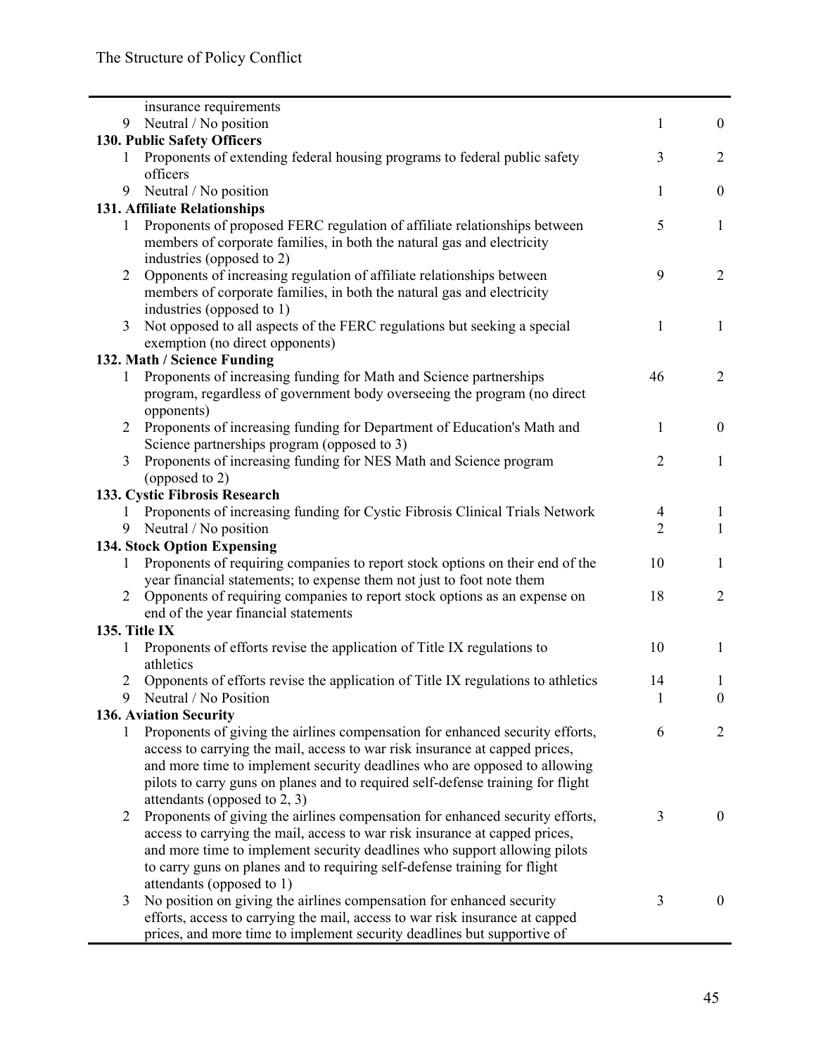| | | | |
|---|---|---|---|
| | insurance requirements | | |
| 9 | Neutral / No position | 1 | 0 |
| **130. Public Safety Officers** | | | |
| 1 | Proponents of extending federal housing programs to federal public safety officers | 3 | 2 |
| 9 | Neutral / No position | 1 | 0 |
| **131. Affiliate Relationships** | | | |
| 1 | Proponents of proposed FERC regulation of affiliate relationships between members of corporate families, in both the natural gas and electricity industries (opposed to 2) | 5 | 1 |
| 2 | Opponents of increasing regulation of affiliate relationships between members of corporate families, in both the natural gas and electricity industries (opposed to 1) | 9 | 2 |
| 3 | Not opposed to all aspects of the FERC regulations but seeking a special exemption (no direct opponents) | 1 | 1 |
| **132. Math / Science Funding** | | | |
| 1 | Proponents of increasing funding for Math and Science partnerships program, regardless of government body overseeing the program (no direct opponents) | 46 | 2 |
| 2 | Proponents of increasing funding for Department of Education's Math and Science partnerships program (opposed to 3) | 1 | 0 |
| 3 | Proponents of increasing funding for NES Math and Science program (opposed to 2) | 2 | 1 |
| **133. Cystic Fibrosis Research** | | | |
| 1 | Proponents of increasing funding for Cystic Fibrosis Clinical Trials Network | 4 | 1 |
| 9 | Neutral / No position | 2 | 1 |
| **134. Stock Option Expensing** | | | |
| 1 | Proponents of requiring companies to report stock options on their end of the year financial statements; to expense them not just to foot note them | 10 | 1 |
| 2 | Opponents of requiring companies to report stock options as an expense on end of the year financial statements | 18 | 2 |
| **135. Title IX** | | | |
| 1 | Proponents of efforts revise the application of Title IX regulations to athletics | 10 | 1 |
| 2 | Opponents of efforts revise the application of Title IX regulations to athletics | 14 | 1 |
| 9 | Neutral / No Position | 1 | 0 |
| **136. Aviation Security** | | | |
| 1 | Proponents of giving the airlines compensation for enhanced security efforts, access to carrying the mail, access to war risk insurance at capped prices, and more time to implement security deadlines who are opposed to allowing pilots to carry guns on planes and to required self-defense training for flight attendants (opposed to 2, 3) | 6 | 2 |
| 2 | Proponents of giving the airlines compensation for enhanced security efforts, access to carrying the mail, access to war risk insurance at capped prices, and more time to implement security deadlines who support allowing pilots to carry guns on planes and to requiring self-defense training for flight attendants (opposed to 1) | 3 | 0 |
| 3 | No position on giving the airlines compensation for enhanced security efforts, access to carrying the mail, access to war risk insurance at capped prices, and more time to implement security deadlines but supportive of | 3 | 0 |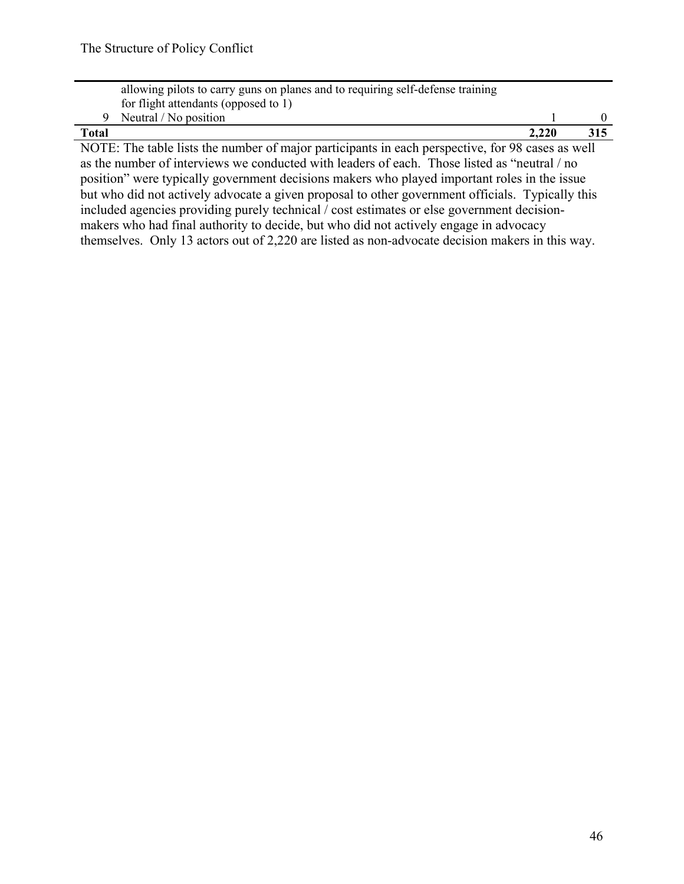|  |  |  |  |
|---|---|---|---|
|  | allowing pilots to carry guns on planes and to requiring self-defense training for flight attendants (opposed to 1) |  |  |
| 9 | Neutral / No position | 1 | 0 |
| **Total** |  | **2,220** | **315** |

NOTE: The table lists the number of major participants in each perspective, for 98 cases as well as the number of interviews we conducted with leaders of each. Those listed as "neutral / no position" were typically government decisions makers who played important roles in the issue but who did not actively advocate a given proposal to other government officials. Typically this included agencies providing purely technical / cost estimates or else government decision-makers who had final authority to decide, but who did not actively engage in advocacy themselves. Only 13 actors out of 2,220 are listed as non-advocate decision makers in this way.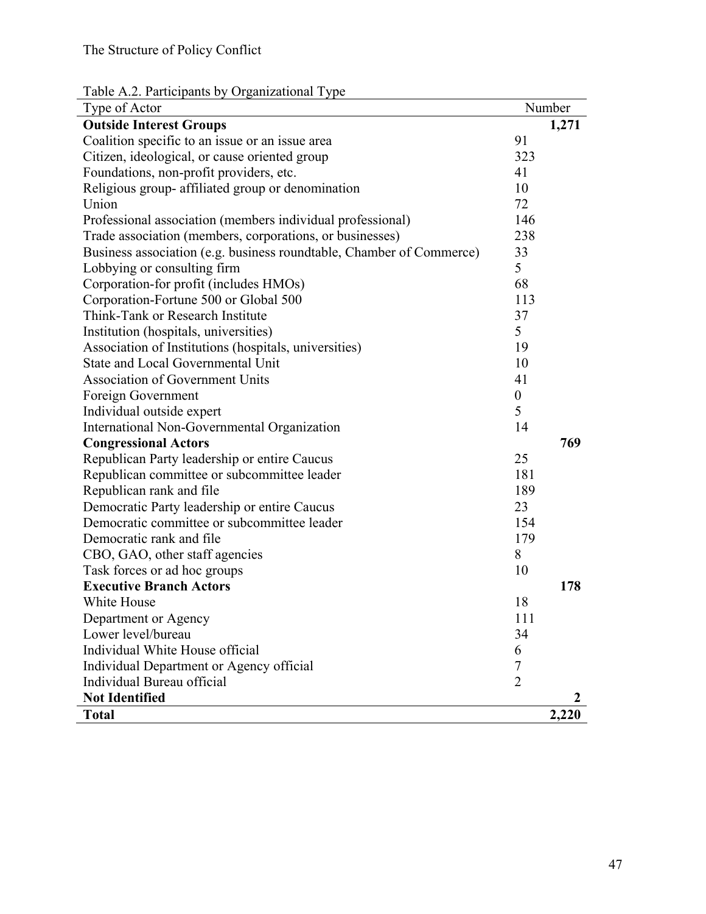Table A.2. Participants by Organizational Type

| Type of Actor | Number | |
|---|---|---|
| **Outside Interest Groups** | | **1,271** |
| Coalition specific to an issue or an issue area | 91 | |
| Citizen, ideological, or cause oriented group | 323 | |
| Foundations, non-profit providers, etc. | 41 | |
| Religious group- affiliated group or denomination | 10 | |
| Union | 72 | |
| Professional association (members individual professional) | 146 | |
| Trade association (members, corporations, or businesses) | 238 | |
| Business association (e.g. business roundtable, Chamber of Commerce) | 33 | |
| Lobbying or consulting firm | 5 | |
| Corporation-for profit (includes HMOs) | 68 | |
| Corporation-Fortune 500 or Global 500 | 113 | |
| Think-Tank or Research Institute | 37 | |
| Institution (hospitals, universities) | 5 | |
| Association of Institutions (hospitals, universities) | 19 | |
| State and Local Governmental Unit | 10 | |
| Association of Government Units | 41 | |
| Foreign Government | 0 | |
| Individual outside expert | 5 | |
| International Non-Governmental Organization | 14 | |
| **Congressional Actors** | | **769** |
| Republican Party leadership or entire Caucus | 25 | |
| Republican committee or subcommittee leader | 181 | |
| Republican rank and file | 189 | |
| Democratic Party leadership or entire Caucus | 23 | |
| Democratic committee or subcommittee leader | 154 | |
| Democratic rank and file | 179 | |
| CBO, GAO, other staff agencies | 8 | |
| Task forces or ad hoc groups | 10 | |
| **Executive Branch Actors** | | **178** |
| White House | 18 | |
| Department or Agency | 111 | |
| Lower level/bureau | 34 | |
| Individual White House official | 6 | |
| Individual Department or Agency official | 7 | |
| Individual Bureau official | 2 | |
| **Not Identified** | | **2** |
| **Total** | | **2,220** |